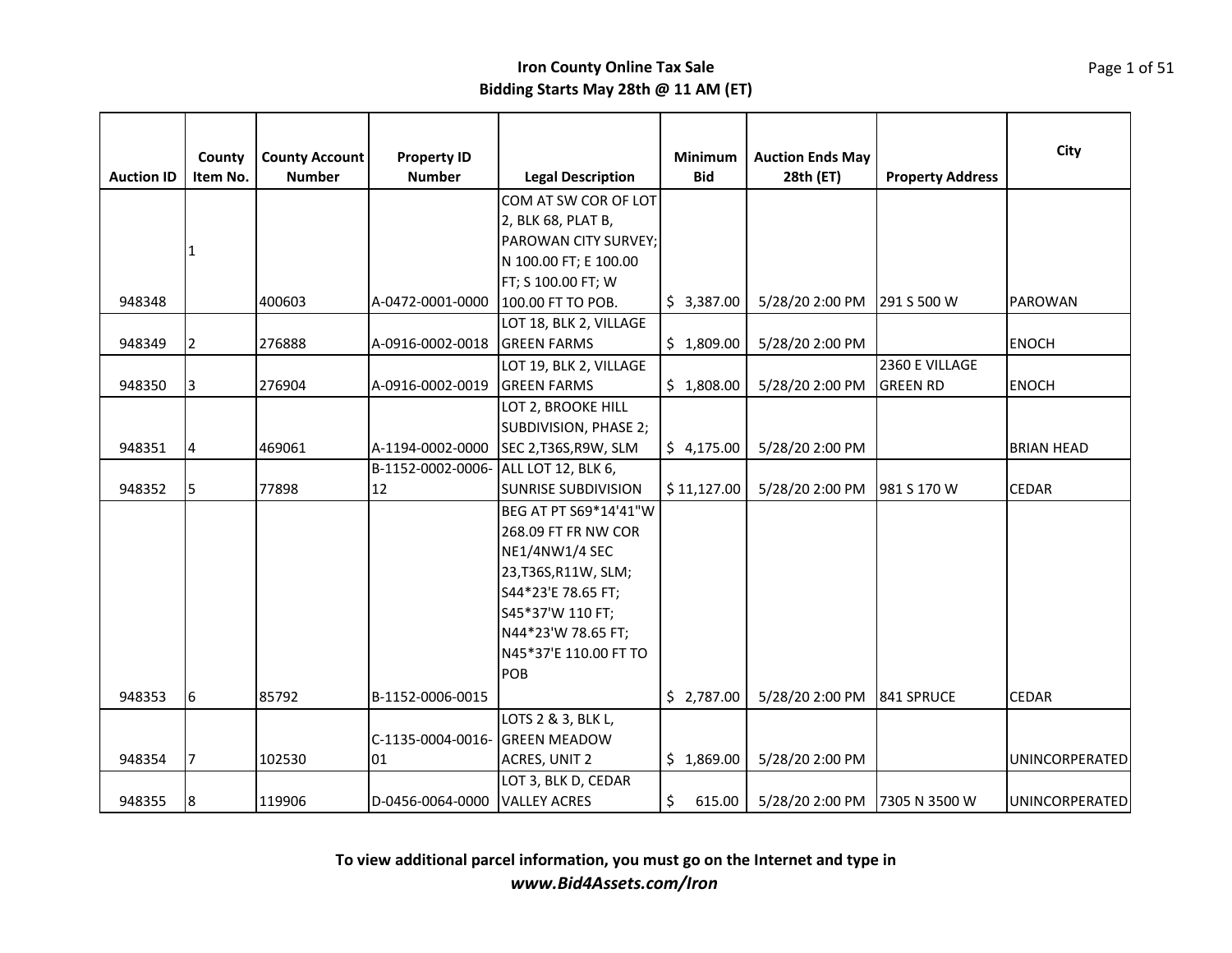# Iron County Online Tax Sale
## Bidding Starts May 28th @ 11 AM (ET)

| Auction ID | County Item No. | County Account Number | Property ID Number | Legal Description | Minimum Bid | Auction Ends May 28th (ET) | Property Address | City |
|---|---|---|---|---|---|---|---|---|
| 948348 | 1 | 400603 | A-0472-0001-0000 | COM AT SW COR OF LOT 2, BLK 68, PLAT B, PAROWAN CITY SURVEY; N 100.00 FT; E 100.00 FT; S 100.00 FT; W 100.00 FT TO POB. | $ 3,387.00 | 5/28/20 2:00 PM | 291 S 500 W | PAROWAN |
| 948349 | 2 | 276888 | A-0916-0002-0018 | LOT 18, BLK 2, VILLAGE GREEN FARMS | $ 1,809.00 | 5/28/20 2:00 PM | | ENOCH |
| 948350 | 3 | 276904 | A-0916-0002-0019 | LOT 19, BLK 2, VILLAGE GREEN FARMS | $ 1,808.00 | 5/28/20 2:00 PM | 2360 E VILLAGE GREEN RD | ENOCH |
| 948351 | 4 | 469061 | A-1194-0002-0000 | LOT 2, BROOKE HILL SUBDIVISION, PHASE 2; SEC 2,T36S,R9W, SLM | $ 4,175.00 | 5/28/20 2:00 PM | | BRIAN HEAD |
| 948352 | 5 | 77898 | B-1152-0002-0006-12 | ALL LOT 12, BLK 6, SUNRISE SUBDIVISION | $ 11,127.00 | 5/28/20 2:00 PM | 981 S 170 W | CEDAR |
| 948353 | 6 | 85792 | B-1152-0006-0015 | BEG AT PT S69*14'41"W 268.09 FT FR NW COR NE1/4NW1/4 SEC 23,T36S,R11W, SLM; S44*23'E 78.65 FT; S45*37'W 110 FT; N44*23'W 78.65 FT; N45*37'E 110.00 FT TO POB | $ 2,787.00 | 5/28/20 2:00 PM | 841 SPRUCE | CEDAR |
| 948354 | 7 | 102530 | C-1135-0004-0016-01 | LOTS 2 & 3, BLK L, GREEN MEADOW ACRES, UNIT 2 | $ 1,869.00 | 5/28/20 2:00 PM | | UNINCORPERATED |
| 948355 | 8 | 119906 | D-0456-0064-0000 | LOT 3, BLK D, CEDAR VALLEY ACRES | $ 615.00 | 5/28/20 2:00 PM | 7305 N 3500 W | UNINCORPERATED |

**To view additional parcel information, you must go on the Internet and type in**
***www.Bid4Assets.com/Iron***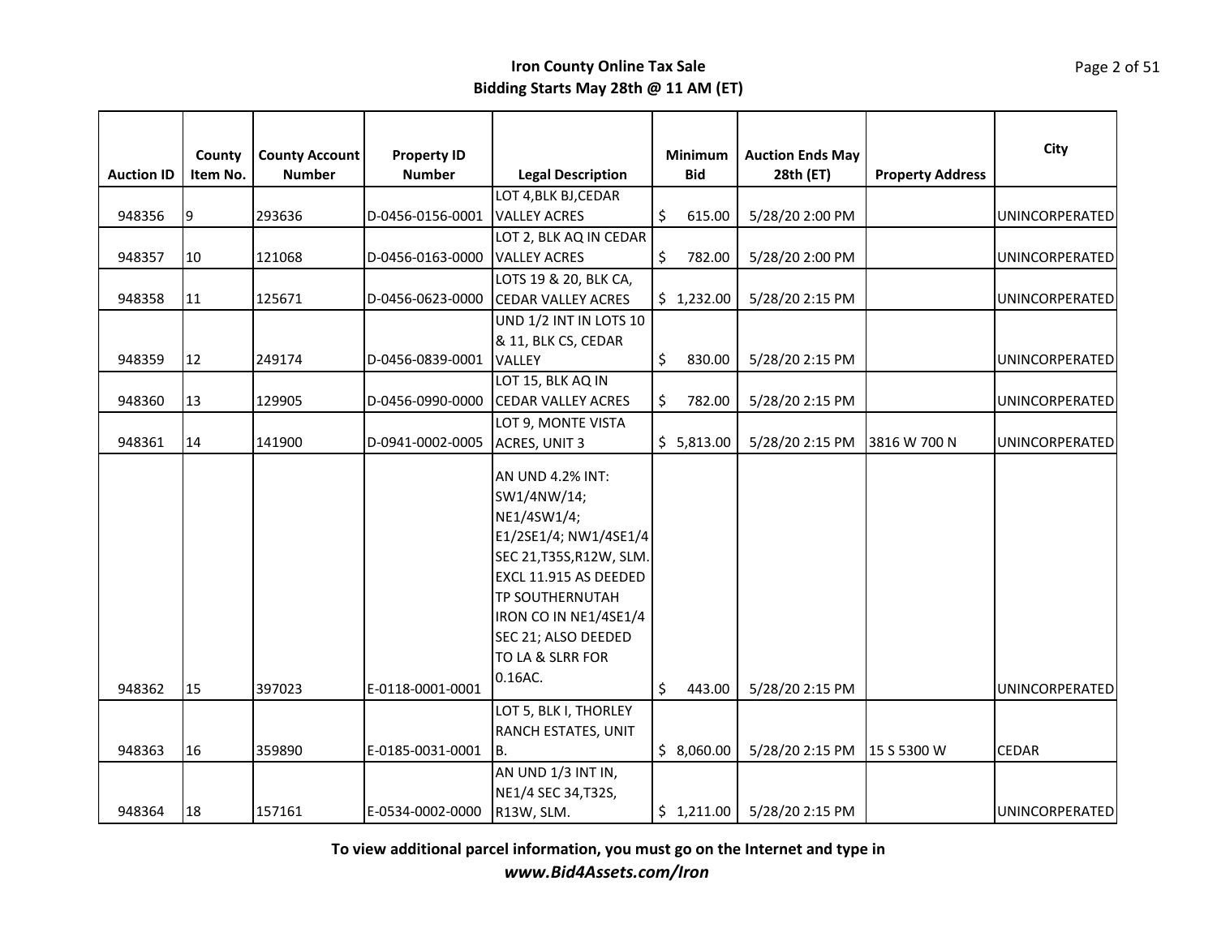**Iron County Online Tax Sale**
**Bidding Starts May 28th @ 11 AM (ET)**

| Auction ID | County Item No. | County Account Number | Property ID Number | Legal Description | Minimum Bid | Auction Ends May 28th (ET) | Property Address | City |
|---|---|---|---|---|---|---|---|---|
| 948356 | 9 | 293636 | D-0456-0156-0001 | LOT 4,BLK BJ,CEDAR VALLEY ACRES | $ 615.00 | 5/28/20 2:00 PM | | UNINCORPERATED |
| 948357 | 10 | 121068 | D-0456-0163-0000 | LOT 2, BLK AQ IN CEDAR VALLEY ACRES | $ 782.00 | 5/28/20 2:00 PM | | UNINCORPERATED |
| 948358 | 11 | 125671 | D-0456-0623-0000 | LOTS 19 & 20, BLK CA, CEDAR VALLEY ACRES | $ 1,232.00 | 5/28/20 2:15 PM | | UNINCORPERATED |
| 948359 | 12 | 249174 | D-0456-0839-0001 | UND 1/2 INT IN LOTS 10 & 11, BLK CS, CEDAR VALLEY | $ 830.00 | 5/28/20 2:15 PM | | UNINCORPERATED |
| 948360 | 13 | 129905 | D-0456-0990-0000 | LOT 15, BLK AQ IN CEDAR VALLEY ACRES | $ 782.00 | 5/28/20 2:15 PM | | UNINCORPERATED |
| 948361 | 14 | 141900 | D-0941-0002-0005 | LOT 9, MONTE VISTA ACRES, UNIT 3 | $ 5,813.00 | 5/28/20 2:15 PM | 3816 W 700 N | UNINCORPERATED |
| 948362 | 15 | 397023 | E-0118-0001-0001 | AN UND 4.2% INT: SW1/4NW/14; NE1/4SW1/4; E1/2SE1/4; NW1/4SE1/4 SEC 21,T35S,R12W, SLM. EXCL 11.915 AS DEEDED TP SOUTHERNUTAH IRON CO IN NE1/4SE1/4 SEC 21; ALSO DEEDED TO LA & SLRR FOR 0.16AC. | $ 443.00 | 5/28/20 2:15 PM | | UNINCORPERATED |
| 948363 | 16 | 359890 | E-0185-0031-0001 | LOT 5, BLK I, THORLEY RANCH ESTATES, UNIT B. | $ 8,060.00 | 5/28/20 2:15 PM | 15 S 5300 W | CEDAR |
| 948364 | 18 | 157161 | E-0534-0002-0000 | AN UND 1/3 INT IN, NE1/4 SEC 34,T32S, R13W, SLM. | $ 1,211.00 | 5/28/20 2:15 PM | | UNINCORPERATED |

**To view additional parcel information, you must go on the Internet and type in**
***www.Bid4Assets.com/Iron***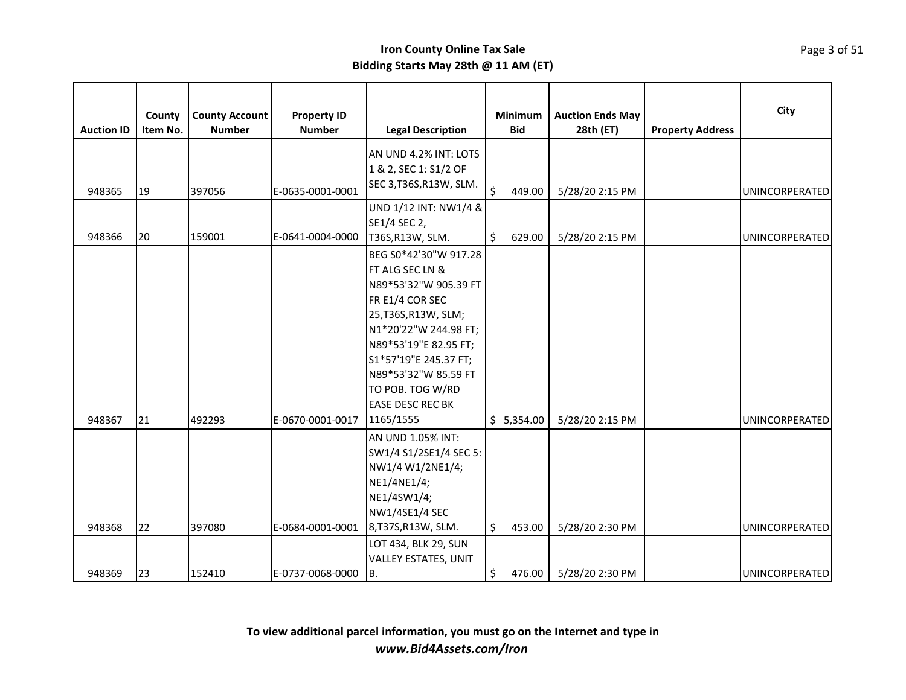**Iron County Online Tax Sale**
**Bidding Starts May 28th @ 11 AM (ET)**

| Auction ID | County Item No. | County Account Number | Property ID Number | Legal Description | Minimum Bid | Auction Ends May 28th (ET) | Property Address | City |
|---|---|---|---|---|---|---|---|---|
| 948365 | 19 | 397056 | E-0635-0001-0001 | AN UND 4.2% INT: LOTS 1 & 2, SEC 1: S1/2 OF SEC 3,T36S,R13W, SLM. | $ 449.00 | 5/28/20 2:15 PM | | UNINCORPERATED |
| 948366 | 20 | 159001 | E-0641-0004-0000 | UND 1/12 INT: NW1/4 & SE1/4 SEC 2, T36S,R13W, SLM. | $ 629.00 | 5/28/20 2:15 PM | | UNINCORPERATED |
| 948367 | 21 | 492293 | E-0670-0001-0017 | BEG S0*42'30"W 917.28 FT ALG SEC LN & N89*53'32"W 905.39 FT FR E1/4 COR SEC 25,T36S,R13W, SLM; N1*20'22"W 244.98 FT; N89*53'19"E 82.95 FT; S1*57'19"E 245.37 FT; N89*53'32"W 85.59 FT TO POB. TOG W/RD EASE DESC REC BK 1165/1555 | $ 5,354.00 | 5/28/20 2:15 PM | | UNINCORPERATED |
| 948368 | 22 | 397080 | E-0684-0001-0001 | AN UND 1.05% INT: SW1/4 S1/2SE1/4 SEC 5: NW1/4 W1/2NE1/4; NE1/4NE1/4; NE1/4SW1/4; NW1/4SE1/4 SEC 8,T37S,R13W, SLM. | $ 453.00 | 5/28/20 2:30 PM | | UNINCORPERATED |
| 948369 | 23 | 152410 | E-0737-0068-0000 | LOT 434, BLK 29, SUN VALLEY ESTATES, UNIT B. | $ 476.00 | 5/28/20 2:30 PM | | UNINCORPERATED |

**To view additional parcel information, you must go on the Internet and type in**
***www.Bid4Assets.com/Iron***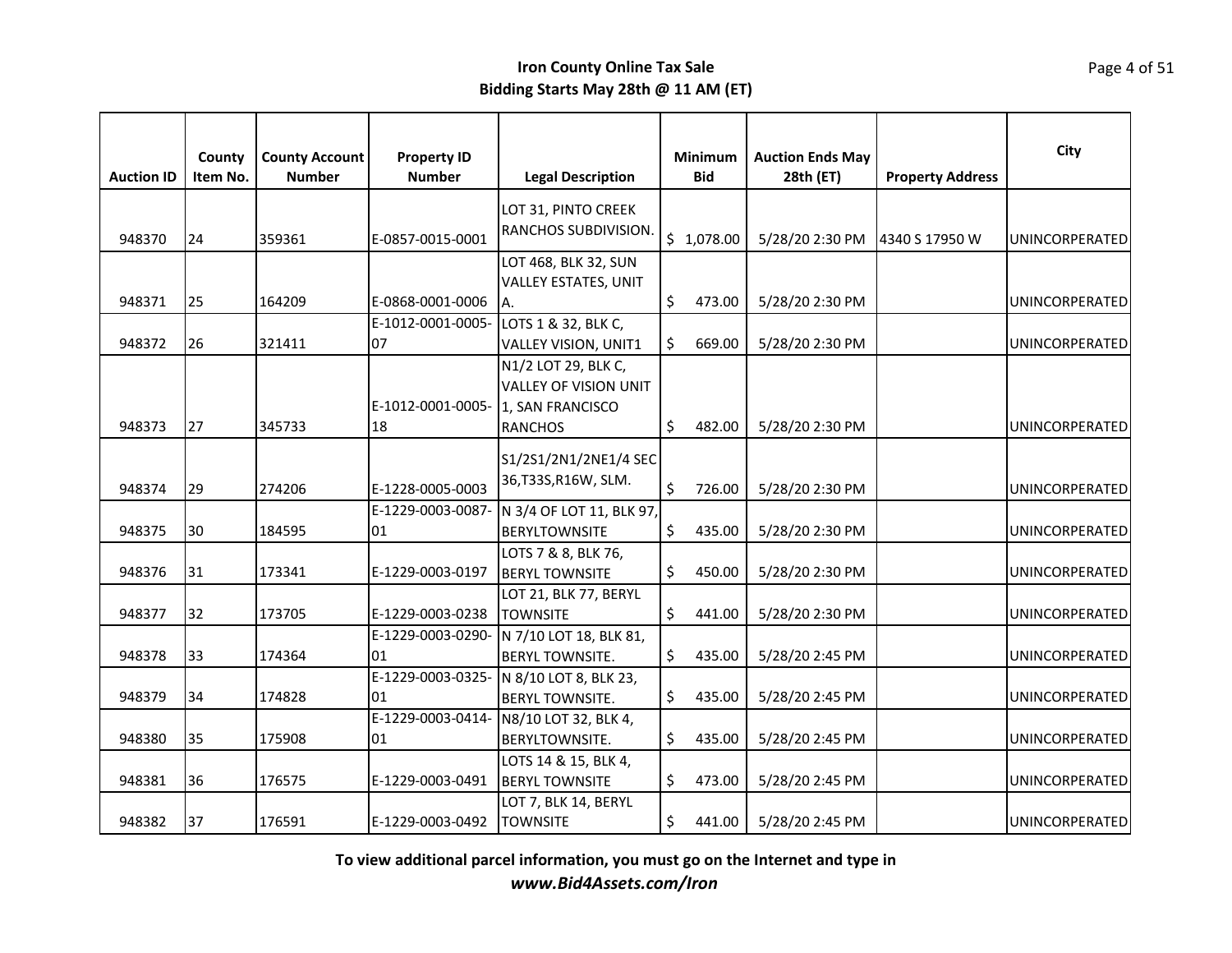**Iron County Online Tax Sale**
**Bidding Starts May 28th @ 11 AM (ET)**

| Auction ID | County Item No. | County Account Number | Property ID Number | Legal Description | Minimum Bid | Auction Ends May 28th (ET) | Property Address | City |
|---|---|---|---|---|---|---|---|---|
| 948370 | 24 | 359361 | E-0857-0015-0001 | LOT 31, PINTO CREEK RANCHOS SUBDIVISION. | $ 1,078.00 | 5/28/20 2:30 PM | 4340 S 17950 W | UNINCORPERATED |
| 948371 | 25 | 164209 | E-0868-0001-0006 | LOT 468, BLK 32, SUN VALLEY ESTATES, UNIT A. | $ 473.00 | 5/28/20 2:30 PM | | UNINCORPERATED |
| 948372 | 26 | 321411 | E-1012-0001-0005-07 | LOTS 1 & 32, BLK C, VALLEY VISION, UNIT1 | $ 669.00 | 5/28/20 2:30 PM | | UNINCORPERATED |
| 948373 | 27 | 345733 | E-1012-0001-0005-18 | N1/2 LOT 29, BLK C, VALLEY OF VISION UNIT 1, SAN FRANCISCO RANCHOS | $ 482.00 | 5/28/20 2:30 PM | | UNINCORPERATED |
| 948374 | 29 | 274206 | E-1228-0005-0003 | S1/2S1/2N1/2NE1/4 SEC 36,T33S,R16W, SLM. | $ 726.00 | 5/28/20 2:30 PM | | UNINCORPERATED |
| 948375 | 30 | 184595 | E-1229-0003-0087-01 | N 3/4 OF LOT 11, BLK 97, BERYLTOWNSITE | $ 435.00 | 5/28/20 2:30 PM | | UNINCORPERATED |
| 948376 | 31 | 173341 | E-1229-0003-0197 | LOTS 7 & 8, BLK 76, BERYL TOWNSITE | $ 450.00 | 5/28/20 2:30 PM | | UNINCORPERATED |
| 948377 | 32 | 173705 | E-1229-0003-0238 | LOT 21, BLK 77, BERYL TOWNSITE | $ 441.00 | 5/28/20 2:30 PM | | UNINCORPERATED |
| 948378 | 33 | 174364 | E-1229-0003-0290-01 | N 7/10 LOT 18, BLK 81, BERYL TOWNSITE. | $ 435.00 | 5/28/20 2:45 PM | | UNINCORPERATED |
| 948379 | 34 | 174828 | E-1229-0003-0325-01 | N 8/10 LOT 8, BLK 23, BERYL TOWNSITE. | $ 435.00 | 5/28/20 2:45 PM | | UNINCORPERATED |
| 948380 | 35 | 175908 | E-1229-0003-0414-01 | N8/10 LOT 32, BLK 4, BERYLTOWNSITE. | $ 435.00 | 5/28/20 2:45 PM | | UNINCORPERATED |
| 948381 | 36 | 176575 | E-1229-0003-0491 | LOTS 14 & 15, BLK 4, BERYL TOWNSITE | $ 473.00 | 5/28/20 2:45 PM | | UNINCORPERATED |
| 948382 | 37 | 176591 | E-1229-0003-0492 | LOT 7, BLK 14, BERYL TOWNSITE | $ 441.00 | 5/28/20 2:45 PM | | UNINCORPERATED |

**To view additional parcel information, you must go on the Internet and type in**
***www.Bid4Assets.com/Iron***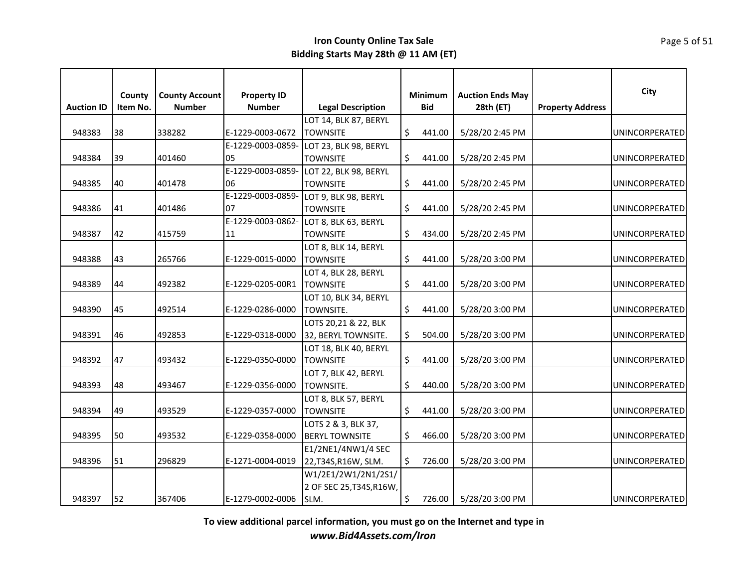**Iron County Online Tax Sale**
**Bidding Starts May 28th @ 11 AM (ET)**

| Auction ID | County Item No. | County Account Number | Property ID Number | Legal Description | Minimum Bid | Auction Ends May 28th (ET) | Property Address | City |
|---|---|---|---|---|---|---|---|---|
| 948383 | 38 | 338282 | E-1229-0003-0672 | LOT 14, BLK 87, BERYL TOWNSITE | $ 441.00 | 5/28/20 2:45 PM | | UNINCORPERATED |
| 948384 | 39 | 401460 | E-1229-0003-0859-05 | LOT 23, BLK 98, BERYL TOWNSITE | $ 441.00 | 5/28/20 2:45 PM | | UNINCORPERATED |
| 948385 | 40 | 401478 | E-1229-0003-0859-06 | LOT 22, BLK 98, BERYL TOWNSITE | $ 441.00 | 5/28/20 2:45 PM | | UNINCORPERATED |
| 948386 | 41 | 401486 | E-1229-0003-0859-07 | LOT 9, BLK 98, BERYL TOWNSITE | $ 441.00 | 5/28/20 2:45 PM | | UNINCORPERATED |
| 948387 | 42 | 415759 | E-1229-0003-0862-11 | LOT 8, BLK 63, BERYL TOWNSITE | $ 434.00 | 5/28/20 2:45 PM | | UNINCORPERATED |
| 948388 | 43 | 265766 | E-1229-0015-0000 | LOT 8, BLK 14, BERYL TOWNSITE | $ 441.00 | 5/28/20 3:00 PM | | UNINCORPERATED |
| 948389 | 44 | 492382 | E-1229-0205-00R1 | LOT 4, BLK 28, BERYL TOWNSITE | $ 441.00 | 5/28/20 3:00 PM | | UNINCORPERATED |
| 948390 | 45 | 492514 | E-1229-0286-0000 | LOT 10, BLK 34, BERYL TOWNSITE. | $ 441.00 | 5/28/20 3:00 PM | | UNINCORPERATED |
| 948391 | 46 | 492853 | E-1229-0318-0000 | LOTS 20,21 & 22, BLK 32, BERYL TOWNSITE. | $ 504.00 | 5/28/20 3:00 PM | | UNINCORPERATED |
| 948392 | 47 | 493432 | E-1229-0350-0000 | LOT 18, BLK 40, BERYL TOWNSITE | $ 441.00 | 5/28/20 3:00 PM | | UNINCORPERATED |
| 948393 | 48 | 493467 | E-1229-0356-0000 | LOT 7, BLK 42, BERYL TOWNSITE. | $ 440.00 | 5/28/20 3:00 PM | | UNINCORPERATED |
| 948394 | 49 | 493529 | E-1229-0357-0000 | LOT 8, BLK 57, BERYL TOWNSITE | $ 441.00 | 5/28/20 3:00 PM | | UNINCORPERATED |
| 948395 | 50 | 493532 | E-1229-0358-0000 | LOTS 2 & 3, BLK 37, BERYL TOWNSITE | $ 466.00 | 5/28/20 3:00 PM | | UNINCORPERATED |
| 948396 | 51 | 296829 | E-1271-0004-0019 | E1/2NE1/4NW1/4 SEC 22,T34S,R16W, SLM. | $ 726.00 | 5/28/20 3:00 PM | | UNINCORPERATED |
| 948397 | 52 | 367406 | E-1279-0002-0006 | W1/2E1/2W1/2N1/2S1/2 OF SEC 25,T34S,R16W, SLM. | $ 726.00 | 5/28/20 3:00 PM | | UNINCORPERATED |

**To view additional parcel information, you must go on the Internet and type in**
***www.Bid4Assets.com/Iron***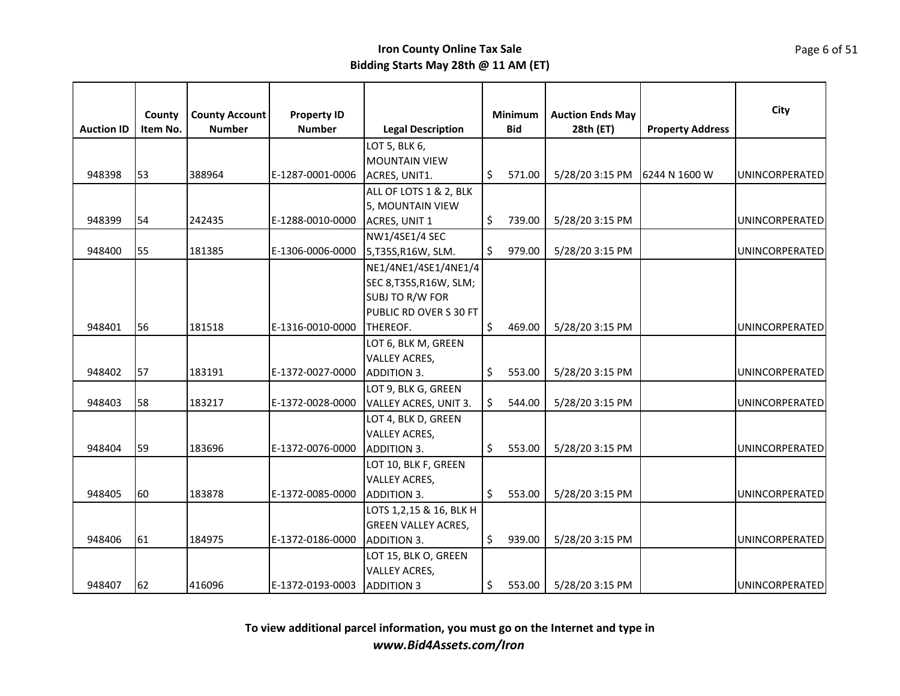**Iron County Online Tax Sale**
**Bidding Starts May 28th @ 11 AM (ET)**

| Auction ID | County Item No. | County Account Number | Property ID Number | Legal Description | Minimum Bid | Auction Ends May 28th (ET) | Property Address | City |
|---|---|---|---|---|---|---|---|---|
| 948398 | 53 | 388964 | E-1287-0001-0006 | LOT 5, BLK 6, MOUNTAIN VIEW ACRES, UNIT1. | $ 571.00 | 5/28/20 3:15 PM | 6244 N 1600 W | UNINCORPERATED |
| 948399 | 54 | 242435 | E-1288-0010-0000 | ALL OF LOTS 1 & 2, BLK 5, MOUNTAIN VIEW ACRES, UNIT 1 | $ 739.00 | 5/28/20 3:15 PM | | UNINCORPERATED |
| 948400 | 55 | 181385 | E-1306-0006-0000 | NW1/4SE1/4 SEC 5,T35S,R16W, SLM. | $ 979.00 | 5/28/20 3:15 PM | | UNINCORPERATED |
| 948401 | 56 | 181518 | E-1316-0010-0000 | NE1/4NE1/4SE1/4NE1/4 SEC 8,T35S,R16W, SLM; SUBJ TO R/W FOR PUBLIC RD OVER S 30 FT THEREOF. | $ 469.00 | 5/28/20 3:15 PM | | UNINCORPERATED |
| 948402 | 57 | 183191 | E-1372-0027-0000 | LOT 6, BLK M, GREEN VALLEY ACRES, ADDITION 3. | $ 553.00 | 5/28/20 3:15 PM | | UNINCORPERATED |
| 948403 | 58 | 183217 | E-1372-0028-0000 | LOT 9, BLK G, GREEN VALLEY ACRES, UNIT 3. | $ 544.00 | 5/28/20 3:15 PM | | UNINCORPERATED |
| 948404 | 59 | 183696 | E-1372-0076-0000 | LOT 4, BLK D, GREEN VALLEY ACRES, ADDITION 3. | $ 553.00 | 5/28/20 3:15 PM | | UNINCORPERATED |
| 948405 | 60 | 183878 | E-1372-0085-0000 | LOT 10, BLK F, GREEN VALLEY ACRES, ADDITION 3. | $ 553.00 | 5/28/20 3:15 PM | | UNINCORPERATED |
| 948406 | 61 | 184975 | E-1372-0186-0000 | LOTS 1,2,15 & 16, BLK H GREEN VALLEY ACRES, ADDITION 3. | $ 939.00 | 5/28/20 3:15 PM | | UNINCORPERATED |
| 948407 | 62 | 416096 | E-1372-0193-0003 | LOT 15, BLK O, GREEN VALLEY ACRES, ADDITION 3 | $ 553.00 | 5/28/20 3:15 PM | | UNINCORPERATED |

**To view additional parcel information, you must go on the Internet and type in**
***www.Bid4Assets.com/Iron***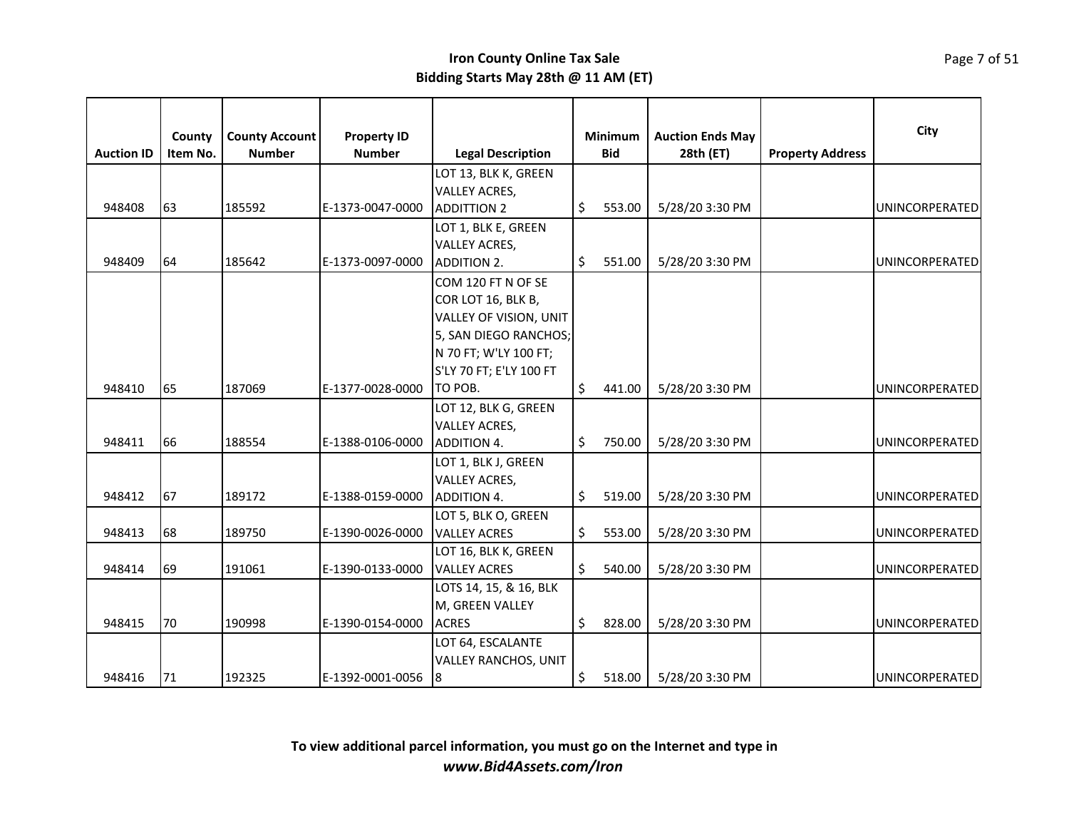**Iron County Online Tax Sale**
**Bidding Starts May 28th @ 11 AM (ET)**

| Auction ID | County Item No. | County Account Number | Property ID Number | Legal Description | Minimum Bid | Auction Ends May 28th (ET) | Property Address | City |
|---|---|---|---|---|---|---|---|---|
| 948408 | 63 | 185592 | E-1373-0047-0000 | LOT 13, BLK K, GREEN VALLEY ACRES, ADDITTION 2 | $ 553.00 | 5/28/20 3:30 PM | | UNINCORPERATED |
| 948409 | 64 | 185642 | E-1373-0097-0000 | LOT 1, BLK E, GREEN VALLEY ACRES, ADDITION 2. | $ 551.00 | 5/28/20 3:30 PM | | UNINCORPERATED |
| 948410 | 65 | 187069 | E-1377-0028-0000 | COM 120 FT N OF SE COR LOT 16, BLK B, VALLEY OF VISION, UNIT 5, SAN DIEGO RANCHOS; N 70 FT; W'LY 100 FT; S'LY 70 FT; E'LY 100 FT TO POB. | $ 441.00 | 5/28/20 3:30 PM | | UNINCORPERATED |
| 948411 | 66 | 188554 | E-1388-0106-0000 | LOT 12, BLK G, GREEN VALLEY ACRES, ADDITION 4. | $ 750.00 | 5/28/20 3:30 PM | | UNINCORPERATED |
| 948412 | 67 | 189172 | E-1388-0159-0000 | LOT 1, BLK J, GREEN VALLEY ACRES, ADDITION 4. | $ 519.00 | 5/28/20 3:30 PM | | UNINCORPERATED |
| 948413 | 68 | 189750 | E-1390-0026-0000 | LOT 5, BLK O, GREEN VALLEY ACRES | $ 553.00 | 5/28/20 3:30 PM | | UNINCORPERATED |
| 948414 | 69 | 191061 | E-1390-0133-0000 | LOT 16, BLK K, GREEN VALLEY ACRES | $ 540.00 | 5/28/20 3:30 PM | | UNINCORPERATED |
| 948415 | 70 | 190998 | E-1390-0154-0000 | LOTS 14, 15, & 16, BLK M, GREEN VALLEY ACRES | $ 828.00 | 5/28/20 3:30 PM | | UNINCORPERATED |
| 948416 | 71 | 192325 | E-1392-0001-0056 | LOT 64, ESCALANTE VALLEY RANCHOS, UNIT 8 | $ 518.00 | 5/28/20 3:30 PM | | UNINCORPERATED |

**To view additional parcel information, you must go on the Internet and type in**
***www.Bid4Assets.com/Iron***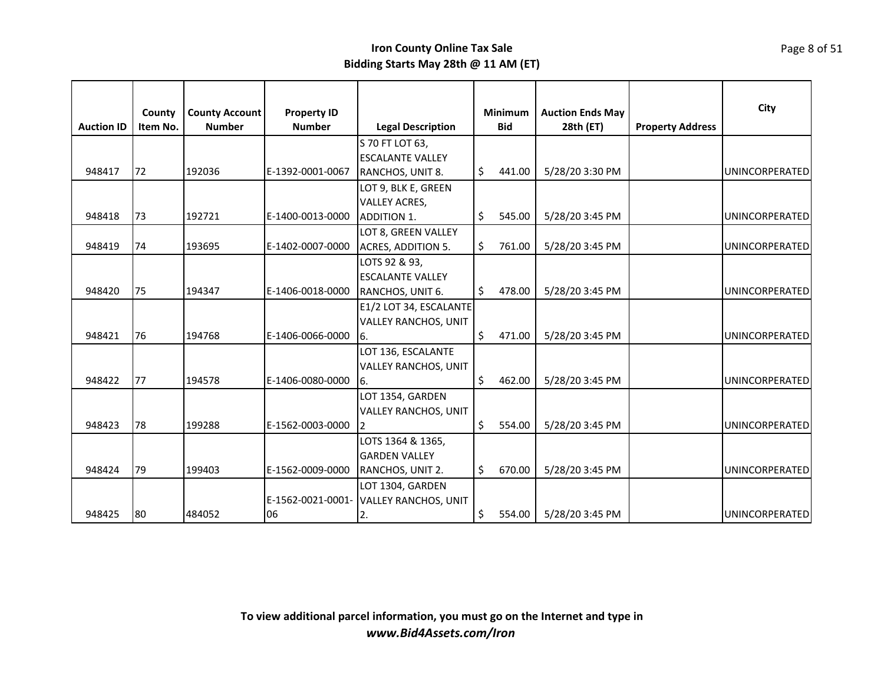**Iron County Online Tax Sale**
**Bidding Starts May 28th @ 11 AM (ET)**

| Auction ID | County Item No. | County Account Number | Property ID Number | Legal Description | Minimum Bid | Auction Ends May 28th (ET) | Property Address | City |
|---|---|---|---|---|---|---|---|---|
| 948417 | 72 | 192036 | E-1392-0001-0067 | S 70 FT LOT 63, ESCALANTE VALLEY RANCHOS, UNIT 8. | $ 441.00 | 5/28/20 3:30 PM | | UNINCORPERATED |
| 948418 | 73 | 192721 | E-1400-0013-0000 | LOT 9, BLK E, GREEN VALLEY ACRES, ADDITION 1. | $ 545.00 | 5/28/20 3:45 PM | | UNINCORPERATED |
| 948419 | 74 | 193695 | E-1402-0007-0000 | LOT 8, GREEN VALLEY ACRES, ADDITION 5. | $ 761.00 | 5/28/20 3:45 PM | | UNINCORPERATED |
| 948420 | 75 | 194347 | E-1406-0018-0000 | LOTS 92 & 93, ESCALANTE VALLEY RANCHOS, UNIT 6. | $ 478.00 | 5/28/20 3:45 PM | | UNINCORPERATED |
| 948421 | 76 | 194768 | E-1406-0066-0000 | E1/2 LOT 34, ESCALANTE VALLEY RANCHOS, UNIT 6. | $ 471.00 | 5/28/20 3:45 PM | | UNINCORPERATED |
| 948422 | 77 | 194578 | E-1406-0080-0000 | LOT 136, ESCALANTE VALLEY RANCHOS, UNIT 6. | $ 462.00 | 5/28/20 3:45 PM | | UNINCORPERATED |
| 948423 | 78 | 199288 | E-1562-0003-0000 | LOT 1354, GARDEN VALLEY RANCHOS, UNIT 2 | $ 554.00 | 5/28/20 3:45 PM | | UNINCORPERATED |
| 948424 | 79 | 199403 | E-1562-0009-0000 | LOTS 1364 & 1365, GARDEN VALLEY RANCHOS, UNIT 2. | $ 670.00 | 5/28/20 3:45 PM | | UNINCORPERATED |
| 948425 | 80 | 484052 | E-1562-0021-0001-06 | LOT 1304, GARDEN VALLEY RANCHOS, UNIT 2. | $ 554.00 | 5/28/20 3:45 PM | | UNINCORPERATED |

**To view additional parcel information, you must go on the Internet and type in**
***www.Bid4Assets.com/Iron***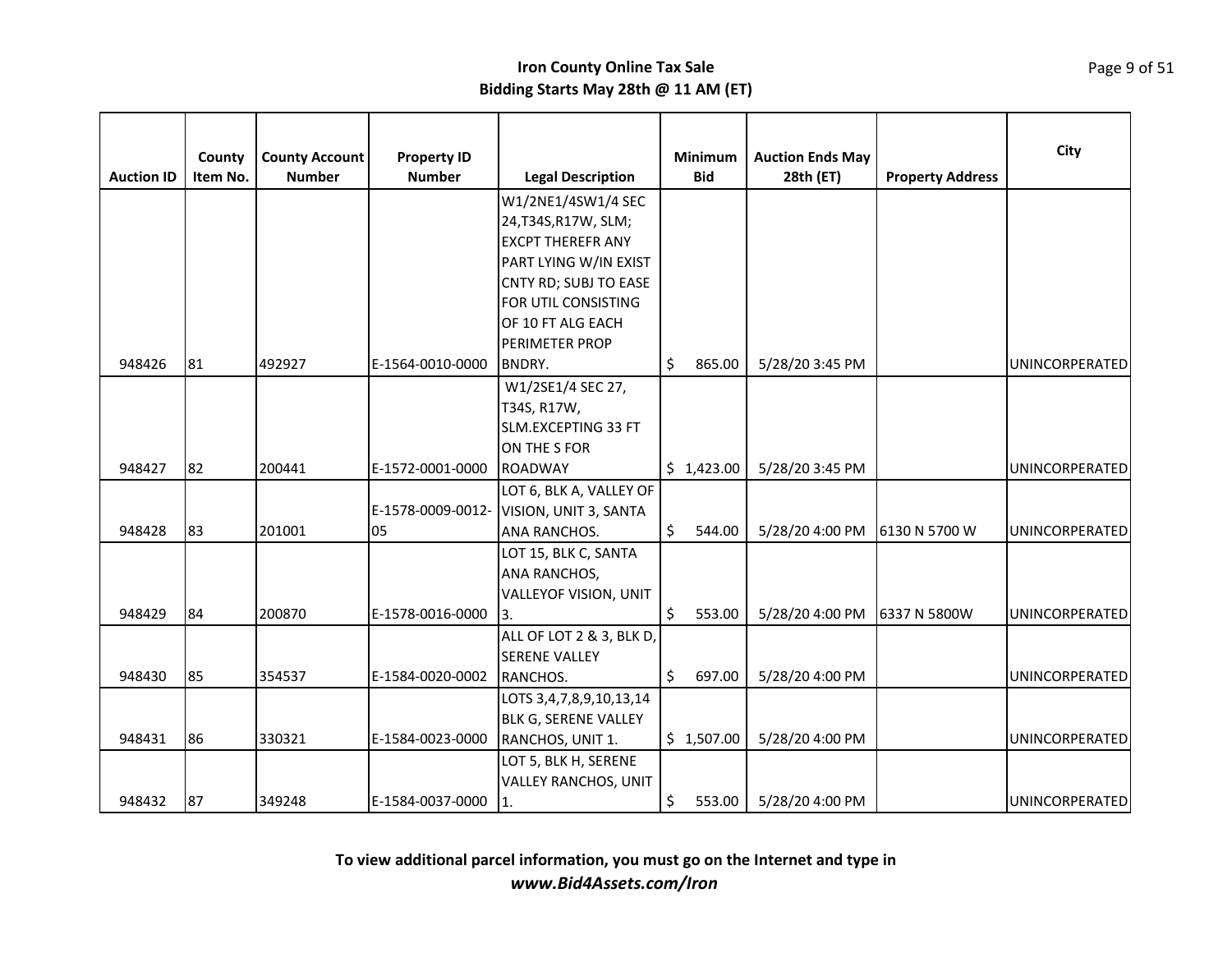**Iron County Online Tax Sale**
**Bidding Starts May 28th @ 11 AM (ET)**

| Auction ID | County Item No. | County Account Number | Property ID Number | Legal Description | Minimum Bid | Auction Ends May 28th (ET) | Property Address | City |
|---|---|---|---|---|---|---|---|---|
| 948426 | 81 | 492927 | E-1564-0010-0000 | W1/2NE1/4SW1/4 SEC 24,T34S,R17W, SLM; EXCPT THEREFR ANY PART LYING W/IN EXIST CNTY RD; SUBJ TO EASE FOR UTIL CONSISTING OF 10 FT ALG EACH PERIMETER PROP BNDRY. | $ 865.00 | 5/28/20 3:45 PM | | UNINCORPERATED |
| 948427 | 82 | 200441 | E-1572-0001-0000 | W1/2SE1/4 SEC 27, T34S, R17W, SLM.EXCEPTING 33 FT ON THE S FOR ROADWAY | $ 1,423.00 | 5/28/20 3:45 PM | | UNINCORPERATED |
| 948428 | 83 | 201001 | E-1578-0009-0012-05 | LOT 6, BLK A, VALLEY OF VISION, UNIT 3, SANTA ANA RANCHOS. | $ 544.00 | 5/28/20 4:00 PM | 6130 N 5700 W | UNINCORPERATED |
| 948429 | 84 | 200870 | E-1578-0016-0000 | LOT 15, BLK C, SANTA ANA RANCHOS, VALLEYOF VISION, UNIT 3. | $ 553.00 | 5/28/20 4:00 PM | 6337 N 5800W | UNINCORPERATED |
| 948430 | 85 | 354537 | E-1584-0020-0002 | ALL OF LOT 2 & 3, BLK D, SERENE VALLEY RANCHOS. | $ 697.00 | 5/28/20 4:00 PM | | UNINCORPERATED |
| 948431 | 86 | 330321 | E-1584-0023-0000 | LOTS 3,4,7,8,9,10,13,14 BLK G, SERENE VALLEY RANCHOS, UNIT 1. | $ 1,507.00 | 5/28/20 4:00 PM | | UNINCORPERATED |
| 948432 | 87 | 349248 | E-1584-0037-0000 | LOT 5, BLK H, SERENE VALLEY RANCHOS, UNIT 1. | $ 553.00 | 5/28/20 4:00 PM | | UNINCORPERATED |

**To view additional parcel information, you must go on the Internet and type in**
***www.Bid4Assets.com/Iron***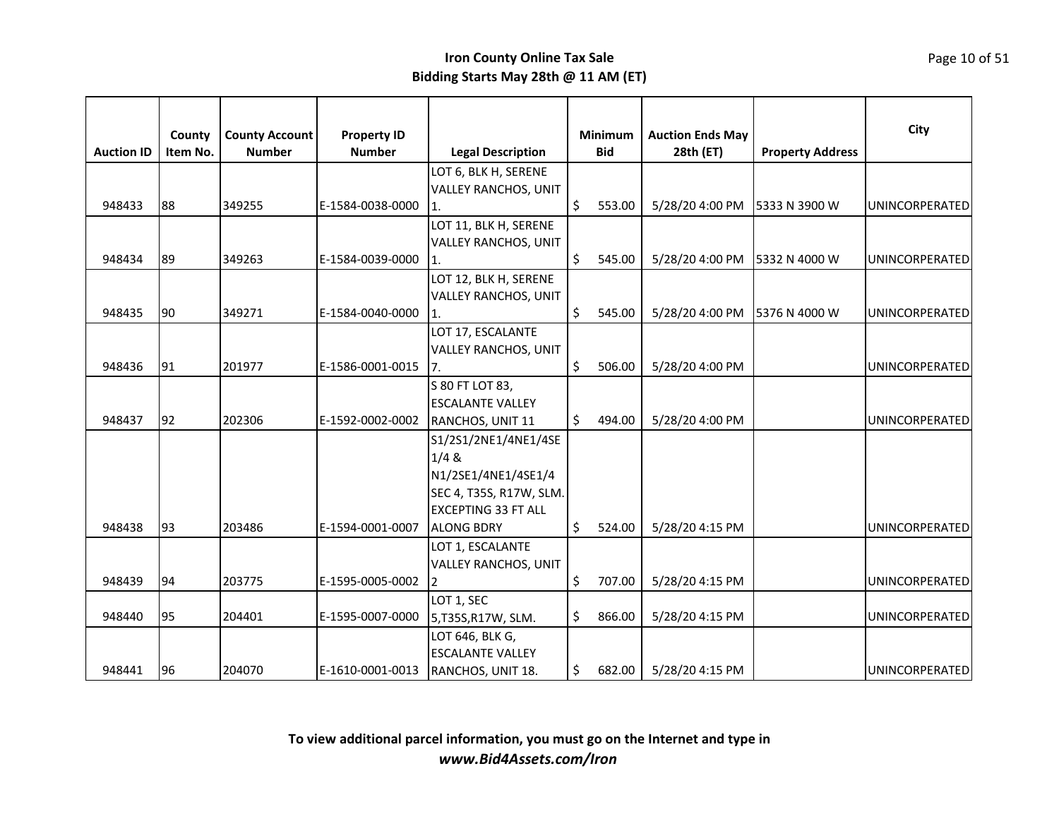**Iron County Online Tax Sale**
**Bidding Starts May 28th @ 11 AM (ET)**

| Auction ID | County Item No. | County Account Number | Property ID Number | Legal Description | Minimum Bid | Auction Ends May 28th (ET) | Property Address | City |
|---|---|---|---|---|---|---|---|---|
| 948433 | 88 | 349255 | E-1584-0038-0000 | LOT 6, BLK H, SERENE VALLEY RANCHOS, UNIT 1. | $ 553.00 | 5/28/20 4:00 PM | 5333 N 3900 W | UNINCORPERATED |
| 948434 | 89 | 349263 | E-1584-0039-0000 | LOT 11, BLK H, SERENE VALLEY RANCHOS, UNIT 1. | $ 545.00 | 5/28/20 4:00 PM | 5332 N 4000 W | UNINCORPERATED |
| 948435 | 90 | 349271 | E-1584-0040-0000 | LOT 12, BLK H, SERENE VALLEY RANCHOS, UNIT 1. | $ 545.00 | 5/28/20 4:00 PM | 5376 N 4000 W | UNINCORPERATED |
| 948436 | 91 | 201977 | E-1586-0001-0015 | LOT 17, ESCALANTE VALLEY RANCHOS, UNIT 7. | $ 506.00 | 5/28/20 4:00 PM | | UNINCORPERATED |
| 948437 | 92 | 202306 | E-1592-0002-0002 | S 80 FT LOT 83, ESCALANTE VALLEY RANCHOS, UNIT 11 | $ 494.00 | 5/28/20 4:00 PM | | UNINCORPERATED |
| 948438 | 93 | 203486 | E-1594-0001-0007 | S1/2S1/2NE1/4NE1/4SE 1/4 & N1/2SE1/4NE1/4SE1/4 SEC 4, T35S, R17W, SLM. EXCEPTING 33 FT ALL ALONG BDRY | $ 524.00 | 5/28/20 4:15 PM | | UNINCORPERATED |
| 948439 | 94 | 203775 | E-1595-0005-0002 | LOT 1, ESCALANTE VALLEY RANCHOS, UNIT 2 | $ 707.00 | 5/28/20 4:15 PM | | UNINCORPERATED |
| 948440 | 95 | 204401 | E-1595-0007-0000 | LOT 1, SEC 5,T35S,R17W, SLM. | $ 866.00 | 5/28/20 4:15 PM | | UNINCORPERATED |
| 948441 | 96 | 204070 | E-1610-0001-0013 | LOT 646, BLK G, ESCALANTE VALLEY RANCHOS, UNIT 18. | $ 682.00 | 5/28/20 4:15 PM | | UNINCORPERATED |

**To view additional parcel information, you must go on the Internet and type in**
***www.Bid4Assets.com/Iron***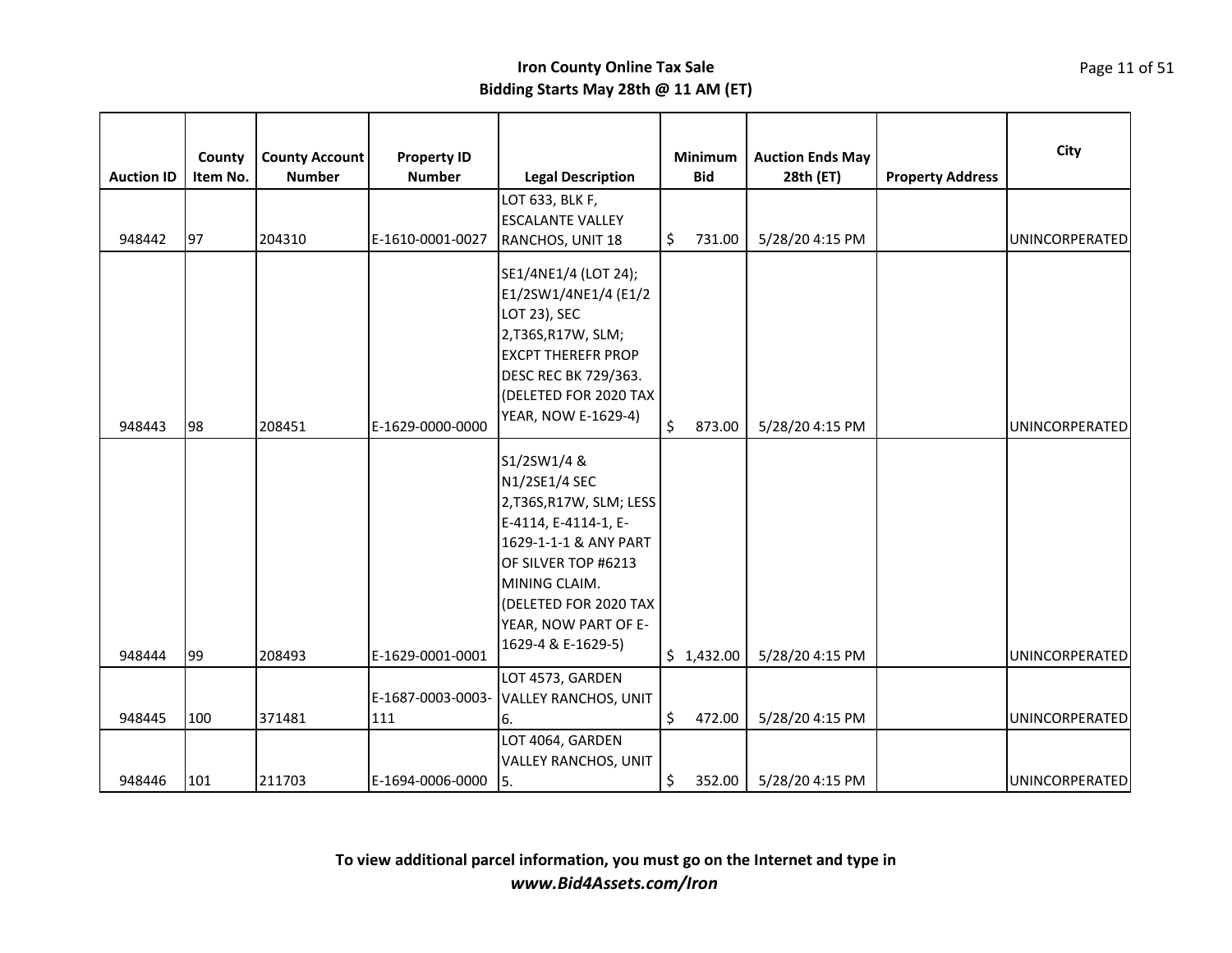**Iron County Online Tax Sale**
**Bidding Starts May 28th @ 11 AM (ET)**

| Auction ID | County Item No. | County Account Number | Property ID Number | Legal Description | Minimum Bid | Auction Ends May 28th (ET) | Property Address | City |
|---|---|---|---|---|---|---|---|---|
| 948442 | 97 | 204310 | E-1610-0001-0027 | LOT 633, BLK F, ESCALANTE VALLEY RANCHOS, UNIT 18 | $ 731.00 | 5/28/20 4:15 PM | | UNINCORPERATED |
| 948443 | 98 | 208451 | E-1629-0000-0000 | SE1/4NE1/4 (LOT 24); E1/2SW1/4NE1/4 (E1/2 LOT 23), SEC 2,T36S,R17W, SLM; EXCPT THEREFR PROP DESC REC BK 729/363. (DELETED FOR 2020 TAX YEAR, NOW E-1629-4) | $ 873.00 | 5/28/20 4:15 PM | | UNINCORPERATED |
| 948444 | 99 | 208493 | E-1629-0001-0001 | S1/2SW1/4 & N1/2SE1/4 SEC 2,T36S,R17W, SLM; LESS E-4114, E-4114-1, E-1629-1-1-1 & ANY PART OF SILVER TOP #6213 MINING CLAIM. (DELETED FOR 2020 TAX YEAR, NOW PART OF E-1629-4 & E-1629-5) | $ 1,432.00 | 5/28/20 4:15 PM | | UNINCORPERATED |
| 948445 | 100 | 371481 | E-1687-0003-0003-111 | LOT 4573, GARDEN VALLEY RANCHOS, UNIT 6. | $ 472.00 | 5/28/20 4:15 PM | | UNINCORPERATED |
| 948446 | 101 | 211703 | E-1694-0006-0000 | LOT 4064, GARDEN VALLEY RANCHOS, UNIT 5. | $ 352.00 | 5/28/20 4:15 PM | | UNINCORPERATED |

**To view additional parcel information, you must go on the Internet and type in**
***www.Bid4Assets.com/Iron***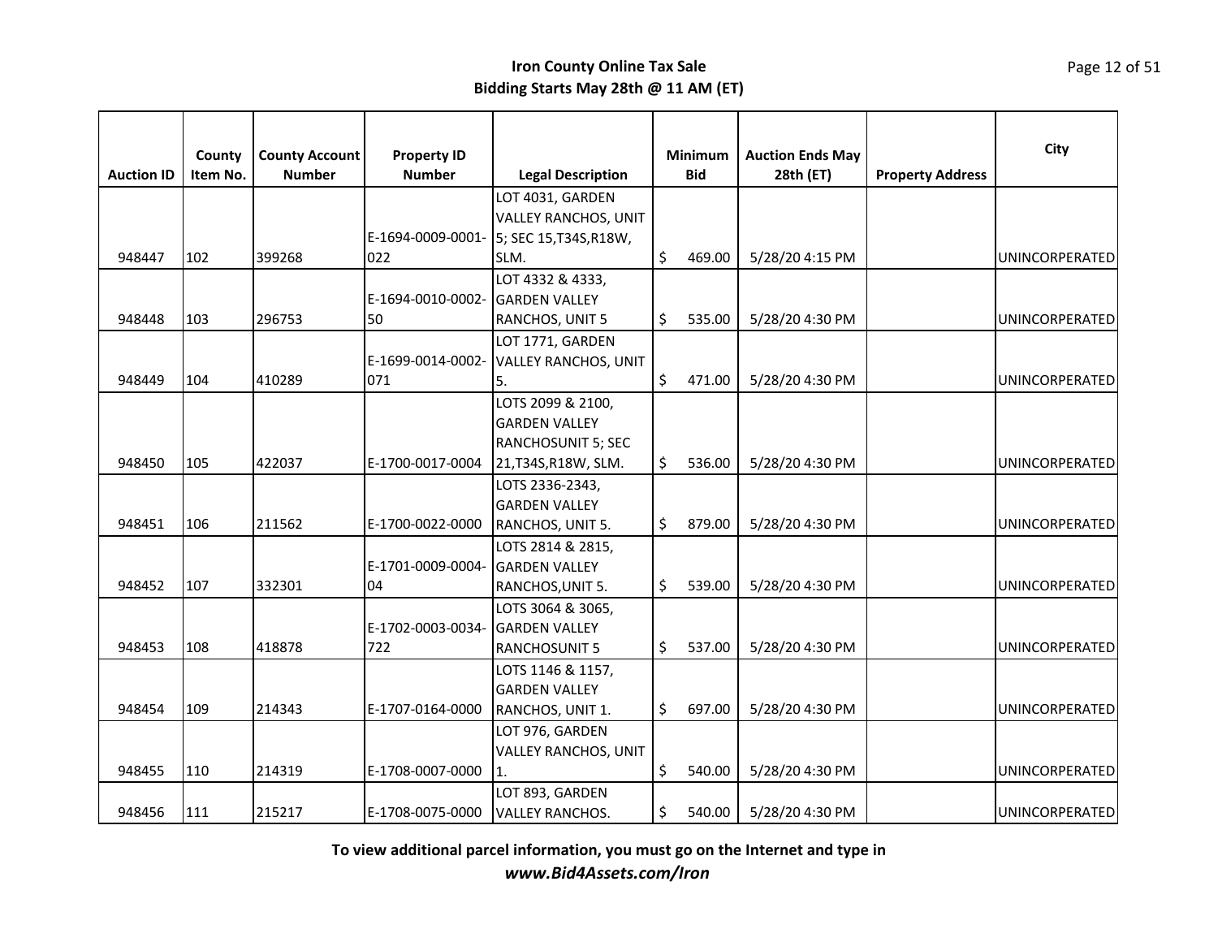**Iron County Online Tax Sale**
**Bidding Starts May 28th @ 11 AM (ET)**

| Auction ID | County Item No. | County Account Number | Property ID Number | Legal Description | Minimum Bid | Auction Ends May 28th (ET) | Property Address | City |
|---|---|---|---|---|---|---|---|---|
| 948447 | 102 | 399268 | E-1694-0009-0001-022 | LOT 4031, GARDEN VALLEY RANCHOS, UNIT 5; SEC 15,T34S,R18W, SLM. | $ 469.00 | 5/28/20 4:15 PM | | UNINCORPERATED |
| 948448 | 103 | 296753 | E-1694-0010-0002-50 | LOT 4332 & 4333, GARDEN VALLEY RANCHOS, UNIT 5 | $ 535.00 | 5/28/20 4:30 PM | | UNINCORPERATED |
| 948449 | 104 | 410289 | E-1699-0014-0002-071 | LOT 1771, GARDEN VALLEY RANCHOS, UNIT 5. | $ 471.00 | 5/28/20 4:30 PM | | UNINCORPERATED |
| 948450 | 105 | 422037 | E-1700-0017-0004 | LOTS 2099 & 2100, GARDEN VALLEY RANCHOSUNIT 5; SEC 21,T34S,R18W, SLM. | $ 536.00 | 5/28/20 4:30 PM | | UNINCORPERATED |
| 948451 | 106 | 211562 | E-1700-0022-0000 | LOTS 2336-2343, GARDEN VALLEY RANCHOS, UNIT 5. | $ 879.00 | 5/28/20 4:30 PM | | UNINCORPERATED |
| 948452 | 107 | 332301 | E-1701-0009-0004-04 | LOTS 2814 & 2815, GARDEN VALLEY RANCHOS,UNIT 5. | $ 539.00 | 5/28/20 4:30 PM | | UNINCORPERATED |
| 948453 | 108 | 418878 | E-1702-0003-0034-722 | LOTS 3064 & 3065, GARDEN VALLEY RANCHOSUNIT 5 | $ 537.00 | 5/28/20 4:30 PM | | UNINCORPERATED |
| 948454 | 109 | 214343 | E-1707-0164-0000 | LOTS 1146 & 1157, GARDEN VALLEY RANCHOS, UNIT 1. | $ 697.00 | 5/28/20 4:30 PM | | UNINCORPERATED |
| 948455 | 110 | 214319 | E-1708-0007-0000 | LOT 976, GARDEN VALLEY RANCHOS, UNIT 1. | $ 540.00 | 5/28/20 4:30 PM | | UNINCORPERATED |
| 948456 | 111 | 215217 | E-1708-0075-0000 | LOT 893, GARDEN VALLEY RANCHOS. | $ 540.00 | 5/28/20 4:30 PM | | UNINCORPERATED |

**To view additional parcel information, you must go on the Internet and type in**
***www.Bid4Assets.com/Iron***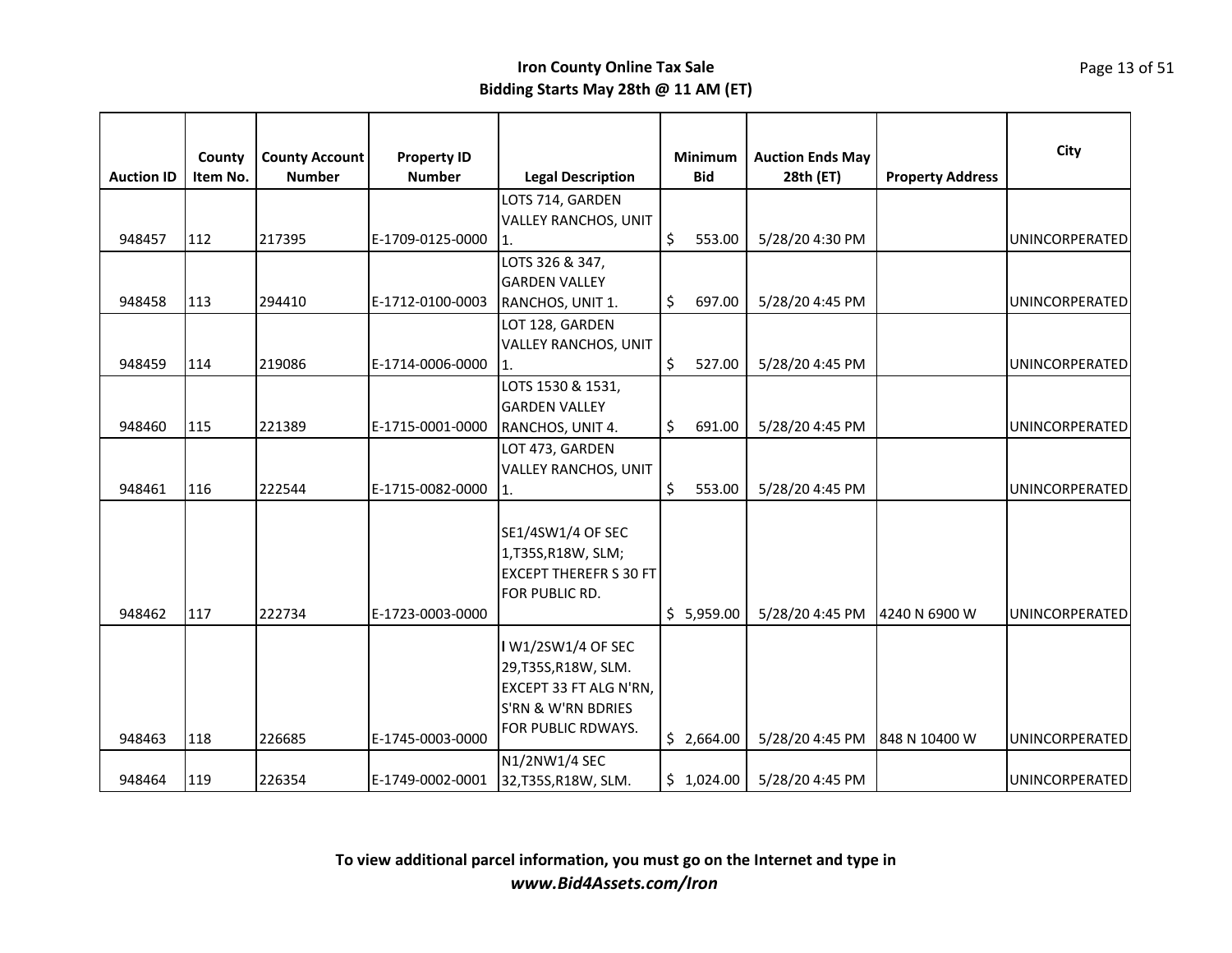**Iron County Online Tax Sale**
**Bidding Starts May 28th @ 11 AM (ET)**

| Auction ID | County Item No. | County Account Number | Property ID Number | Legal Description | Minimum Bid | Auction Ends May 28th (ET) | Property Address | City |
|---|---|---|---|---|---|---|---|---|
| 948457 | 112 | 217395 | E-1709-0125-0000 | LOTS 714, GARDEN VALLEY RANCHOS, UNIT 1. | $ 553.00 | 5/28/20 4:30 PM | | UNINCORPERATED |
| 948458 | 113 | 294410 | E-1712-0100-0003 | LOTS 326 & 347, GARDEN VALLEY RANCHOS, UNIT 1. | $ 697.00 | 5/28/20 4:45 PM | | UNINCORPERATED |
| 948459 | 114 | 219086 | E-1714-0006-0000 | LOT 128, GARDEN VALLEY RANCHOS, UNIT 1. | $ 527.00 | 5/28/20 4:45 PM | | UNINCORPERATED |
| 948460 | 115 | 221389 | E-1715-0001-0000 | LOTS 1530 & 1531, GARDEN VALLEY RANCHOS, UNIT 4. | $ 691.00 | 5/28/20 4:45 PM | | UNINCORPERATED |
| 948461 | 116 | 222544 | E-1715-0082-0000 | LOT 473, GARDEN VALLEY RANCHOS, UNIT 1. | $ 553.00 | 5/28/20 4:45 PM | | UNINCORPERATED |
| 948462 | 117 | 222734 | E-1723-0003-0000 | SE1/4SW1/4 OF SEC 1,T35S,R18W, SLM; EXCEPT THEREFR S 30 FT FOR PUBLIC RD. | $ 5,959.00 | 5/28/20 4:45 PM | 4240 N 6900 W | UNINCORPERATED |
| 948463 | 118 | 226685 | E-1745-0003-0000 | I W1/2SW1/4 OF SEC 29,T35S,R18W, SLM. EXCEPT 33 FT ALG N'RN, S'RN & W'RN BDRIES FOR PUBLIC RDWAYS. | $ 2,664.00 | 5/28/20 4:45 PM | 848 N 10400 W | UNINCORPERATED |
| 948464 | 119 | 226354 | E-1749-0002-0001 | N1/2NW1/4 SEC 32,T35S,R18W, SLM. | $ 1,024.00 | 5/28/20 4:45 PM | | UNINCORPERATED |

**To view additional parcel information, you must go on the Internet and type in**
***www.Bid4Assets.com/Iron***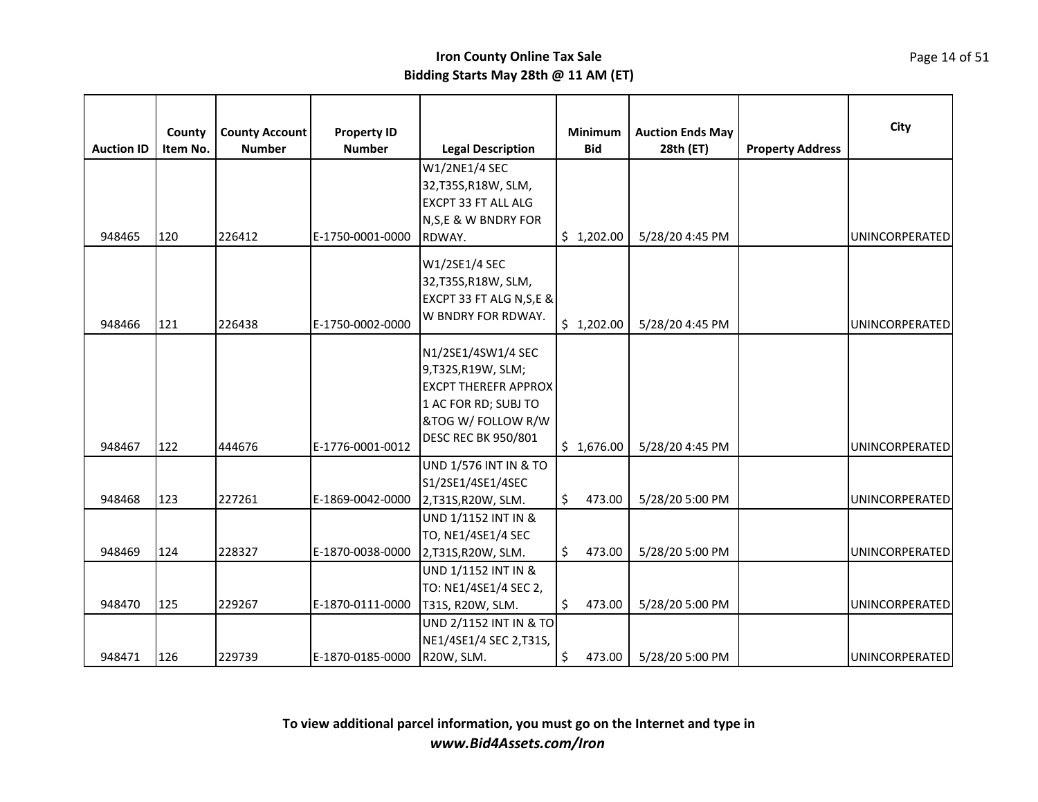**Iron County Online Tax Sale**
**Bidding Starts May 28th @ 11 AM (ET)**

| Auction ID | County Item No. | County Account Number | Property ID Number | Legal Description | Minimum Bid | Auction Ends May 28th (ET) | Property Address | City |
|---|---|---|---|---|---|---|---|---|
| 948465 | 120 | 226412 | E-1750-0001-0000 | W1/2NE1/4 SEC 32,T35S,R18W, SLM, EXCPT 33 FT ALL ALG N,S,E & W BNDRY FOR RDWAY. | $ 1,202.00 | 5/28/20 4:45 PM | | UNINCORPERATED |
| 948466 | 121 | 226438 | E-1750-0002-0000 | W1/2SE1/4 SEC 32,T35S,R18W, SLM, EXCPT 33 FT ALG N,S,E & W BNDRY FOR RDWAY. | $ 1,202.00 | 5/28/20 4:45 PM | | UNINCORPERATED |
| 948467 | 122 | 444676 | E-1776-0001-0012 | N1/2SE1/4SW1/4 SEC 9,T32S,R19W, SLM; EXCPT THEREFR APPROX 1 AC FOR RD; SUBJ TO &TOG W/ FOLLOW R/W DESC REC BK 950/801 | $ 1,676.00 | 5/28/20 4:45 PM | | UNINCORPERATED |
| 948468 | 123 | 227261 | E-1869-0042-0000 | UND 1/576 INT IN & TO S1/2SE1/4SE1/4SEC 2,T31S,R20W, SLM. | $ 473.00 | 5/28/20 5:00 PM | | UNINCORPERATED |
| 948469 | 124 | 228327 | E-1870-0038-0000 | UND 1/1152 INT IN & TO, NE1/4SE1/4 SEC 2,T31S,R20W, SLM. | $ 473.00 | 5/28/20 5:00 PM | | UNINCORPERATED |
| 948470 | 125 | 229267 | E-1870-0111-0000 | UND 1/1152 INT IN & TO: NE1/4SE1/4 SEC 2, T31S, R20W, SLM. | $ 473.00 | 5/28/20 5:00 PM | | UNINCORPERATED |
| 948471 | 126 | 229739 | E-1870-0185-0000 | UND 2/1152 INT IN & TO NE1/4SE1/4 SEC 2,T31S, R20W, SLM. | $ 473.00 | 5/28/20 5:00 PM | | UNINCORPERATED |

**To view additional parcel information, you must go on the Internet and type in**
***www.Bid4Assets.com/Iron***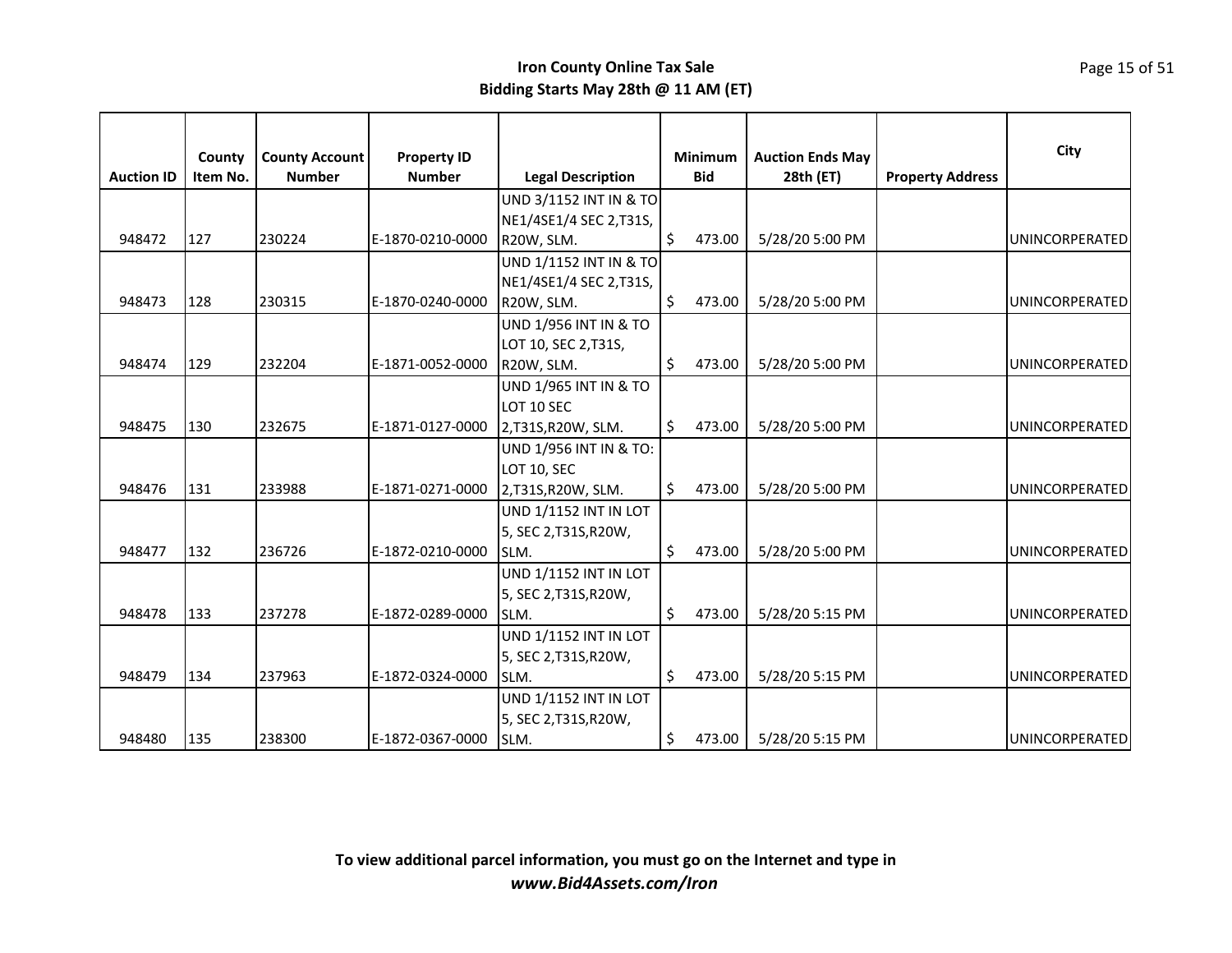**Iron County Online Tax Sale**
**Bidding Starts May 28th @ 11 AM (ET)**

| Auction ID | County Item No. | County Account Number | Property ID Number | Legal Description | Minimum Bid | Auction Ends May 28th (ET) | Property Address | City |
|---|---|---|---|---|---|---|---|---|
| 948472 | 127 | 230224 | E-1870-0210-0000 | UND 3/1152 INT IN & TO NE1/4SE1/4 SEC 2,T31S, R20W, SLM. | $ 473.00 | 5/28/20 5:00 PM | | UNINCORPERATED |
| 948473 | 128 | 230315 | E-1870-0240-0000 | UND 1/1152 INT IN & TO NE1/4SE1/4 SEC 2,T31S, R20W, SLM. | $ 473.00 | 5/28/20 5:00 PM | | UNINCORPERATED |
| 948474 | 129 | 232204 | E-1871-0052-0000 | UND 1/956 INT IN & TO LOT 10, SEC 2,T31S, R20W, SLM. | $ 473.00 | 5/28/20 5:00 PM | | UNINCORPERATED |
| 948475 | 130 | 232675 | E-1871-0127-0000 | UND 1/965 INT IN & TO LOT 10 SEC 2,T31S,R20W, SLM. | $ 473.00 | 5/28/20 5:00 PM | | UNINCORPERATED |
| 948476 | 131 | 233988 | E-1871-0271-0000 | UND 1/956 INT IN & TO: LOT 10, SEC 2,T31S,R20W, SLM. | $ 473.00 | 5/28/20 5:00 PM | | UNINCORPERATED |
| 948477 | 132 | 236726 | E-1872-0210-0000 | UND 1/1152 INT IN LOT 5, SEC 2,T31S,R20W, SLM. | $ 473.00 | 5/28/20 5:00 PM | | UNINCORPERATED |
| 948478 | 133 | 237278 | E-1872-0289-0000 | UND 1/1152 INT IN LOT 5, SEC 2,T31S,R20W, SLM. | $ 473.00 | 5/28/20 5:15 PM | | UNINCORPERATED |
| 948479 | 134 | 237963 | E-1872-0324-0000 | UND 1/1152 INT IN LOT 5, SEC 2,T31S,R20W, SLM. | $ 473.00 | 5/28/20 5:15 PM | | UNINCORPERATED |
| 948480 | 135 | 238300 | E-1872-0367-0000 | UND 1/1152 INT IN LOT 5, SEC 2,T31S,R20W, SLM. | $ 473.00 | 5/28/20 5:15 PM | | UNINCORPERATED |

**To view additional parcel information, you must go on the Internet and type in**
***www.Bid4Assets.com/Iron***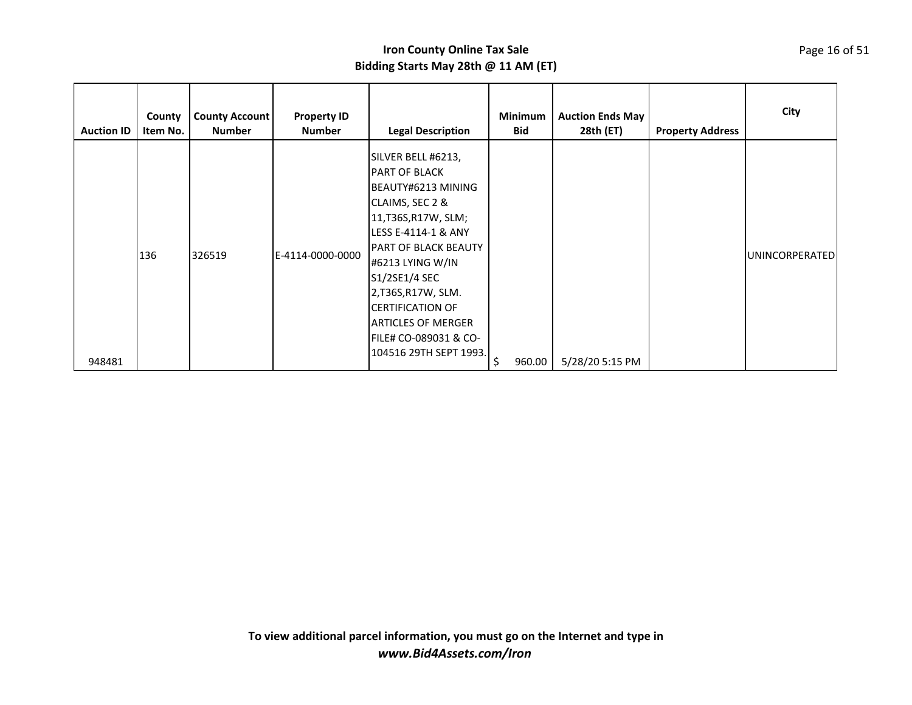**Iron County Online Tax Sale**
**Bidding Starts May 28th @ 11 AM (ET)**

| Auction ID | County Item No. | County Account Number | Property ID Number | Legal Description | Minimum Bid | Auction Ends May 28th (ET) | Property Address | City |
|---|---|---|---|---|---|---|---|---|
| 948481 | 136 | 326519 | E-4114-0000-0000 | SILVER BELL #6213, PART OF BLACK BEAUTY#6213 MINING CLAIMS, SEC 2 & 11,T36S,R17W, SLM; LESS E-4114-1 & ANY PART OF BLACK BEAUTY #6213 LYING W/IN S1/2SE1/4 SEC 2,T36S,R17W, SLM. CERTIFICATION OF ARTICLES OF MERGER FILE# CO-089031 & CO-104516 29TH SEPT 1993. | $ 960.00 | 5/28/20 5:15 PM | | UNINCORPERATED |

**To view additional parcel information, you must go on the Internet and type in**
***www.Bid4Assets.com/Iron***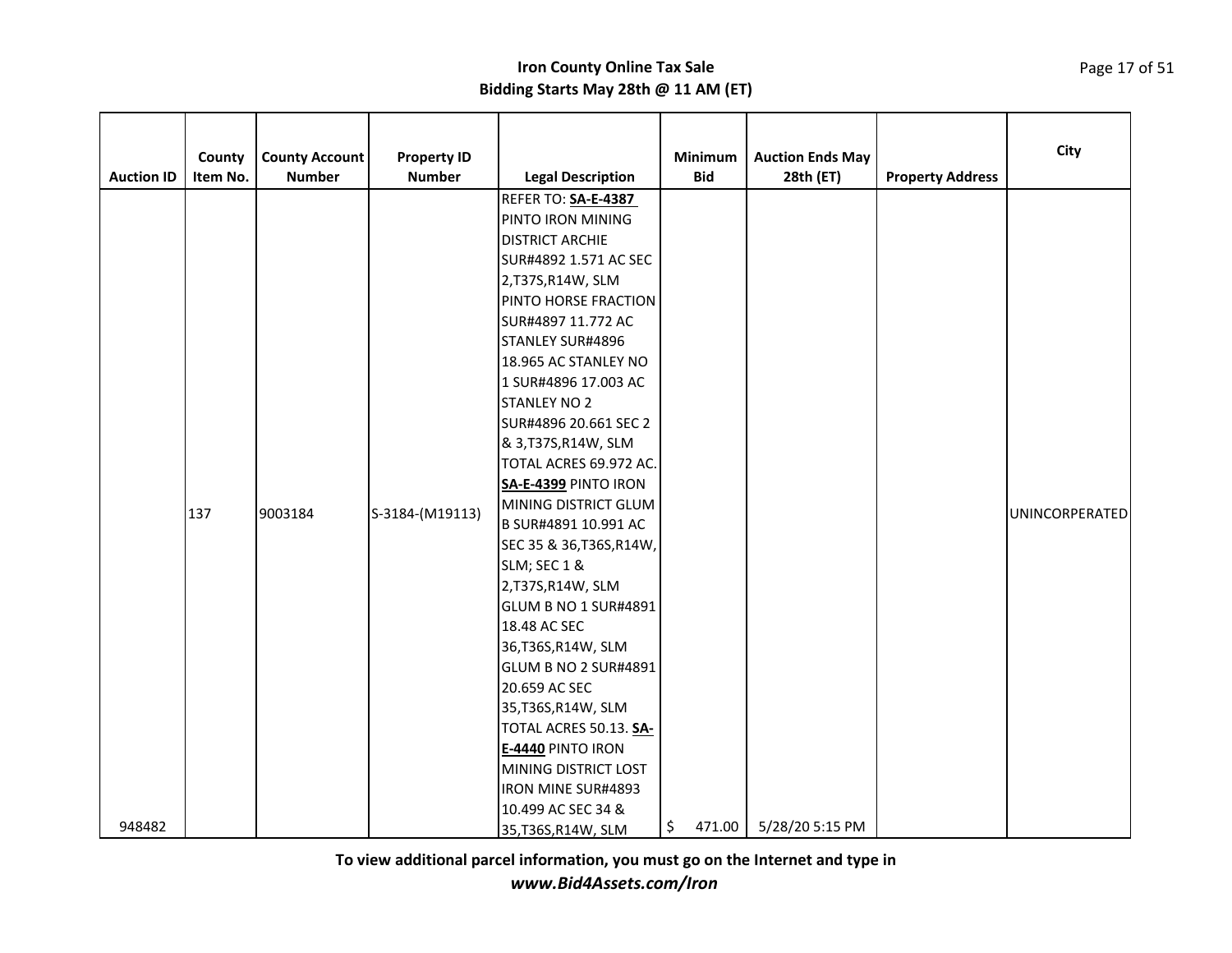# Iron County Online Tax Sale
## Bidding Starts May 28th @ 11 AM (ET)

| Auction ID | County Item No. | County Account Number | Property ID Number | Legal Description | Minimum Bid | Auction Ends May 28th (ET) | Property Address | City |
|---|---|---|---|---|---|---|---|---|
| 948482 | 137 | 9003184 | S-3184-(M19113) | REFER TO: **SA-E-4387** PINTO IRON MINING DISTRICT ARCHIE SUR#4892 1.571 AC SEC 2,T37S,R14W, SLM PINTO HORSE FRACTION SUR#4897 11.772 AC STANLEY SUR#4896 18.965 AC STANLEY NO 1 SUR#4896 17.003 AC STANLEY NO 2 SUR#4896 20.661 SEC 2 & 3,T37S,R14W, SLM TOTAL ACRES 69.972 AC. **SA-E-4399** PINTO IRON MINING DISTRICT GLUM B SUR#4891 10.991 AC SEC 35 & 36,T36S,R14W, SLM; SEC 1 & 2,T37S,R14W, SLM GLUM B NO 1 SUR#4891 18.48 AC SEC 36,T36S,R14W, SLM GLUM B NO 2 SUR#4891 20.659 AC SEC 35,T36S,R14W, SLM TOTAL ACRES 50.13. **SA-E-4440** PINTO IRON MINING DISTRICT LOST IRON MINE SUR#4893 10.499 AC SEC 34 & 35,T36S,R14W, SLM | $ 471.00 | 5/28/20 5:15 PM | | UNINCORPERATED |

**To view additional parcel information, you must go on the Internet and type in *www.Bid4Assets.com/Iron***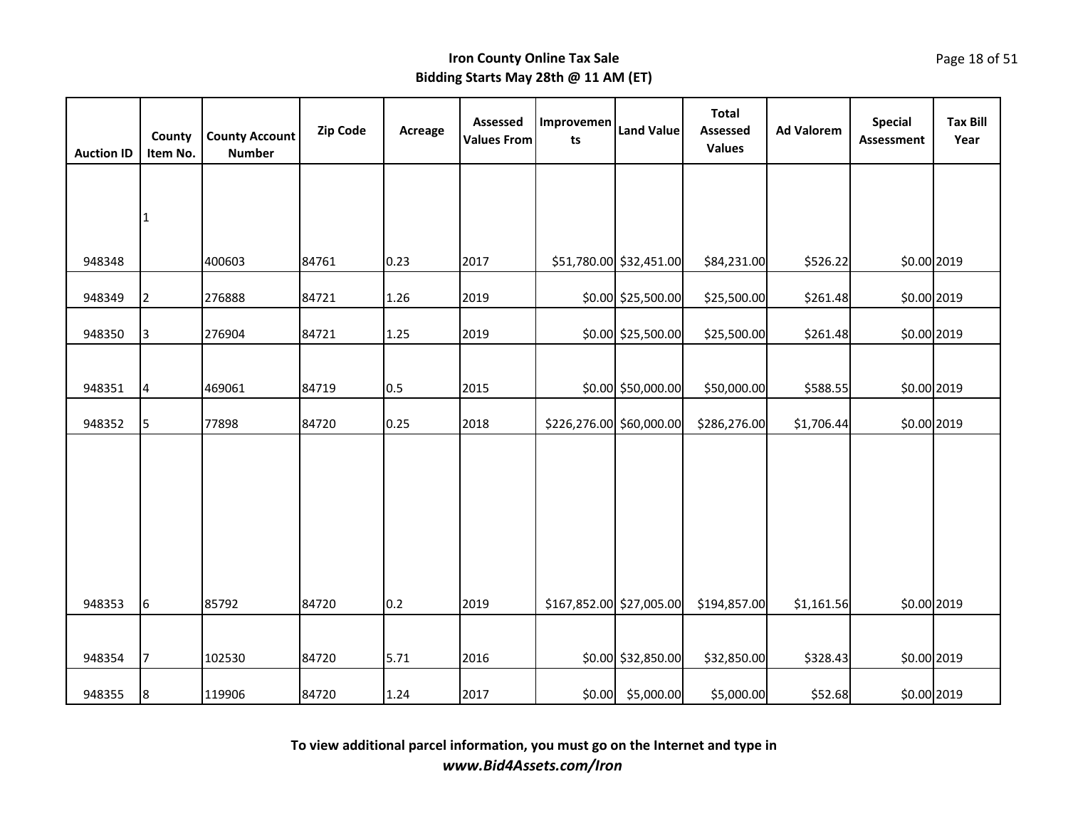**Iron County Online Tax Sale**
**Bidding Starts May 28th @ 11 AM (ET)**

| Auction ID | County Item No. | County Account Number | Zip Code | Acreage | Assessed Values From | Improvements | Land Value | Total Assessed Values | Ad Valorem | Special Assessment | Tax Bill Year |
|---|---|---|---|---|---|---|---|---|---|---|---|
| 948348 | 1 | 400603 | 84761 | 0.23 | 2017 | $51,780.00 | $32,451.00 | $84,231.00 | $526.22 | $0.00 | 2019 |
| 948349 | 2 | 276888 | 84721 | 1.26 | 2019 | $0.00 | $25,500.00 | $25,500.00 | $261.48 | $0.00 | 2019 |
| 948350 | 3 | 276904 | 84721 | 1.25 | 2019 | $0.00 | $25,500.00 | $25,500.00 | $261.48 | $0.00 | 2019 |
| 948351 | 4 | 469061 | 84719 | 0.5 | 2015 | $0.00 | $50,000.00 | $50,000.00 | $588.55 | $0.00 | 2019 |
| 948352 | 5 | 77898 | 84720 | 0.25 | 2018 | $226,276.00 | $60,000.00 | $286,276.00 | $1,706.44 | $0.00 | 2019 |
| 948353 | 6 | 85792 | 84720 | 0.2 | 2019 | $167,852.00 | $27,005.00 | $194,857.00 | $1,161.56 | $0.00 | 2019 |
| 948354 | 7 | 102530 | 84720 | 5.71 | 2016 | $0.00 | $32,850.00 | $32,850.00 | $328.43 | $0.00 | 2019 |
| 948355 | 8 | 119906 | 84720 | 1.24 | 2017 | $0.00 | $5,000.00 | $5,000.00 | $52.68 | $0.00 | 2019 |

**To view additional parcel information, you must go on the Internet and type in**
***www.Bid4Assets.com/Iron***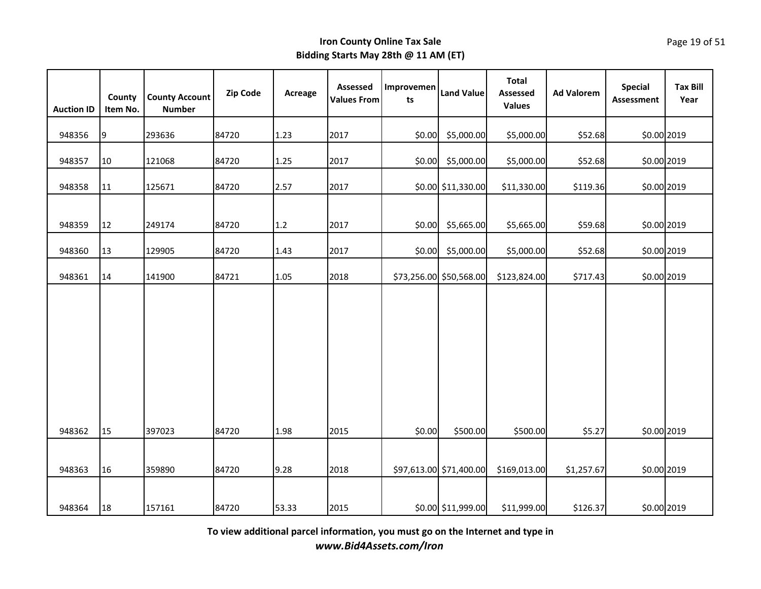**Iron County Online Tax Sale**
**Bidding Starts May 28th @ 11 AM (ET)**

| Auction ID | County Item No. | County Account Number | Zip Code | Acreage | Assessed Values From | Improvements | Land Value | Total Assessed Values | Ad Valorem | Special Assessment | Tax Bill Year |
|---|---|---|---|---|---|---|---|---|---|---|---|
| 948356 | 9 | 293636 | 84720 | 1.23 | 2017 | $0.00 | $5,000.00 | $5,000.00 | $52.68 | $0.00 | 2019 |
| 948357 | 10 | 121068 | 84720 | 1.25 | 2017 | $0.00 | $5,000.00 | $5,000.00 | $52.68 | $0.00 | 2019 |
| 948358 | 11 | 125671 | 84720 | 2.57 | 2017 | $0.00 | $11,330.00 | $11,330.00 | $119.36 | $0.00 | 2019 |
| 948359 | 12 | 249174 | 84720 | 1.2 | 2017 | $0.00 | $5,665.00 | $5,665.00 | $59.68 | $0.00 | 2019 |
| 948360 | 13 | 129905 | 84720 | 1.43 | 2017 | $0.00 | $5,000.00 | $5,000.00 | $52.68 | $0.00 | 2019 |
| 948361 | 14 | 141900 | 84721 | 1.05 | 2018 | $73,256.00 | $50,568.00 | $123,824.00 | $717.43 | $0.00 | 2019 |
| 948362 | 15 | 397023 | 84720 | 1.98 | 2015 | $0.00 | $500.00 | $500.00 | $5.27 | $0.00 | 2019 |
| 948363 | 16 | 359890 | 84720 | 9.28 | 2018 | $97,613.00 | $71,400.00 | $169,013.00 | $1,257.67 | $0.00 | 2019 |
| 948364 | 18 | 157161 | 84720 | 53.33 | 2015 | $0.00 | $11,999.00 | $11,999.00 | $126.37 | $0.00 | 2019 |

**To view additional parcel information, you must go on the Internet and type in**
***www.Bid4Assets.com/Iron***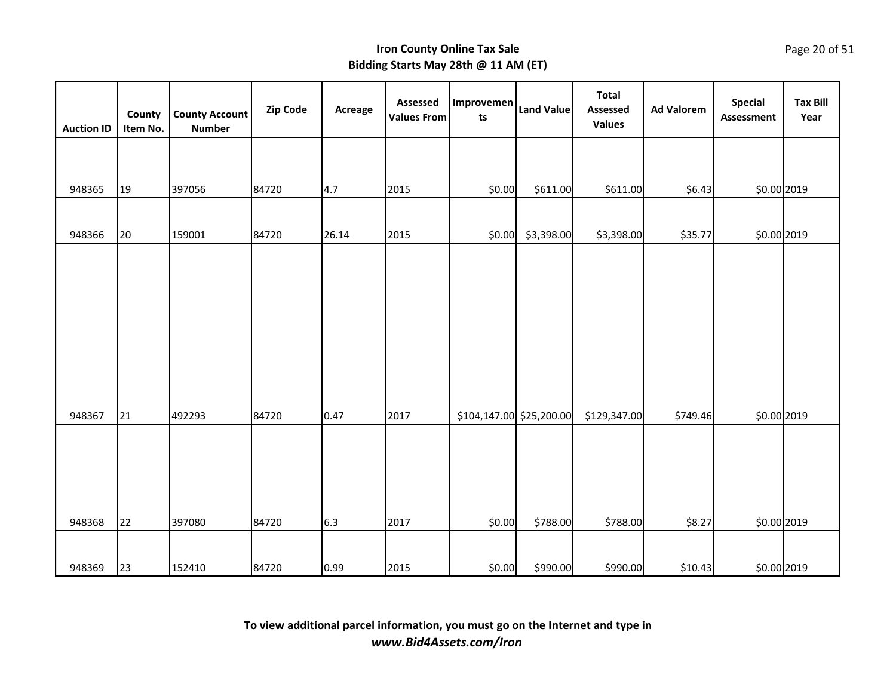**Iron County Online Tax Sale**
**Bidding Starts May 28th @ 11 AM (ET)**

| Auction ID | County Item No. | County Account Number | Zip Code | Acreage | Assessed Values From | Improvements | Land Value | Total Assessed Values | Ad Valorem | Special Assessment | Tax Bill Year |
|---|---|---|---|---|---|---|---|---|---|---|---|
| 948365 | 19 | 397056 | 84720 | 4.7 | 2015 | $0.00 | $611.00 | $611.00 | $6.43 | $0.00 | 2019 |
| 948366 | 20 | 159001 | 84720 | 26.14 | 2015 | $0.00 | $3,398.00 | $3,398.00 | $35.77 | $0.00 | 2019 |
| 948367 | 21 | 492293 | 84720 | 0.47 | 2017 | $104,147.00 | $25,200.00 | $129,347.00 | $749.46 | $0.00 | 2019 |
| 948368 | 22 | 397080 | 84720 | 6.3 | 2017 | $0.00 | $788.00 | $788.00 | $8.27 | $0.00 | 2019 |
| 948369 | 23 | 152410 | 84720 | 0.99 | 2015 | $0.00 | $990.00 | $990.00 | $10.43 | $0.00 | 2019 |

**To view additional parcel information, you must go on the Internet and type in**
***www.Bid4Assets.com/Iron***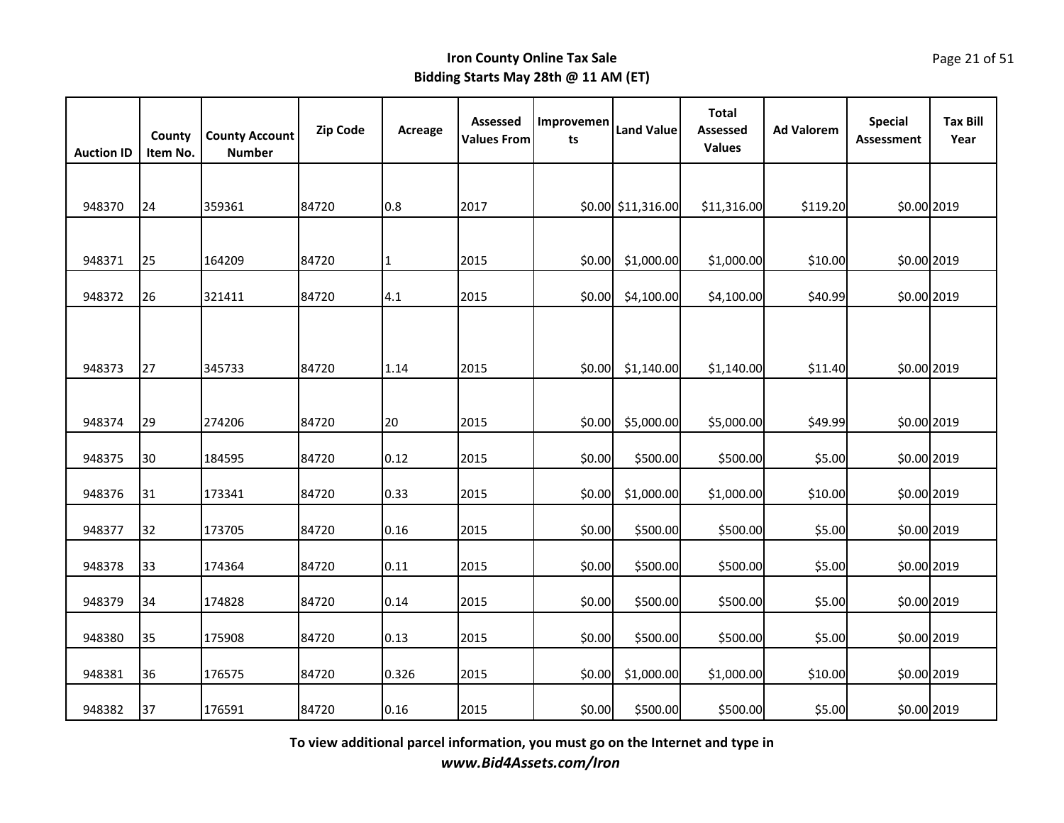# Iron County Online Tax Sale
## Bidding Starts May 28th @ 11 AM (ET)

| Auction ID | County Item No. | County Account Number | Zip Code | Acreage | Assessed Values From | Improvements | Land Value | Total Assessed Values | Ad Valorem | Special Assessment | Tax Bill Year |
|---|---|---|---|---|---|---|---|---|---|---|---|
| 948370 | 24 | 359361 | 84720 | 0.8 | 2017 | $0.00 | $11,316.00 | $11,316.00 | $119.20 | $0.00 | 2019 |
| 948371 | 25 | 164209 | 84720 | 1 | 2015 | $0.00 | $1,000.00 | $1,000.00 | $10.00 | $0.00 | 2019 |
| 948372 | 26 | 321411 | 84720 | 4.1 | 2015 | $0.00 | $4,100.00 | $4,100.00 | $40.99 | $0.00 | 2019 |
| 948373 | 27 | 345733 | 84720 | 1.14 | 2015 | $0.00 | $1,140.00 | $1,140.00 | $11.40 | $0.00 | 2019 |
| 948374 | 29 | 274206 | 84720 | 20 | 2015 | $0.00 | $5,000.00 | $5,000.00 | $49.99 | $0.00 | 2019 |
| 948375 | 30 | 184595 | 84720 | 0.12 | 2015 | $0.00 | $500.00 | $500.00 | $5.00 | $0.00 | 2019 |
| 948376 | 31 | 173341 | 84720 | 0.33 | 2015 | $0.00 | $1,000.00 | $1,000.00 | $10.00 | $0.00 | 2019 |
| 948377 | 32 | 173705 | 84720 | 0.16 | 2015 | $0.00 | $500.00 | $500.00 | $5.00 | $0.00 | 2019 |
| 948378 | 33 | 174364 | 84720 | 0.11 | 2015 | $0.00 | $500.00 | $500.00 | $5.00 | $0.00 | 2019 |
| 948379 | 34 | 174828 | 84720 | 0.14 | 2015 | $0.00 | $500.00 | $500.00 | $5.00 | $0.00 | 2019 |
| 948380 | 35 | 175908 | 84720 | 0.13 | 2015 | $0.00 | $500.00 | $500.00 | $5.00 | $0.00 | 2019 |
| 948381 | 36 | 176575 | 84720 | 0.326 | 2015 | $0.00 | $1,000.00 | $1,000.00 | $10.00 | $0.00 | 2019 |
| 948382 | 37 | 176591 | 84720 | 0.16 | 2015 | $0.00 | $500.00 | $500.00 | $5.00 | $0.00 | 2019 |

**To view additional parcel information, you must go on the Internet and type in**
***www.Bid4Assets.com/Iron***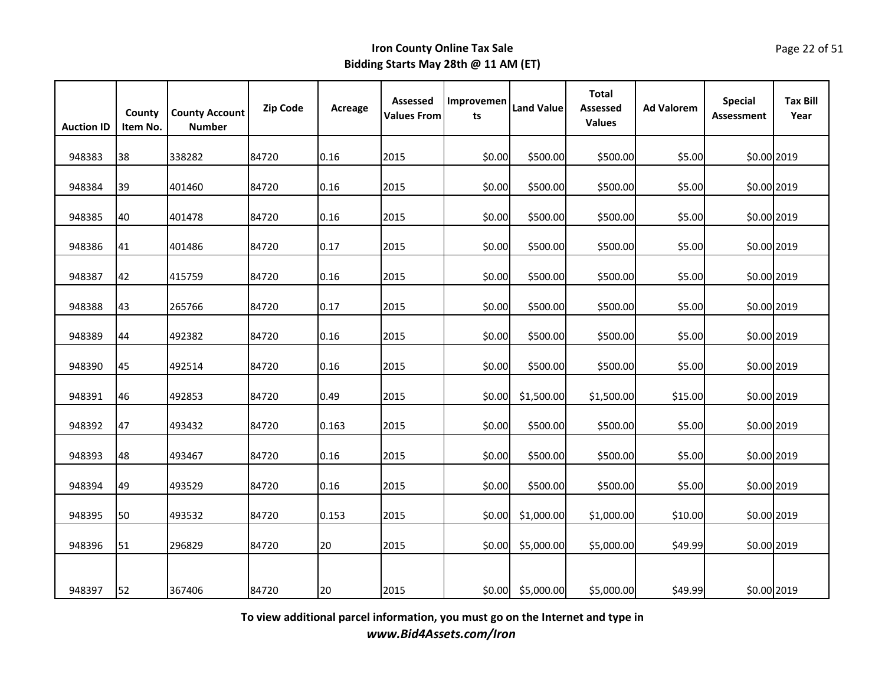**Iron County Online Tax Sale**
**Bidding Starts May 28th @ 11 AM (ET)**

| Auction ID | County Item No. | County Account Number | Zip Code | Acreage | Assessed Values From | Improvements | Land Value | Total Assessed Values | Ad Valorem | Special Assessment | Tax Bill Year |
|---|---|---|---|---|---|---|---|---|---|---|---|
| 948383 | 38 | 338282 | 84720 | 0.16 | 2015 | $0.00 | $500.00 | $500.00 | $5.00 | $0.00 | 2019 |
| 948384 | 39 | 401460 | 84720 | 0.16 | 2015 | $0.00 | $500.00 | $500.00 | $5.00 | $0.00 | 2019 |
| 948385 | 40 | 401478 | 84720 | 0.16 | 2015 | $0.00 | $500.00 | $500.00 | $5.00 | $0.00 | 2019 |
| 948386 | 41 | 401486 | 84720 | 0.17 | 2015 | $0.00 | $500.00 | $500.00 | $5.00 | $0.00 | 2019 |
| 948387 | 42 | 415759 | 84720 | 0.16 | 2015 | $0.00 | $500.00 | $500.00 | $5.00 | $0.00 | 2019 |
| 948388 | 43 | 265766 | 84720 | 0.17 | 2015 | $0.00 | $500.00 | $500.00 | $5.00 | $0.00 | 2019 |
| 948389 | 44 | 492382 | 84720 | 0.16 | 2015 | $0.00 | $500.00 | $500.00 | $5.00 | $0.00 | 2019 |
| 948390 | 45 | 492514 | 84720 | 0.16 | 2015 | $0.00 | $500.00 | $500.00 | $5.00 | $0.00 | 2019 |
| 948391 | 46 | 492853 | 84720 | 0.49 | 2015 | $0.00 | $1,500.00 | $1,500.00 | $15.00 | $0.00 | 2019 |
| 948392 | 47 | 493432 | 84720 | 0.163 | 2015 | $0.00 | $500.00 | $500.00 | $5.00 | $0.00 | 2019 |
| 948393 | 48 | 493467 | 84720 | 0.16 | 2015 | $0.00 | $500.00 | $500.00 | $5.00 | $0.00 | 2019 |
| 948394 | 49 | 493529 | 84720 | 0.16 | 2015 | $0.00 | $500.00 | $500.00 | $5.00 | $0.00 | 2019 |
| 948395 | 50 | 493532 | 84720 | 0.153 | 2015 | $0.00 | $1,000.00 | $1,000.00 | $10.00 | $0.00 | 2019 |
| 948396 | 51 | 296829 | 84720 | 20 | 2015 | $0.00 | $5,000.00 | $5,000.00 | $49.99 | $0.00 | 2019 |
| 948397 | 52 | 367406 | 84720 | 20 | 2015 | $0.00 | $5,000.00 | $5,000.00 | $49.99 | $0.00 | 2019 |

**To view additional parcel information, you must go on the Internet and type in**
***www.Bid4Assets.com/Iron***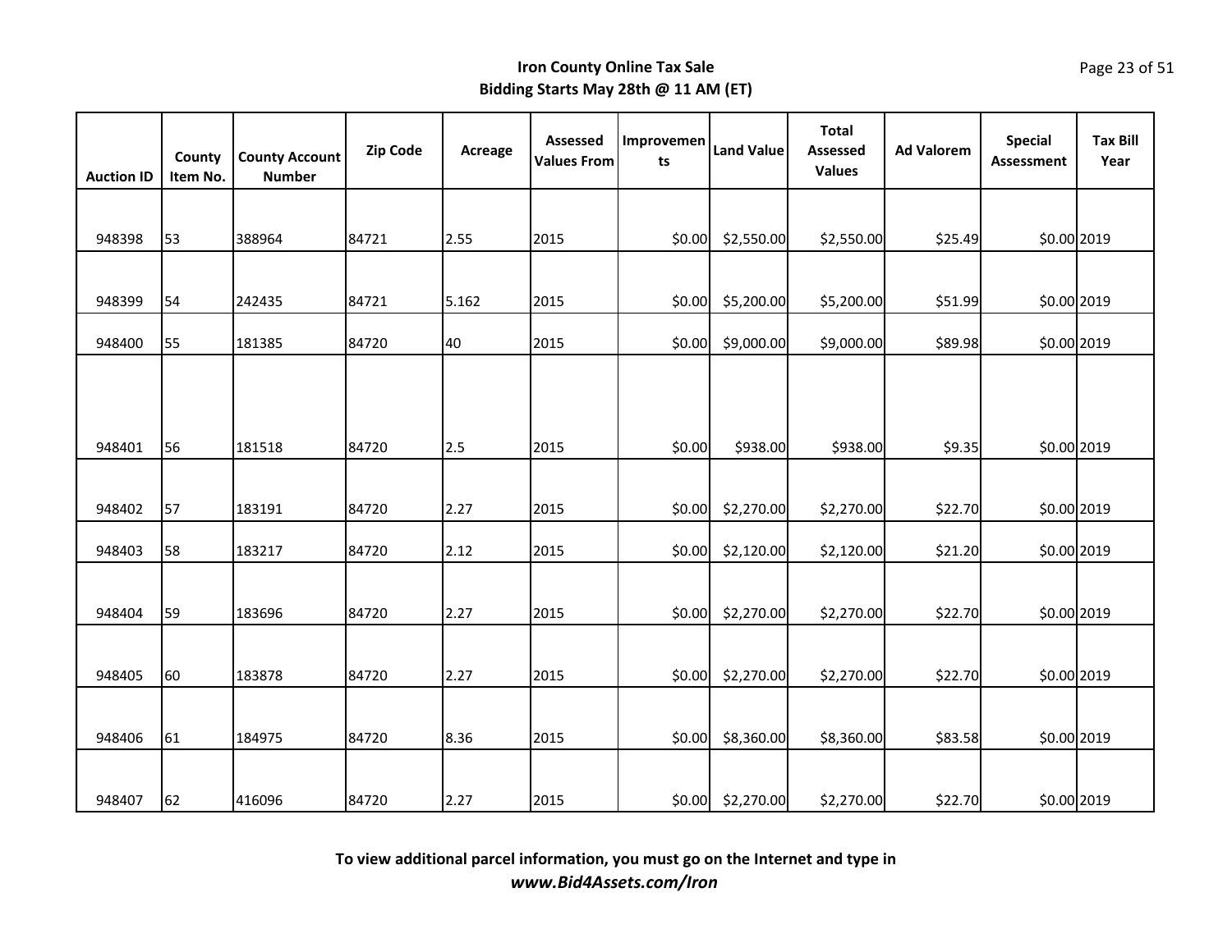**Iron County Online Tax Sale**
**Bidding Starts May 28th @ 11 AM (ET)**

| Auction ID | County Item No. | County Account Number | Zip Code | Acreage | Assessed Values From | Improvements | Land Value | Total Assessed Values | Ad Valorem | Special Assessment | Tax Bill Year |
|---|---|---|---|---|---|---|---|---|---|---|---|
| 948398 | 53 | 388964 | 84721 | 2.55 | 2015 | $0.00 | $2,550.00 | $2,550.00 | $25.49 | $0.00 | 2019 |
| 948399 | 54 | 242435 | 84721 | 5.162 | 2015 | $0.00 | $5,200.00 | $5,200.00 | $51.99 | $0.00 | 2019 |
| 948400 | 55 | 181385 | 84720 | 40 | 2015 | $0.00 | $9,000.00 | $9,000.00 | $89.98 | $0.00 | 2019 |
| 948401 | 56 | 181518 | 84720 | 2.5 | 2015 | $0.00 | $938.00 | $938.00 | $9.35 | $0.00 | 2019 |
| 948402 | 57 | 183191 | 84720 | 2.27 | 2015 | $0.00 | $2,270.00 | $2,270.00 | $22.70 | $0.00 | 2019 |
| 948403 | 58 | 183217 | 84720 | 2.12 | 2015 | $0.00 | $2,120.00 | $2,120.00 | $21.20 | $0.00 | 2019 |
| 948404 | 59 | 183696 | 84720 | 2.27 | 2015 | $0.00 | $2,270.00 | $2,270.00 | $22.70 | $0.00 | 2019 |
| 948405 | 60 | 183878 | 84720 | 2.27 | 2015 | $0.00 | $2,270.00 | $2,270.00 | $22.70 | $0.00 | 2019 |
| 948406 | 61 | 184975 | 84720 | 8.36 | 2015 | $0.00 | $8,360.00 | $8,360.00 | $83.58 | $0.00 | 2019 |
| 948407 | 62 | 416096 | 84720 | 2.27 | 2015 | $0.00 | $2,270.00 | $2,270.00 | $22.70 | $0.00 | 2019 |

**To view additional parcel information, you must go on the Internet and type in**
***www.Bid4Assets.com/Iron***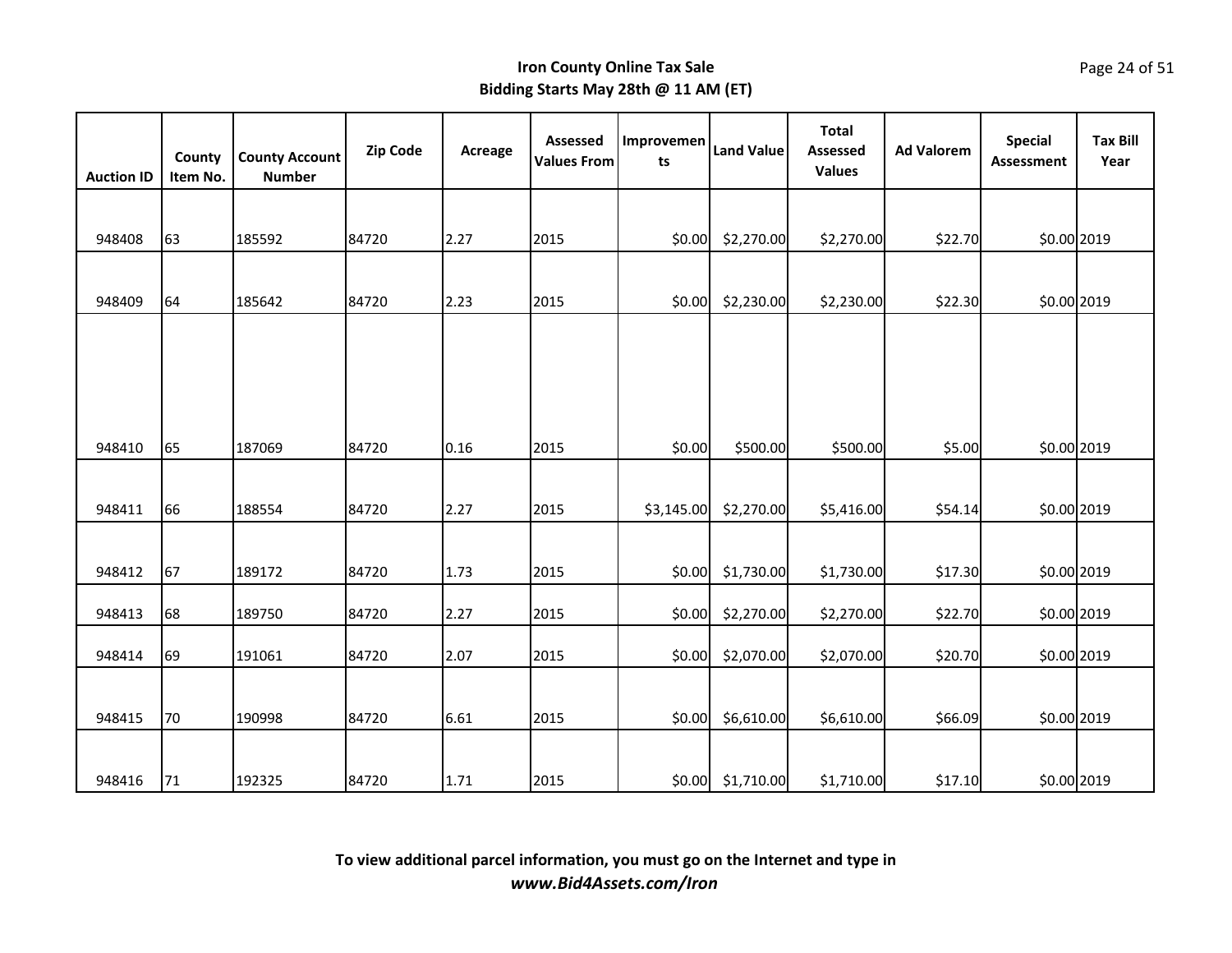**Iron County Online Tax Sale**
**Bidding Starts May 28th @ 11 AM (ET)**

| Auction ID | County Item No. | County Account Number | Zip Code | Acreage | Assessed Values From | Improvements | Land Value | Total Assessed Values | Ad Valorem | Special Assessment | Tax Bill Year |
|---|---|---|---|---|---|---|---|---|---|---|---|
| 948408 | 63 | 185592 | 84720 | 2.27 | 2015 | $0.00 | $2,270.00 | $2,270.00 | $22.70 | $0.00 | 2019 |
| 948409 | 64 | 185642 | 84720 | 2.23 | 2015 | $0.00 | $2,230.00 | $2,230.00 | $22.30 | $0.00 | 2019 |
| 948410 | 65 | 187069 | 84720 | 0.16 | 2015 | $0.00 | $500.00 | $500.00 | $5.00 | $0.00 | 2019 |
| 948411 | 66 | 188554 | 84720 | 2.27 | 2015 | $3,145.00 | $2,270.00 | $5,416.00 | $54.14 | $0.00 | 2019 |
| 948412 | 67 | 189172 | 84720 | 1.73 | 2015 | $0.00 | $1,730.00 | $1,730.00 | $17.30 | $0.00 | 2019 |
| 948413 | 68 | 189750 | 84720 | 2.27 | 2015 | $0.00 | $2,270.00 | $2,270.00 | $22.70 | $0.00 | 2019 |
| 948414 | 69 | 191061 | 84720 | 2.07 | 2015 | $0.00 | $2,070.00 | $2,070.00 | $20.70 | $0.00 | 2019 |
| 948415 | 70 | 190998 | 84720 | 6.61 | 2015 | $0.00 | $6,610.00 | $6,610.00 | $66.09 | $0.00 | 2019 |
| 948416 | 71 | 192325 | 84720 | 1.71 | 2015 | $0.00 | $1,710.00 | $1,710.00 | $17.10 | $0.00 | 2019 |

**To view additional parcel information, you must go on the Internet and type in**
***www.Bid4Assets.com/Iron***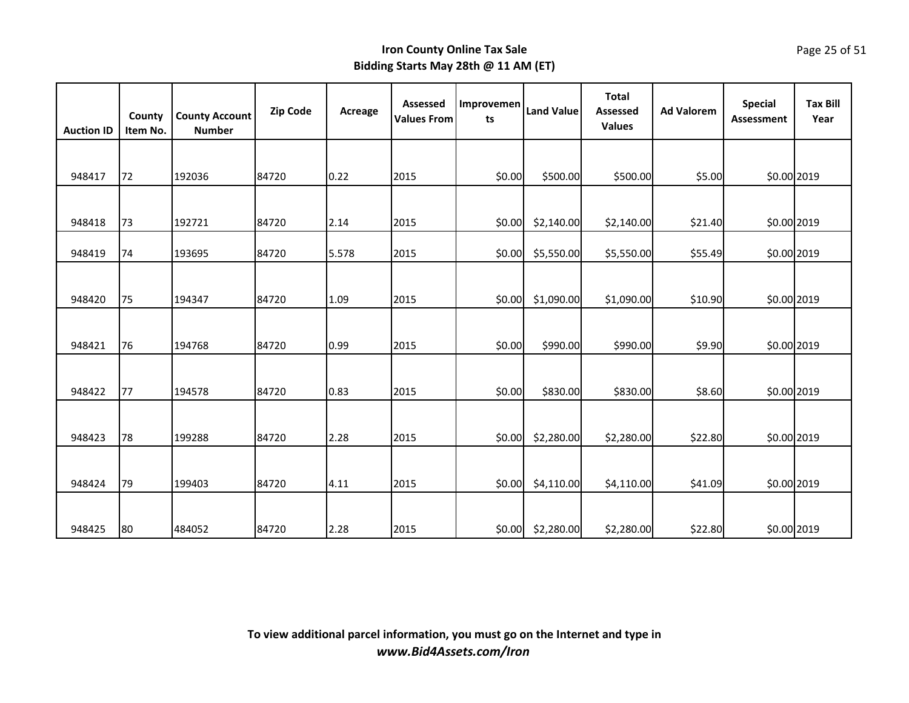# Iron County Online Tax Sale

## Bidding Starts May 28th @ 11 AM (ET)

| Auction ID | County Item No. | County Account Number | Zip Code | Acreage | Assessed Values From | Improvements | Land Value | Total Assessed Values | Ad Valorem | Special Assessment | Tax Bill Year |
|---|---|---|---|---|---|---|---|---|---|---|---|
| 948417 | 72 | 192036 | 84720 | 0.22 | 2015 | $0.00 | $500.00 | $500.00 | $5.00 | $0.00 | 2019 |
| 948418 | 73 | 192721 | 84720 | 2.14 | 2015 | $0.00 | $2,140.00 | $2,140.00 | $21.40 | $0.00 | 2019 |
| 948419 | 74 | 193695 | 84720 | 5.578 | 2015 | $0.00 | $5,550.00 | $5,550.00 | $55.49 | $0.00 | 2019 |
| 948420 | 75 | 194347 | 84720 | 1.09 | 2015 | $0.00 | $1,090.00 | $1,090.00 | $10.90 | $0.00 | 2019 |
| 948421 | 76 | 194768 | 84720 | 0.99 | 2015 | $0.00 | $990.00 | $990.00 | $9.90 | $0.00 | 2019 |
| 948422 | 77 | 194578 | 84720 | 0.83 | 2015 | $0.00 | $830.00 | $830.00 | $8.60 | $0.00 | 2019 |
| 948423 | 78 | 199288 | 84720 | 2.28 | 2015 | $0.00 | $2,280.00 | $2,280.00 | $22.80 | $0.00 | 2019 |
| 948424 | 79 | 199403 | 84720 | 4.11 | 2015 | $0.00 | $4,110.00 | $4,110.00 | $41.09 | $0.00 | 2019 |
| 948425 | 80 | 484052 | 84720 | 2.28 | 2015 | $0.00 | $2,280.00 | $2,280.00 | $22.80 | $0.00 | 2019 |

**To view additional parcel information, you must go on the Internet and type in**
***www.Bid4Assets.com/Iron***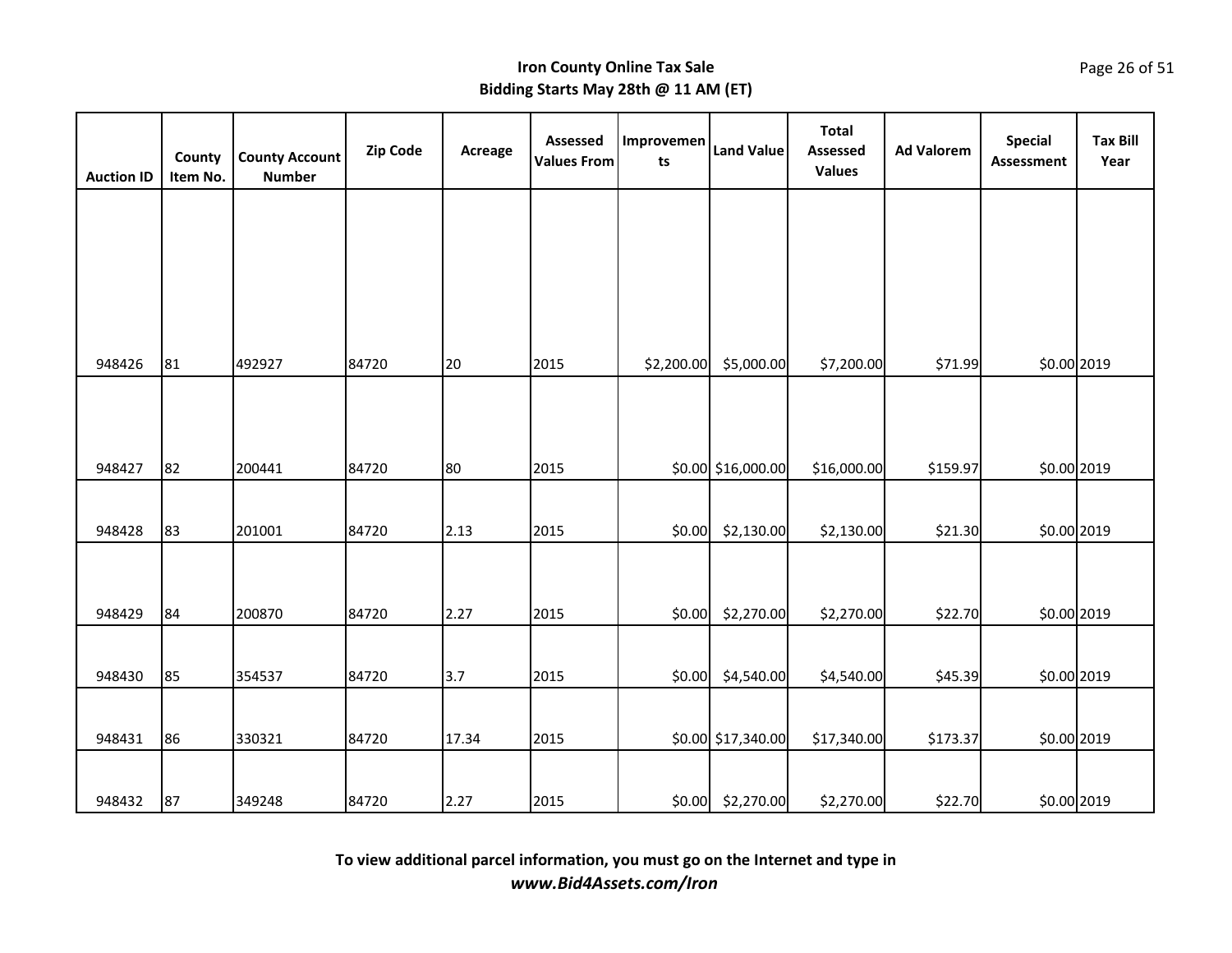**Iron County Online Tax Sale**
**Bidding Starts May 28th @ 11 AM (ET)**

| Auction ID | County Item No. | County Account Number | Zip Code | Acreage | Assessed Values From | Improvements | Land Value | Total Assessed Values | Ad Valorem | Special Assessment | Tax Bill Year |
|---|---|---|---|---|---|---|---|---|---|---|---|
| 948426 | 81 | 492927 | 84720 | 20 | 2015 | $2,200.00 | $5,000.00 | $7,200.00 | $71.99 | $0.00 | 2019 |
| 948427 | 82 | 200441 | 84720 | 80 | 2015 | $0.00 | $16,000.00 | $16,000.00 | $159.97 | $0.00 | 2019 |
| 948428 | 83 | 201001 | 84720 | 2.13 | 2015 | $0.00 | $2,130.00 | $2,130.00 | $21.30 | $0.00 | 2019 |
| 948429 | 84 | 200870 | 84720 | 2.27 | 2015 | $0.00 | $2,270.00 | $2,270.00 | $22.70 | $0.00 | 2019 |
| 948430 | 85 | 354537 | 84720 | 3.7 | 2015 | $0.00 | $4,540.00 | $4,540.00 | $45.39 | $0.00 | 2019 |
| 948431 | 86 | 330321 | 84720 | 17.34 | 2015 | $0.00 | $17,340.00 | $17,340.00 | $173.37 | $0.00 | 2019 |
| 948432 | 87 | 349248 | 84720 | 2.27 | 2015 | $0.00 | $2,270.00 | $2,270.00 | $22.70 | $0.00 | 2019 |

**To view additional parcel information, you must go on the Internet and type in**
***www.Bid4Assets.com/Iron***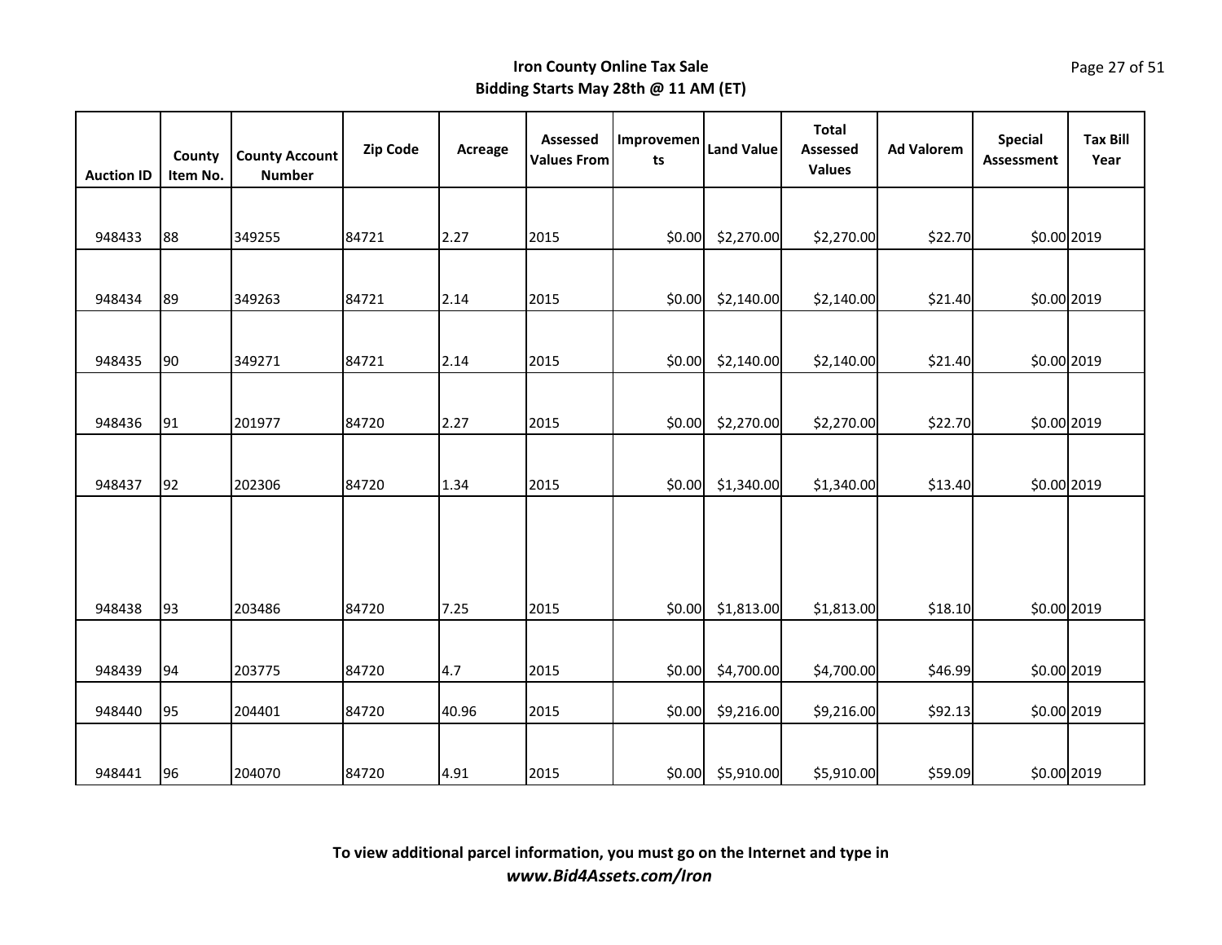**Iron County Online Tax Sale**
**Bidding Starts May 28th @ 11 AM (ET)**

| Auction ID | County Item No. | County Account Number | Zip Code | Acreage | Assessed Values From | Improvements | Land Value | Total Assessed Values | Ad Valorem | Special Assessment | Tax Bill Year |
|---|---|---|---|---|---|---|---|---|---|---|---|
| 948433 | 88 | 349255 | 84721 | 2.27 | 2015 | $0.00 | $2,270.00 | $2,270.00 | $22.70 | $0.00 | 2019 |
| 948434 | 89 | 349263 | 84721 | 2.14 | 2015 | $0.00 | $2,140.00 | $2,140.00 | $21.40 | $0.00 | 2019 |
| 948435 | 90 | 349271 | 84721 | 2.14 | 2015 | $0.00 | $2,140.00 | $2,140.00 | $21.40 | $0.00 | 2019 |
| 948436 | 91 | 201977 | 84720 | 2.27 | 2015 | $0.00 | $2,270.00 | $2,270.00 | $22.70 | $0.00 | 2019 |
| 948437 | 92 | 202306 | 84720 | 1.34 | 2015 | $0.00 | $1,340.00 | $1,340.00 | $13.40 | $0.00 | 2019 |
| 948438 | 93 | 203486 | 84720 | 7.25 | 2015 | $0.00 | $1,813.00 | $1,813.00 | $18.10 | $0.00 | 2019 |
| 948439 | 94 | 203775 | 84720 | 4.7 | 2015 | $0.00 | $4,700.00 | $4,700.00 | $46.99 | $0.00 | 2019 |
| 948440 | 95 | 204401 | 84720 | 40.96 | 2015 | $0.00 | $9,216.00 | $9,216.00 | $92.13 | $0.00 | 2019 |
| 948441 | 96 | 204070 | 84720 | 4.91 | 2015 | $0.00 | $5,910.00 | $5,910.00 | $59.09 | $0.00 | 2019 |

**To view additional parcel information, you must go on the Internet and type in**
***www.Bid4Assets.com/Iron***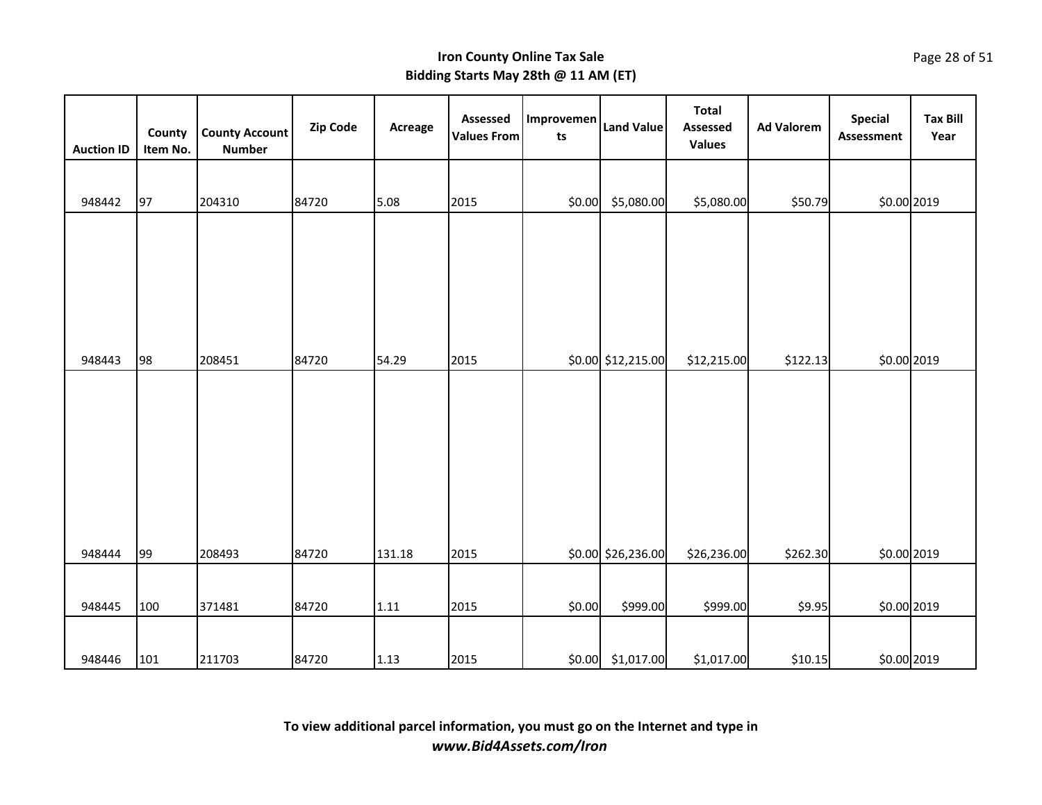**Iron County Online Tax Sale**
**Bidding Starts May 28th @ 11 AM (ET)**

| Auction ID | County Item No. | County Account Number | Zip Code | Acreage | Assessed Values From | Improvements | Land Value | Total Assessed Values | Ad Valorem | Special Assessment | Tax Bill Year |
|---|---|---|---|---|---|---|---|---|---|---|---|
| 948442 | 97 | 204310 | 84720 | 5.08 | 2015 | $0.00 | $5,080.00 | $5,080.00 | $50.79 | $0.00 | 2019 |
| 948443 | 98 | 208451 | 84720 | 54.29 | 2015 | $0.00 | $12,215.00 | $12,215.00 | $122.13 | $0.00 | 2019 |
| 948444 | 99 | 208493 | 84720 | 131.18 | 2015 | $0.00 | $26,236.00 | $26,236.00 | $262.30 | $0.00 | 2019 |
| 948445 | 100 | 371481 | 84720 | 1.11 | 2015 | $0.00 | $999.00 | $999.00 | $9.95 | $0.00 | 2019 |
| 948446 | 101 | 211703 | 84720 | 1.13 | 2015 | $0.00 | $1,017.00 | $1,017.00 | $10.15 | $0.00 | 2019 |

**To view additional parcel information, you must go on the Internet and type in**
***www.Bid4Assets.com/Iron***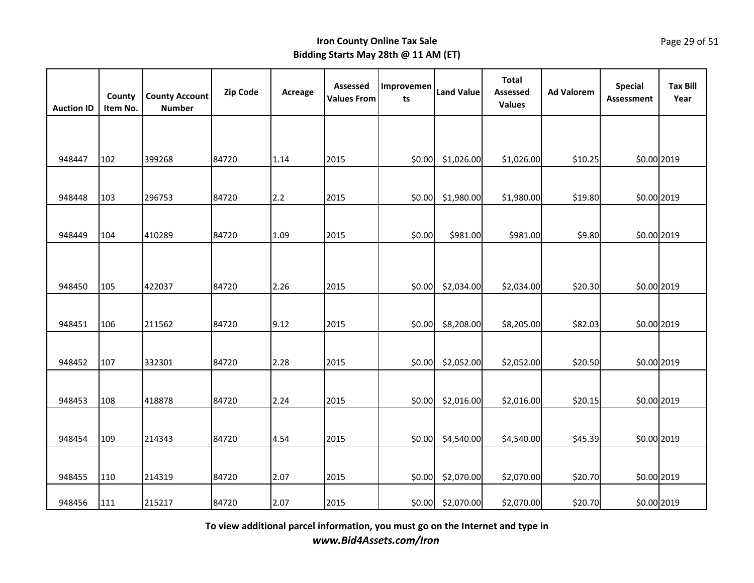**Iron County Online Tax Sale**
**Bidding Starts May 28th @ 11 AM (ET)**

| Auction ID | County Item No. | County Account Number | Zip Code | Acreage | Assessed Values From | Improvements | Land Value | Total Assessed Values | Ad Valorem | Special Assessment | Tax Bill Year |
|---|---|---|---|---|---|---|---|---|---|---|---|
| 948447 | 102 | 399268 | 84720 | 1.14 | 2015 | $0.00 | $1,026.00 | $1,026.00 | $10.25 | $0.00 | 2019 |
| 948448 | 103 | 296753 | 84720 | 2.2 | 2015 | $0.00 | $1,980.00 | $1,980.00 | $19.80 | $0.00 | 2019 |
| 948449 | 104 | 410289 | 84720 | 1.09 | 2015 | $0.00 | $981.00 | $981.00 | $9.80 | $0.00 | 2019 |
| 948450 | 105 | 422037 | 84720 | 2.26 | 2015 | $0.00 | $2,034.00 | $2,034.00 | $20.30 | $0.00 | 2019 |
| 948451 | 106 | 211562 | 84720 | 9.12 | 2015 | $0.00 | $8,208.00 | $8,205.00 | $82.03 | $0.00 | 2019 |
| 948452 | 107 | 332301 | 84720 | 2.28 | 2015 | $0.00 | $2,052.00 | $2,052.00 | $20.50 | $0.00 | 2019 |
| 948453 | 108 | 418878 | 84720 | 2.24 | 2015 | $0.00 | $2,016.00 | $2,016.00 | $20.15 | $0.00 | 2019 |
| 948454 | 109 | 214343 | 84720 | 4.54 | 2015 | $0.00 | $4,540.00 | $4,540.00 | $45.39 | $0.00 | 2019 |
| 948455 | 110 | 214319 | 84720 | 2.07 | 2015 | $0.00 | $2,070.00 | $2,070.00 | $20.70 | $0.00 | 2019 |
| 948456 | 111 | 215217 | 84720 | 2.07 | 2015 | $0.00 | $2,070.00 | $2,070.00 | $20.70 | $0.00 | 2019 |

**To view additional parcel information, you must go on the Internet and type in**
***www.Bid4Assets.com/Iron***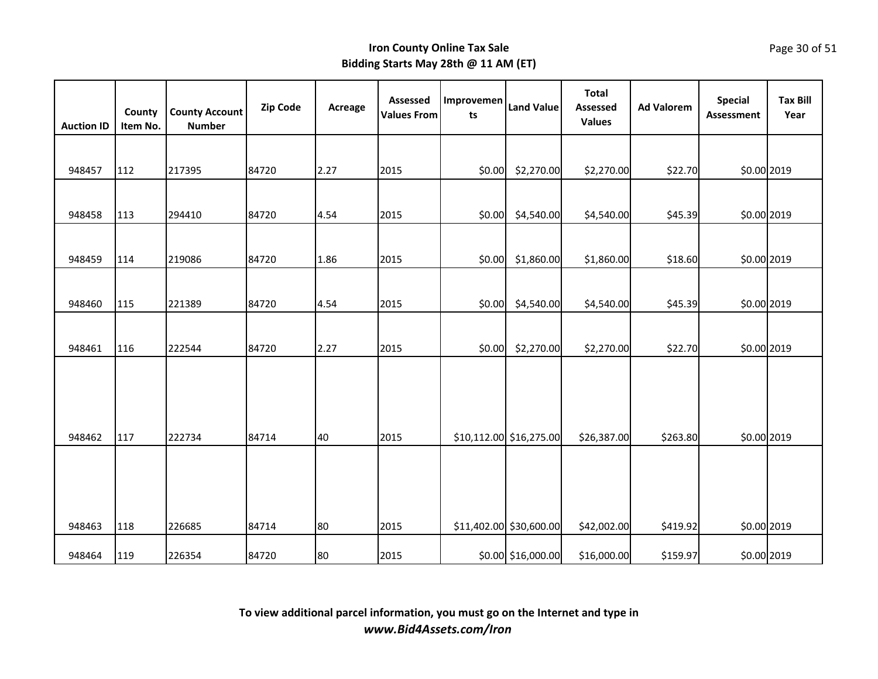**Iron County Online Tax Sale**
**Bidding Starts May 28th @ 11 AM (ET)**

| Auction ID | County Item No. | County Account Number | Zip Code | Acreage | Assessed Values From | Improvements | Land Value | Total Assessed Values | Ad Valorem | Special Assessment | Tax Bill Year |
|---|---|---|---|---|---|---|---|---|---|---|---|
| 948457 | 112 | 217395 | 84720 | 2.27 | 2015 | $0.00 | $2,270.00 | $2,270.00 | $22.70 | $0.00 | 2019 |
| 948458 | 113 | 294410 | 84720 | 4.54 | 2015 | $0.00 | $4,540.00 | $4,540.00 | $45.39 | $0.00 | 2019 |
| 948459 | 114 | 219086 | 84720 | 1.86 | 2015 | $0.00 | $1,860.00 | $1,860.00 | $18.60 | $0.00 | 2019 |
| 948460 | 115 | 221389 | 84720 | 4.54 | 2015 | $0.00 | $4,540.00 | $4,540.00 | $45.39 | $0.00 | 2019 |
| 948461 | 116 | 222544 | 84720 | 2.27 | 2015 | $0.00 | $2,270.00 | $2,270.00 | $22.70 | $0.00 | 2019 |
| 948462 | 117 | 222734 | 84714 | 40 | 2015 | $10,112.00 | $16,275.00 | $26,387.00 | $263.80 | $0.00 | 2019 |
| 948463 | 118 | 226685 | 84714 | 80 | 2015 | $11,402.00 | $30,600.00 | $42,002.00 | $419.92 | $0.00 | 2019 |
| 948464 | 119 | 226354 | 84720 | 80 | 2015 | $0.00 | $16,000.00 | $16,000.00 | $159.97 | $0.00 | 2019 |

**To view additional parcel information, you must go on the Internet and type in**
***www.Bid4Assets.com/Iron***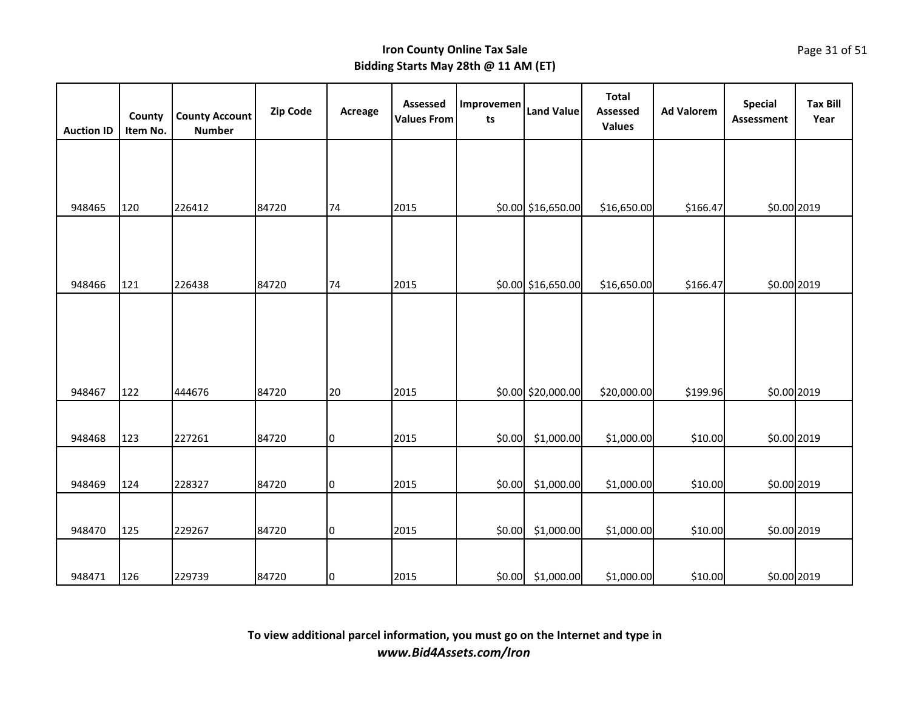**Iron County Online Tax Sale**
**Bidding Starts May 28th @ 11 AM (ET)**

| Auction ID | County Item No. | County Account Number | Zip Code | Acreage | Assessed Values From | Improvements | Land Value | Total Assessed Values | Ad Valorem | Special Assessment | Tax Bill Year |
|---|---|---|---|---|---|---|---|---|---|---|---|
| 948465 | 120 | 226412 | 84720 | 74 | 2015 | $0.00 | $16,650.00 | $16,650.00 | $166.47 | $0.00 | 2019 |
| 948466 | 121 | 226438 | 84720 | 74 | 2015 | $0.00 | $16,650.00 | $16,650.00 | $166.47 | $0.00 | 2019 |
| 948467 | 122 | 444676 | 84720 | 20 | 2015 | $0.00 | $20,000.00 | $20,000.00 | $199.96 | $0.00 | 2019 |
| 948468 | 123 | 227261 | 84720 | 0 | 2015 | $0.00 | $1,000.00 | $1,000.00 | $10.00 | $0.00 | 2019 |
| 948469 | 124 | 228327 | 84720 | 0 | 2015 | $0.00 | $1,000.00 | $1,000.00 | $10.00 | $0.00 | 2019 |
| 948470 | 125 | 229267 | 84720 | 0 | 2015 | $0.00 | $1,000.00 | $1,000.00 | $10.00 | $0.00 | 2019 |
| 948471 | 126 | 229739 | 84720 | 0 | 2015 | $0.00 | $1,000.00 | $1,000.00 | $10.00 | $0.00 | 2019 |

**To view additional parcel information, you must go on the Internet and type in**
***www.Bid4Assets.com/Iron***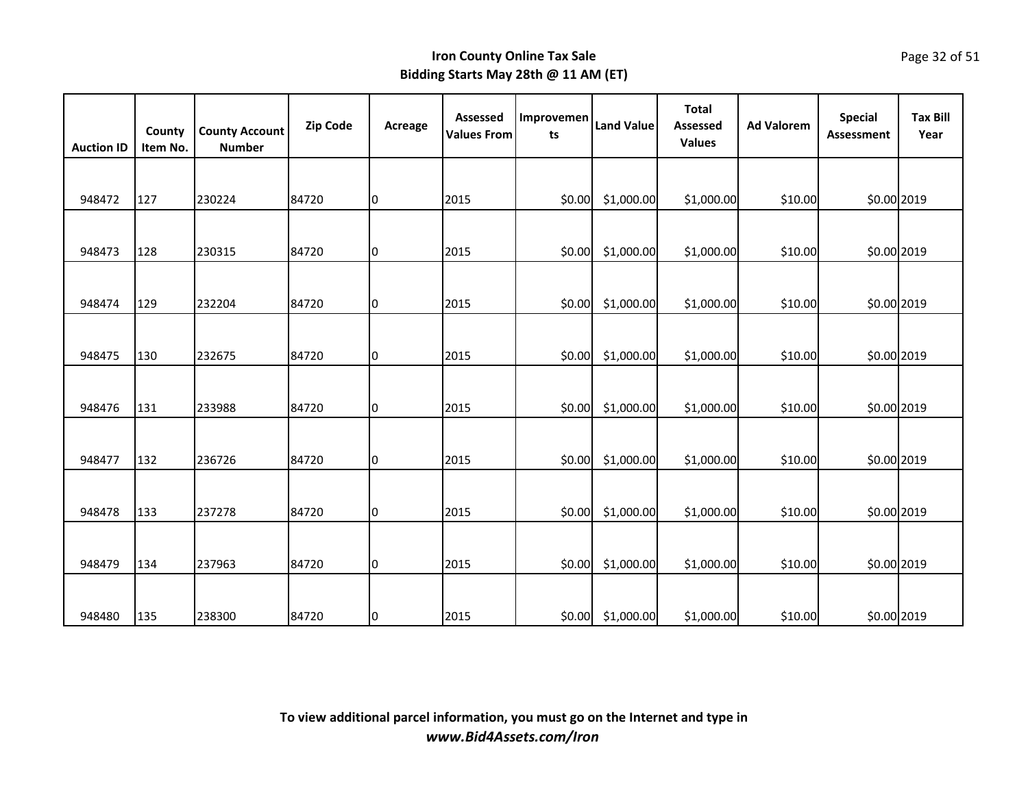**Iron County Online Tax Sale**
**Bidding Starts May 28th @ 11 AM (ET)**

| Auction ID | County Item No. | County Account Number | Zip Code | Acreage | Assessed Values From | Improvements | Land Value | Total Assessed Values | Ad Valorem | Special Assessment | Tax Bill Year |
|---|---|---|---|---|---|---|---|---|---|---|---|
| 948472 | 127 | 230224 | 84720 | 0 | 2015 | $0.00 | $1,000.00 | $1,000.00 | $10.00 | $0.00 | 2019 |
| 948473 | 128 | 230315 | 84720 | 0 | 2015 | $0.00 | $1,000.00 | $1,000.00 | $10.00 | $0.00 | 2019 |
| 948474 | 129 | 232204 | 84720 | 0 | 2015 | $0.00 | $1,000.00 | $1,000.00 | $10.00 | $0.00 | 2019 |
| 948475 | 130 | 232675 | 84720 | 0 | 2015 | $0.00 | $1,000.00 | $1,000.00 | $10.00 | $0.00 | 2019 |
| 948476 | 131 | 233988 | 84720 | 0 | 2015 | $0.00 | $1,000.00 | $1,000.00 | $10.00 | $0.00 | 2019 |
| 948477 | 132 | 236726 | 84720 | 0 | 2015 | $0.00 | $1,000.00 | $1,000.00 | $10.00 | $0.00 | 2019 |
| 948478 | 133 | 237278 | 84720 | 0 | 2015 | $0.00 | $1,000.00 | $1,000.00 | $10.00 | $0.00 | 2019 |
| 948479 | 134 | 237963 | 84720 | 0 | 2015 | $0.00 | $1,000.00 | $1,000.00 | $10.00 | $0.00 | 2019 |
| 948480 | 135 | 238300 | 84720 | 0 | 2015 | $0.00 | $1,000.00 | $1,000.00 | $10.00 | $0.00 | 2019 |

**To view additional parcel information, you must go on the Internet and type in**
***www.Bid4Assets.com/Iron***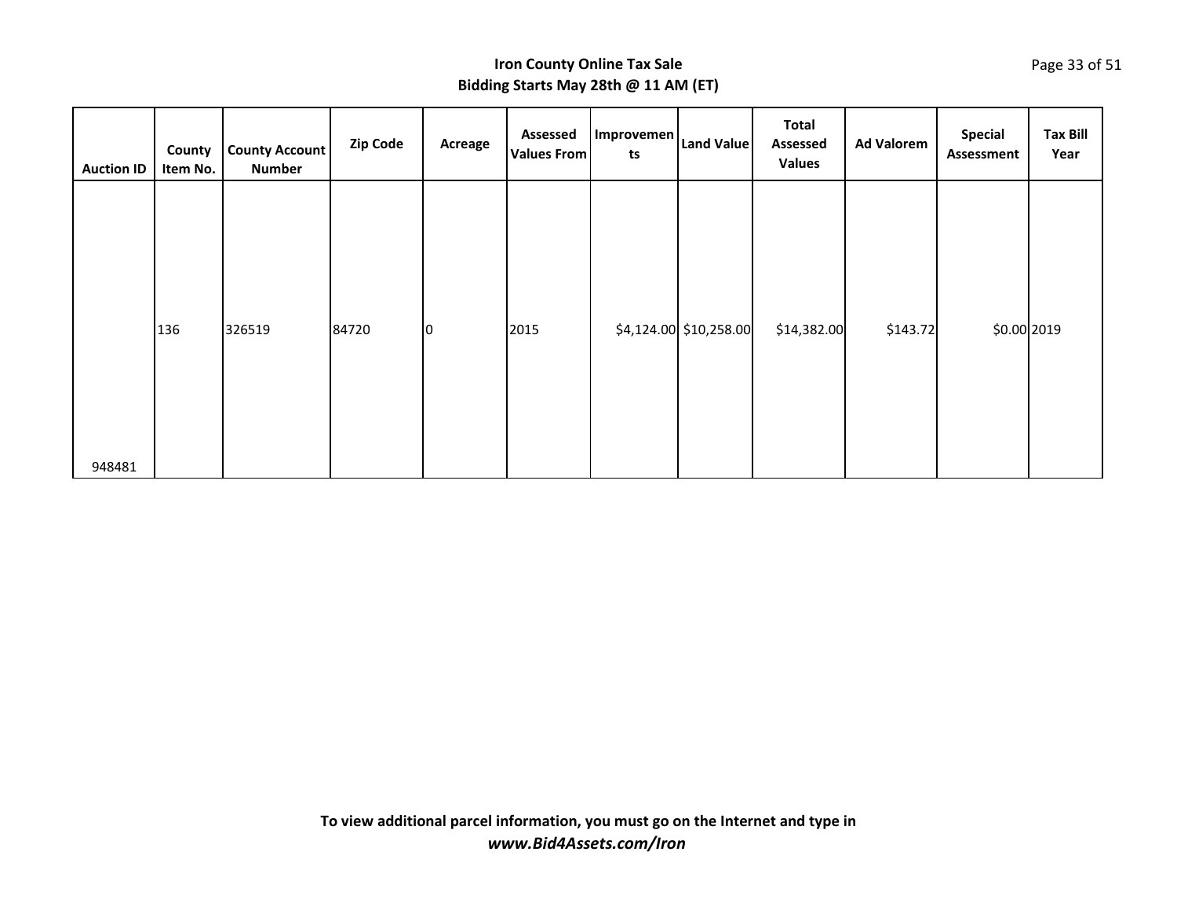**Iron County Online Tax Sale**
**Bidding Starts May 28th @ 11 AM (ET)**

| Auction ID | County Item No. | County Account Number | Zip Code | Acreage | Assessed Values From | Improvements | Land Value | Total Assessed Values | Ad Valorem | Special Assessment | Tax Bill Year |
|---|---|---|---|---|---|---|---|---|---|---|---|
| 948481 | 136 | 326519 | 84720 | 0 | 2015 | $4,124.00 | $10,258.00 | $14,382.00 | $143.72 | $0.00 | 2019 |

**To view additional parcel information, you must go on the Internet and type in**
***www.Bid4Assets.com/Iron***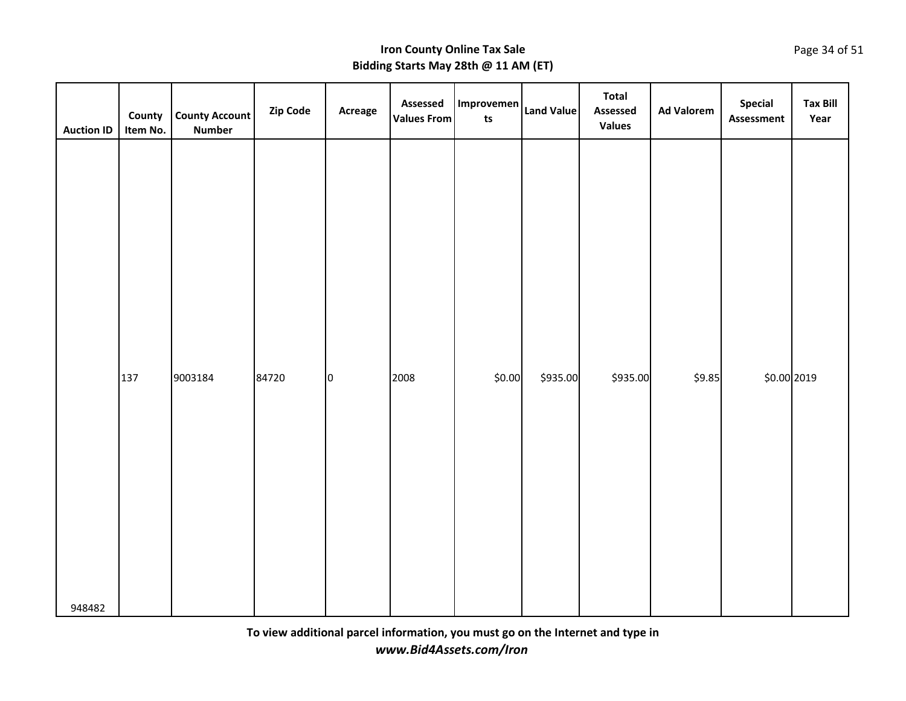**Iron County Online Tax Sale**
**Bidding Starts May 28th @ 11 AM (ET)**

| Auction ID | County Item No. | County Account Number | Zip Code | Acreage | Assessed Values From | Improvements | Land Value | Total Assessed Values | Ad Valorem | Special Assessment | Tax Bill Year |
|---|---|---|---|---|---|---|---|---|---|---|---|
| 948482 | 137 | 9003184 | 84720 | 0 | 2008 | $0.00 | $935.00 | $935.00 | $9.85 | $0.00 | 2019 |

**To view additional parcel information, you must go on the Internet and type in**
***www.Bid4Assets.com/Iron***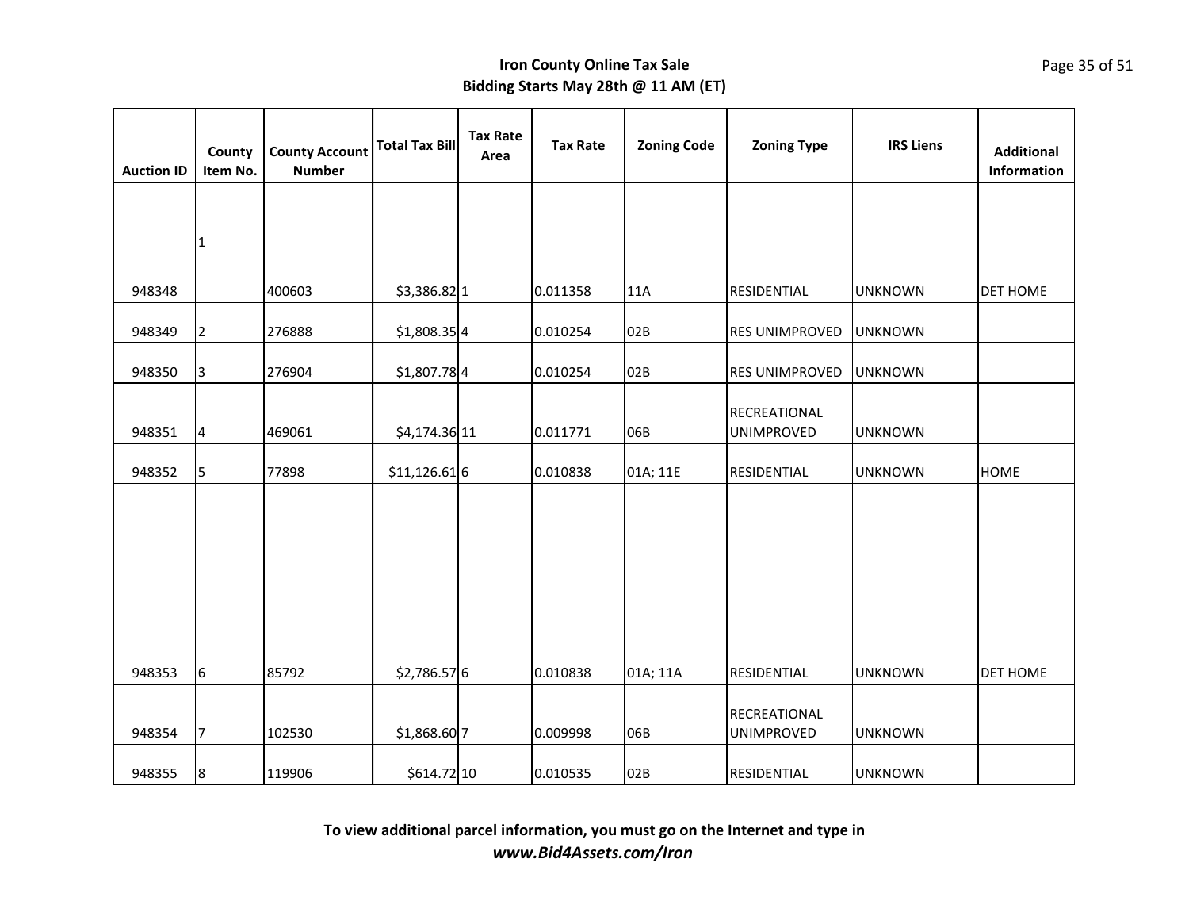**Iron County Online Tax Sale**
**Bidding Starts May 28th @ 11 AM (ET)**

| Auction ID | County Item No. | County Account Number | Total Tax Bill | Tax Rate Area | Tax Rate | Zoning Code | Zoning Type | IRS Liens | Additional Information |
|---|---|---|---|---|---|---|---|---|---|
| 948348 | 1 | 400603 | $3,386.82 | 1 | 0.011358 | 11A | RESIDENTIAL | UNKNOWN | DET HOME |
| 948349 | 2 | 276888 | $1,808.35 | 4 | 0.010254 | 02B | RES UNIMPROVED | UNKNOWN | |
| 948350 | 3 | 276904 | $1,807.78 | 4 | 0.010254 | 02B | RES UNIMPROVED | UNKNOWN | |
| 948351 | 4 | 469061 | $4,174.36 | 11 | 0.011771 | 06B | RECREATIONAL UNIMPROVED | UNKNOWN | |
| 948352 | 5 | 77898 | $11,126.61 | 6 | 0.010838 | 01A; 11E | RESIDENTIAL | UNKNOWN | HOME |
| 948353 | 6 | 85792 | $2,786.57 | 6 | 0.010838 | 01A; 11A | RESIDENTIAL | UNKNOWN | DET HOME |
| 948354 | 7 | 102530 | $1,868.60 | 7 | 0.009998 | 06B | RECREATIONAL UNIMPROVED | UNKNOWN | |
| 948355 | 8 | 119906 | $614.72 | 10 | 0.010535 | 02B | RESIDENTIAL | UNKNOWN | |

**To view additional parcel information, you must go on the Internet and type in**
***www.Bid4Assets.com/Iron***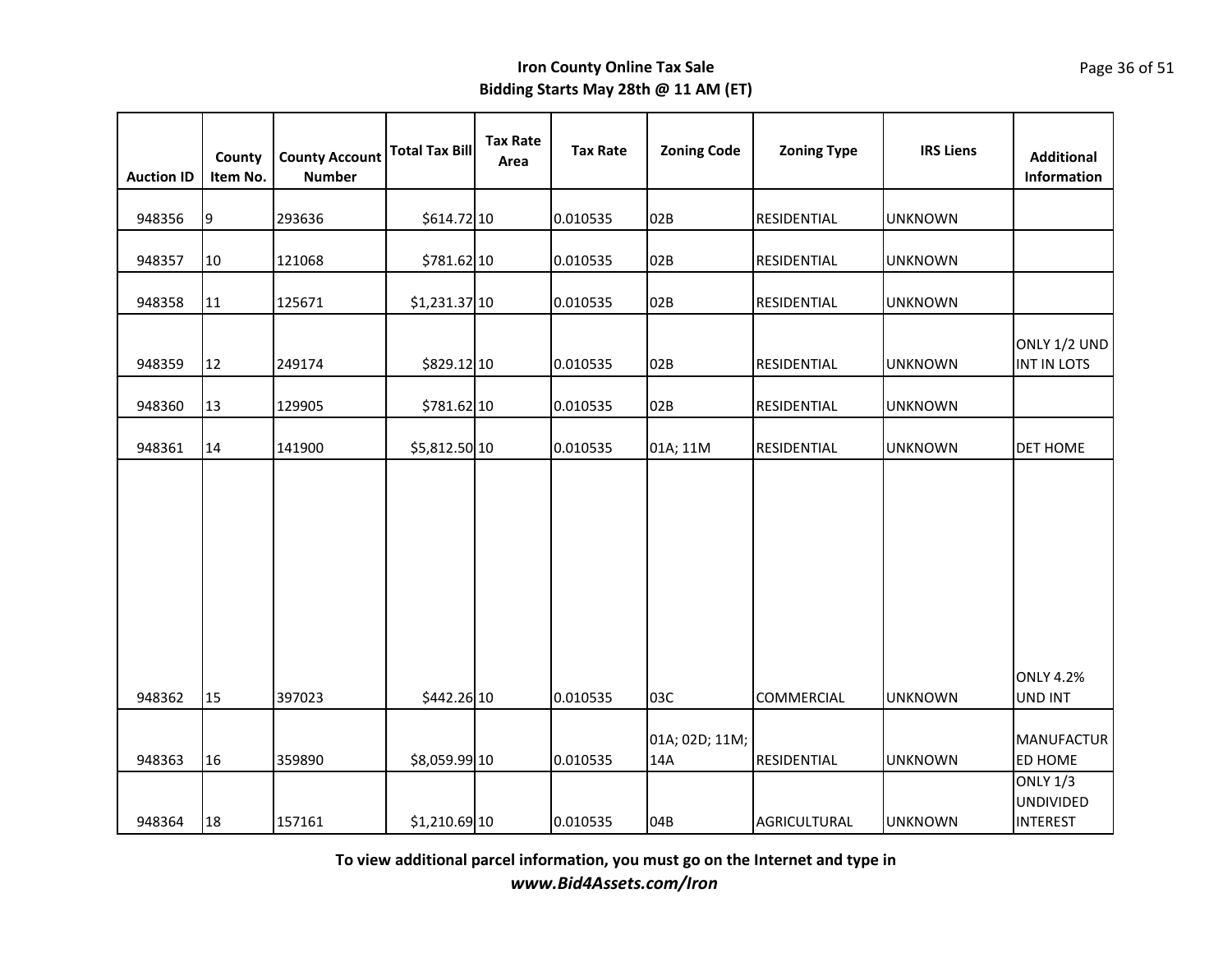**Iron County Online Tax Sale**
**Bidding Starts May 28th @ 11 AM (ET)**

| Auction ID | County Item No. | County Account Number | Total Tax Bill | Tax Rate Area | Tax Rate | Zoning Code | Zoning Type | IRS Liens | Additional Information |
|---|---|---|---|---|---|---|---|---|---|
| 948356 | 9 | 293636 | $614.72 | 10 | 0.010535 | 02B | RESIDENTIAL | UNKNOWN | |
| 948357 | 10 | 121068 | $781.62 | 10 | 0.010535 | 02B | RESIDENTIAL | UNKNOWN | |
| 948358 | 11 | 125671 | $1,231.37 | 10 | 0.010535 | 02B | RESIDENTIAL | UNKNOWN | |
| 948359 | 12 | 249174 | $829.12 | 10 | 0.010535 | 02B | RESIDENTIAL | UNKNOWN | ONLY 1/2 UND INT IN LOTS |
| 948360 | 13 | 129905 | $781.62 | 10 | 0.010535 | 02B | RESIDENTIAL | UNKNOWN | |
| 948361 | 14 | 141900 | $5,812.50 | 10 | 0.010535 | 01A; 11M | RESIDENTIAL | UNKNOWN | DET HOME |
| 948362 | 15 | 397023 | $442.26 | 10 | 0.010535 | 03C | COMMERCIAL | UNKNOWN | ONLY 4.2% UND INT |
| 948363 | 16 | 359890 | $8,059.99 | 10 | 0.010535 | 01A; 02D; 11M; 14A | RESIDENTIAL | UNKNOWN | MANUFACTURED HOME |
| 948364 | 18 | 157161 | $1,210.69 | 10 | 0.010535 | 04B | AGRICULTURAL | UNKNOWN | ONLY 1/3 UNDIVIDED INTEREST |

**To view additional parcel information, you must go on the Internet and type in**
***www.Bid4Assets.com/Iron***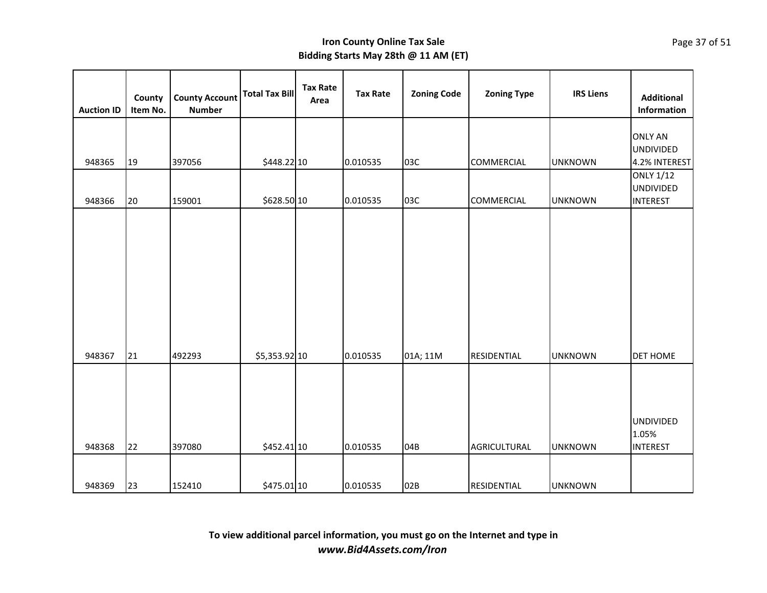**Iron County Online Tax Sale**
**Bidding Starts May 28th @ 11 AM (ET)**

| Auction ID | County Item No. | County Account Number | Total Tax Bill | Tax Rate Area | Tax Rate | Zoning Code | Zoning Type | IRS Liens | Additional Information |
|---|---|---|---|---|---|---|---|---|---|
| 948365 | 19 | 397056 | $448.22 | 10 | 0.010535 | 03C | COMMERCIAL | UNKNOWN | ONLY AN UNDIVIDED 4.2% INTEREST |
| 948366 | 20 | 159001 | $628.50 | 10 | 0.010535 | 03C | COMMERCIAL | UNKNOWN | ONLY 1/12 UNDIVIDED INTEREST |
| 948367 | 21 | 492293 | $5,353.92 | 10 | 0.010535 | 01A; 11M | RESIDENTIAL | UNKNOWN | DET HOME |
| 948368 | 22 | 397080 | $452.41 | 10 | 0.010535 | 04B | AGRICULTURAL | UNKNOWN | UNDIVIDED 1.05% INTEREST |
| 948369 | 23 | 152410 | $475.01 | 10 | 0.010535 | 02B | RESIDENTIAL | UNKNOWN | |

**To view additional parcel information, you must go on the Internet and type in**
***www.Bid4Assets.com/Iron***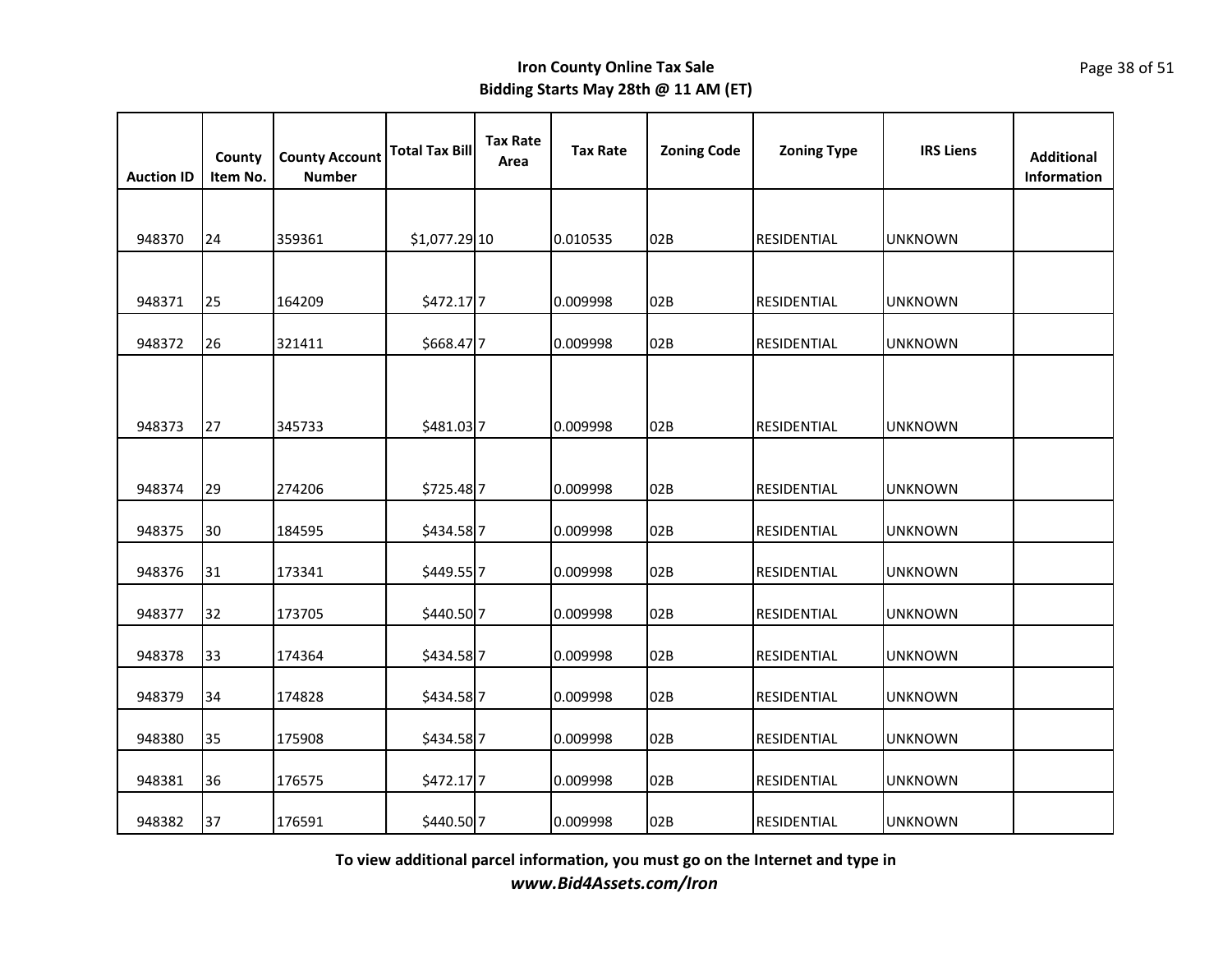**Iron County Online Tax Sale**
**Bidding Starts May 28th @ 11 AM (ET)**

| Auction ID | County Item No. | County Account Number | Total Tax Bill | Tax Rate Area | Tax Rate | Zoning Code | Zoning Type | IRS Liens | Additional Information |
|---|---|---|---|---|---|---|---|---|---|
| 948370 | 24 | 359361 | $1,077.29 | 10 | 0.010535 | 02B | RESIDENTIAL | UNKNOWN | |
| 948371 | 25 | 164209 | $472.17 | 7 | 0.009998 | 02B | RESIDENTIAL | UNKNOWN | |
| 948372 | 26 | 321411 | $668.47 | 7 | 0.009998 | 02B | RESIDENTIAL | UNKNOWN | |
| 948373 | 27 | 345733 | $481.03 | 7 | 0.009998 | 02B | RESIDENTIAL | UNKNOWN | |
| 948374 | 29 | 274206 | $725.48 | 7 | 0.009998 | 02B | RESIDENTIAL | UNKNOWN | |
| 948375 | 30 | 184595 | $434.58 | 7 | 0.009998 | 02B | RESIDENTIAL | UNKNOWN | |
| 948376 | 31 | 173341 | $449.55 | 7 | 0.009998 | 02B | RESIDENTIAL | UNKNOWN | |
| 948377 | 32 | 173705 | $440.50 | 7 | 0.009998 | 02B | RESIDENTIAL | UNKNOWN | |
| 948378 | 33 | 174364 | $434.58 | 7 | 0.009998 | 02B | RESIDENTIAL | UNKNOWN | |
| 948379 | 34 | 174828 | $434.58 | 7 | 0.009998 | 02B | RESIDENTIAL | UNKNOWN | |
| 948380 | 35 | 175908 | $434.58 | 7 | 0.009998 | 02B | RESIDENTIAL | UNKNOWN | |
| 948381 | 36 | 176575 | $472.17 | 7 | 0.009998 | 02B | RESIDENTIAL | UNKNOWN | |
| 948382 | 37 | 176591 | $440.50 | 7 | 0.009998 | 02B | RESIDENTIAL | UNKNOWN | |

**To view additional parcel information, you must go on the Internet and type in**
***www.Bid4Assets.com/Iron***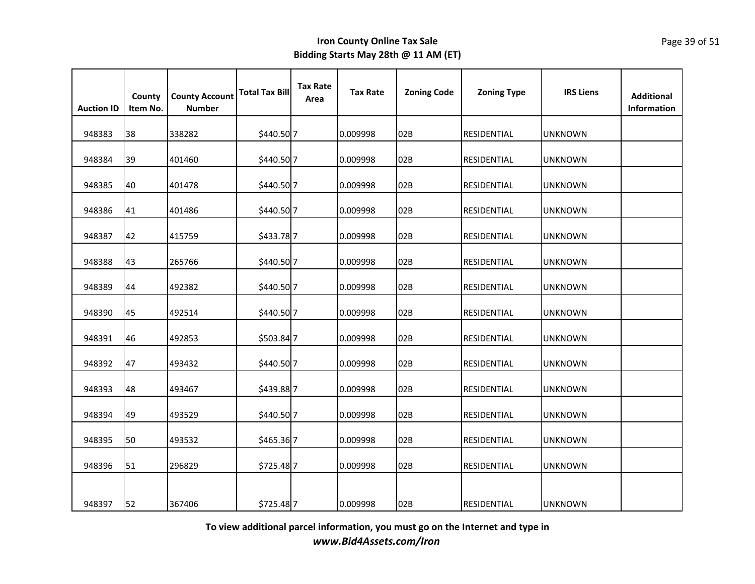**Iron County Online Tax Sale**
**Bidding Starts May 28th @ 11 AM (ET)**

| Auction ID | County Item No. | County Account Number | Total Tax Bill | Tax Rate Area | Tax Rate | Zoning Code | Zoning Type | IRS Liens | Additional Information |
|---|---|---|---|---|---|---|---|---|---|
| 948383 | 38 | 338282 | $440.50 | 7 | 0.009998 | 02B | RESIDENTIAL | UNKNOWN | |
| 948384 | 39 | 401460 | $440.50 | 7 | 0.009998 | 02B | RESIDENTIAL | UNKNOWN | |
| 948385 | 40 | 401478 | $440.50 | 7 | 0.009998 | 02B | RESIDENTIAL | UNKNOWN | |
| 948386 | 41 | 401486 | $440.50 | 7 | 0.009998 | 02B | RESIDENTIAL | UNKNOWN | |
| 948387 | 42 | 415759 | $433.78 | 7 | 0.009998 | 02B | RESIDENTIAL | UNKNOWN | |
| 948388 | 43 | 265766 | $440.50 | 7 | 0.009998 | 02B | RESIDENTIAL | UNKNOWN | |
| 948389 | 44 | 492382 | $440.50 | 7 | 0.009998 | 02B | RESIDENTIAL | UNKNOWN | |
| 948390 | 45 | 492514 | $440.50 | 7 | 0.009998 | 02B | RESIDENTIAL | UNKNOWN | |
| 948391 | 46 | 492853 | $503.84 | 7 | 0.009998 | 02B | RESIDENTIAL | UNKNOWN | |
| 948392 | 47 | 493432 | $440.50 | 7 | 0.009998 | 02B | RESIDENTIAL | UNKNOWN | |
| 948393 | 48 | 493467 | $439.88 | 7 | 0.009998 | 02B | RESIDENTIAL | UNKNOWN | |
| 948394 | 49 | 493529 | $440.50 | 7 | 0.009998 | 02B | RESIDENTIAL | UNKNOWN | |
| 948395 | 50 | 493532 | $465.36 | 7 | 0.009998 | 02B | RESIDENTIAL | UNKNOWN | |
| 948396 | 51 | 296829 | $725.48 | 7 | 0.009998 | 02B | RESIDENTIAL | UNKNOWN | |
| 948397 | 52 | 367406 | $725.48 | 7 | 0.009998 | 02B | RESIDENTIAL | UNKNOWN | |

**To view additional parcel information, you must go on the Internet and type in**
***www.Bid4Assets.com/Iron***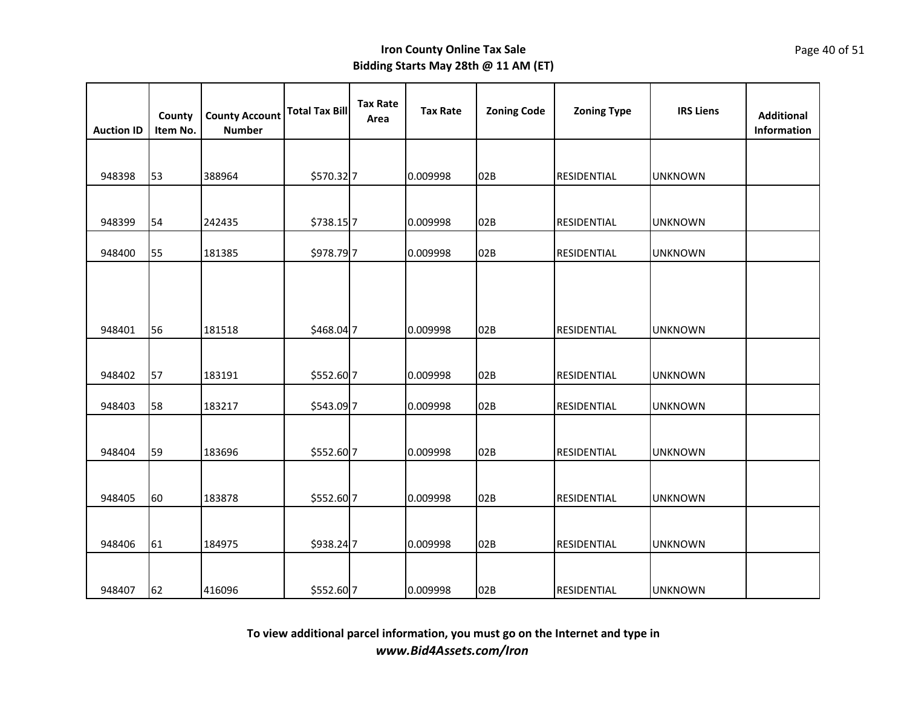**Iron County Online Tax Sale**
**Bidding Starts May 28th @ 11 AM (ET)**

| Auction ID | County Item No. | County Account Number | Total Tax Bill | Tax Rate Area | Tax Rate | Zoning Code | Zoning Type | IRS Liens | Additional Information |
|---|---|---|---|---|---|---|---|---|---|
| 948398 | 53 | 388964 | $570.32 | 7 | 0.009998 | 02B | RESIDENTIAL | UNKNOWN | |
| 948399 | 54 | 242435 | $738.15 | 7 | 0.009998 | 02B | RESIDENTIAL | UNKNOWN | |
| 948400 | 55 | 181385 | $978.79 | 7 | 0.009998 | 02B | RESIDENTIAL | UNKNOWN | |
| 948401 | 56 | 181518 | $468.04 | 7 | 0.009998 | 02B | RESIDENTIAL | UNKNOWN | |
| 948402 | 57 | 183191 | $552.60 | 7 | 0.009998 | 02B | RESIDENTIAL | UNKNOWN | |
| 948403 | 58 | 183217 | $543.09 | 7 | 0.009998 | 02B | RESIDENTIAL | UNKNOWN | |
| 948404 | 59 | 183696 | $552.60 | 7 | 0.009998 | 02B | RESIDENTIAL | UNKNOWN | |
| 948405 | 60 | 183878 | $552.60 | 7 | 0.009998 | 02B | RESIDENTIAL | UNKNOWN | |
| 948406 | 61 | 184975 | $938.24 | 7 | 0.009998 | 02B | RESIDENTIAL | UNKNOWN | |
| 948407 | 62 | 416096 | $552.60 | 7 | 0.009998 | 02B | RESIDENTIAL | UNKNOWN | |

**To view additional parcel information, you must go on the Internet and type in**
***www.Bid4Assets.com/Iron***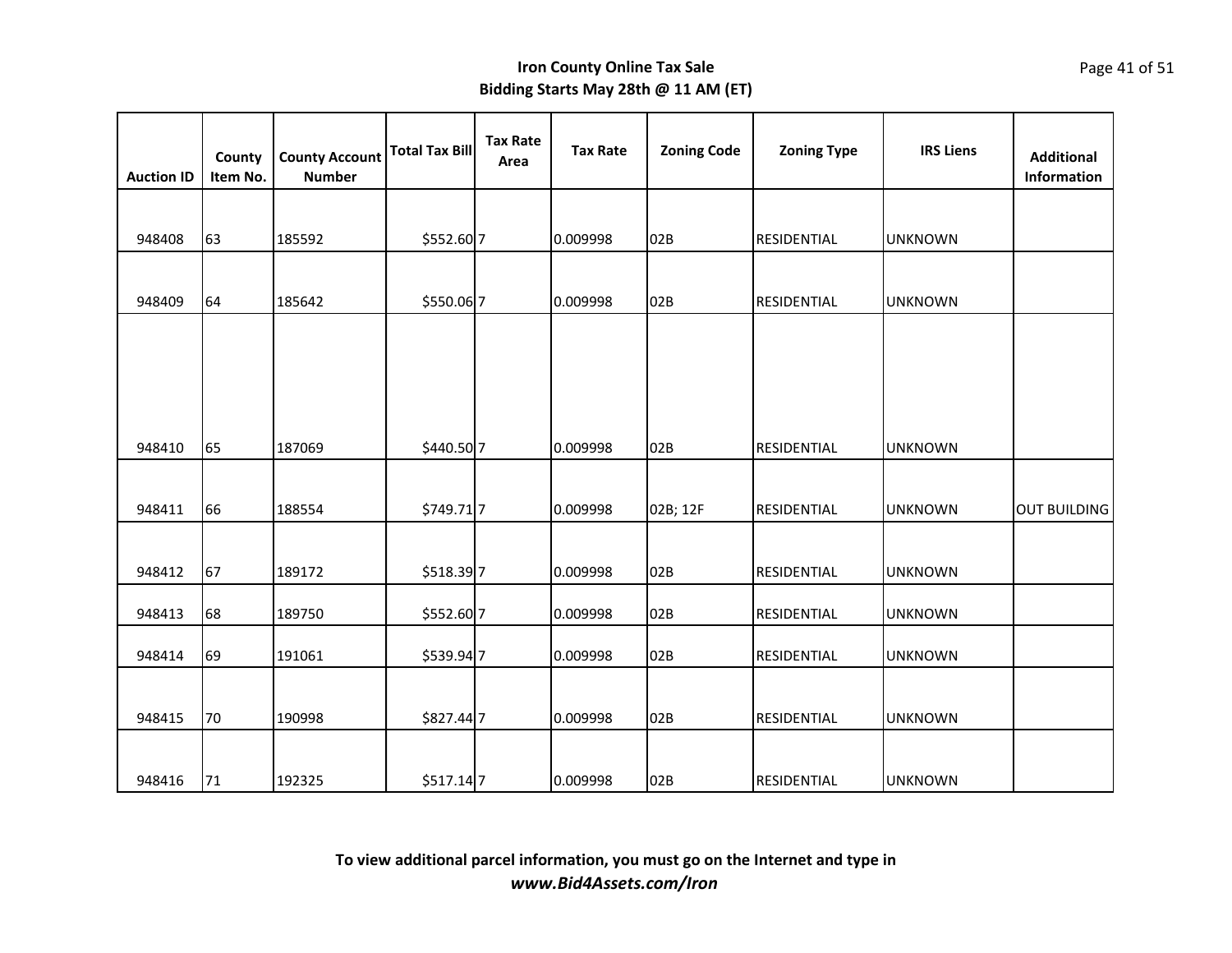**Iron County Online Tax Sale**
**Bidding Starts May 28th @ 11 AM (ET)**

| Auction ID | County Item No. | County Account Number | Total Tax Bill | Tax Rate Area | Tax Rate | Zoning Code | Zoning Type | IRS Liens | Additional Information |
|---|---|---|---|---|---|---|---|---|---|
| 948408 | 63 | 185592 | $552.60 | 7 | 0.009998 | 02B | RESIDENTIAL | UNKNOWN | |
| 948409 | 64 | 185642 | $550.06 | 7 | 0.009998 | 02B | RESIDENTIAL | UNKNOWN | |
| 948410 | 65 | 187069 | $440.50 | 7 | 0.009998 | 02B | RESIDENTIAL | UNKNOWN | |
| 948411 | 66 | 188554 | $749.71 | 7 | 0.009998 | 02B; 12F | RESIDENTIAL | UNKNOWN | OUT BUILDING |
| 948412 | 67 | 189172 | $518.39 | 7 | 0.009998 | 02B | RESIDENTIAL | UNKNOWN | |
| 948413 | 68 | 189750 | $552.60 | 7 | 0.009998 | 02B | RESIDENTIAL | UNKNOWN | |
| 948414 | 69 | 191061 | $539.94 | 7 | 0.009998 | 02B | RESIDENTIAL | UNKNOWN | |
| 948415 | 70 | 190998 | $827.44 | 7 | 0.009998 | 02B | RESIDENTIAL | UNKNOWN | |
| 948416 | 71 | 192325 | $517.14 | 7 | 0.009998 | 02B | RESIDENTIAL | UNKNOWN | |

**To view additional parcel information, you must go on the Internet and type in**
***www.Bid4Assets.com/Iron***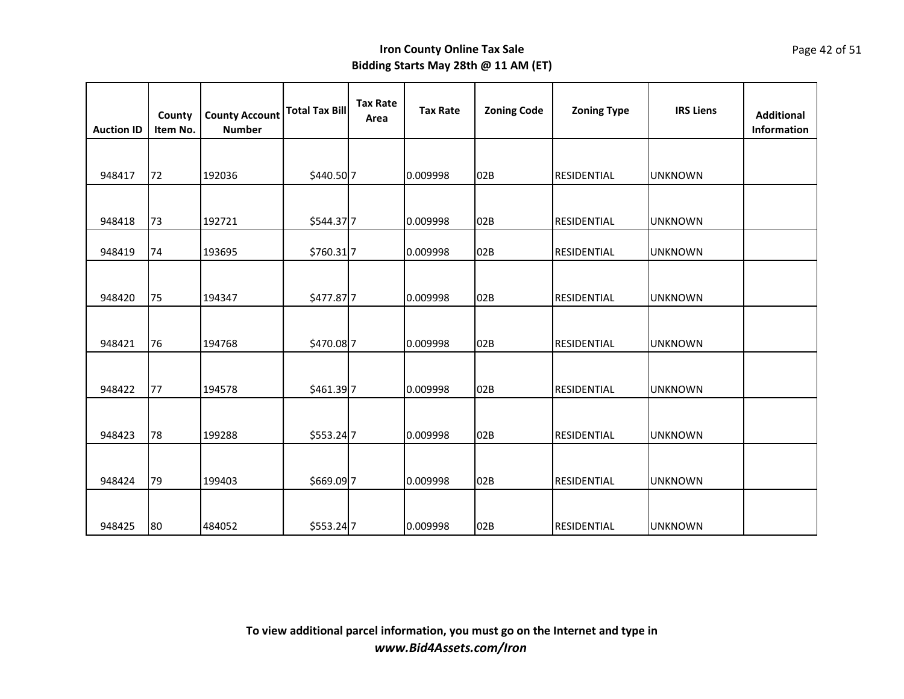**Iron County Online Tax Sale**
**Bidding Starts May 28th @ 11 AM (ET)**

| Auction ID | County Item No. | County Account Number | Total Tax Bill | Tax Rate Area | Tax Rate | Zoning Code | Zoning Type | IRS Liens | Additional Information |
|---|---|---|---|---|---|---|---|---|---|
| 948417 | 72 | 192036 | $440.50 | 7 | 0.009998 | 02B | RESIDENTIAL | UNKNOWN | |
| 948418 | 73 | 192721 | $544.37 | 7 | 0.009998 | 02B | RESIDENTIAL | UNKNOWN | |
| 948419 | 74 | 193695 | $760.31 | 7 | 0.009998 | 02B | RESIDENTIAL | UNKNOWN | |
| 948420 | 75 | 194347 | $477.87 | 7 | 0.009998 | 02B | RESIDENTIAL | UNKNOWN | |
| 948421 | 76 | 194768 | $470.08 | 7 | 0.009998 | 02B | RESIDENTIAL | UNKNOWN | |
| 948422 | 77 | 194578 | $461.39 | 7 | 0.009998 | 02B | RESIDENTIAL | UNKNOWN | |
| 948423 | 78 | 199288 | $553.24 | 7 | 0.009998 | 02B | RESIDENTIAL | UNKNOWN | |
| 948424 | 79 | 199403 | $669.09 | 7 | 0.009998 | 02B | RESIDENTIAL | UNKNOWN | |
| 948425 | 80 | 484052 | $553.24 | 7 | 0.009998 | 02B | RESIDENTIAL | UNKNOWN | |

**To view additional parcel information, you must go on the Internet and type in**
***www.Bid4Assets.com/Iron***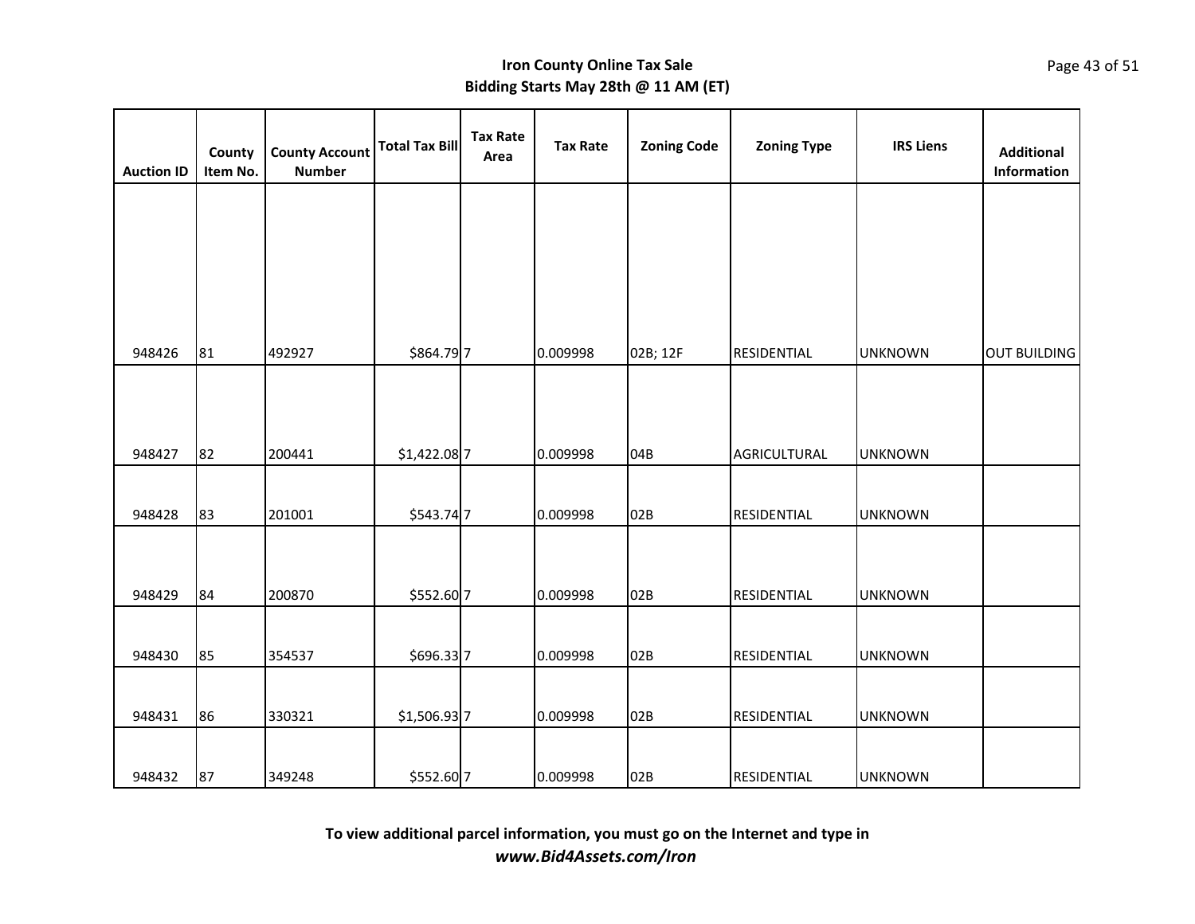**Iron County Online Tax Sale**
**Bidding Starts May 28th @ 11 AM (ET)**

| Auction ID | County Item No. | County Account Number | Total Tax Bill | Tax Rate Area | Tax Rate | Zoning Code | Zoning Type | IRS Liens | Additional Information |
|---|---|---|---|---|---|---|---|---|---|
| 948426 | 81 | 492927 | $864.79 | 7 | 0.009998 | 02B; 12F | RESIDENTIAL | UNKNOWN | OUT BUILDING |
| 948427 | 82 | 200441 | $1,422.08 | 7 | 0.009998 | 04B | AGRICULTURAL | UNKNOWN | |
| 948428 | 83 | 201001 | $543.74 | 7 | 0.009998 | 02B | RESIDENTIAL | UNKNOWN | |
| 948429 | 84 | 200870 | $552.60 | 7 | 0.009998 | 02B | RESIDENTIAL | UNKNOWN | |
| 948430 | 85 | 354537 | $696.33 | 7 | 0.009998 | 02B | RESIDENTIAL | UNKNOWN | |
| 948431 | 86 | 330321 | $1,506.93 | 7 | 0.009998 | 02B | RESIDENTIAL | UNKNOWN | |
| 948432 | 87 | 349248 | $552.60 | 7 | 0.009998 | 02B | RESIDENTIAL | UNKNOWN | |

**To view additional parcel information, you must go on the Internet and type in**
***www.Bid4Assets.com/Iron***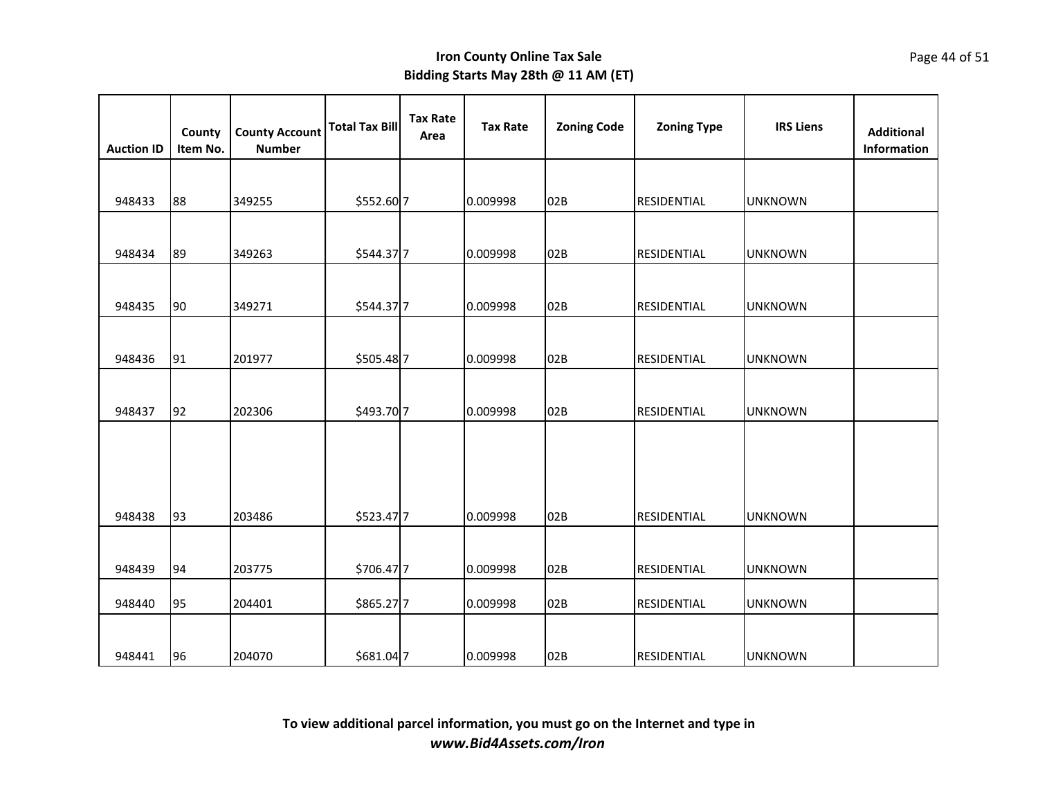**Iron County Online Tax Sale**
**Bidding Starts May 28th @ 11 AM (ET)**

| Auction ID | County Item No. | County Account Number | Total Tax Bill | Tax Rate Area | Tax Rate | Zoning Code | Zoning Type | IRS Liens | Additional Information |
|---|---|---|---|---|---|---|---|---|---|
| 948433 | 88 | 349255 | $552.60 | 7 | 0.009998 | 02B | RESIDENTIAL | UNKNOWN | |
| 948434 | 89 | 349263 | $544.37 | 7 | 0.009998 | 02B | RESIDENTIAL | UNKNOWN | |
| 948435 | 90 | 349271 | $544.37 | 7 | 0.009998 | 02B | RESIDENTIAL | UNKNOWN | |
| 948436 | 91 | 201977 | $505.48 | 7 | 0.009998 | 02B | RESIDENTIAL | UNKNOWN | |
| 948437 | 92 | 202306 | $493.70 | 7 | 0.009998 | 02B | RESIDENTIAL | UNKNOWN | |
| 948438 | 93 | 203486 | $523.47 | 7 | 0.009998 | 02B | RESIDENTIAL | UNKNOWN | |
| 948439 | 94 | 203775 | $706.47 | 7 | 0.009998 | 02B | RESIDENTIAL | UNKNOWN | |
| 948440 | 95 | 204401 | $865.27 | 7 | 0.009998 | 02B | RESIDENTIAL | UNKNOWN | |
| 948441 | 96 | 204070 | $681.04 | 7 | 0.009998 | 02B | RESIDENTIAL | UNKNOWN | |

**To view additional parcel information, you must go on the Internet and type in**
***www.Bid4Assets.com/Iron***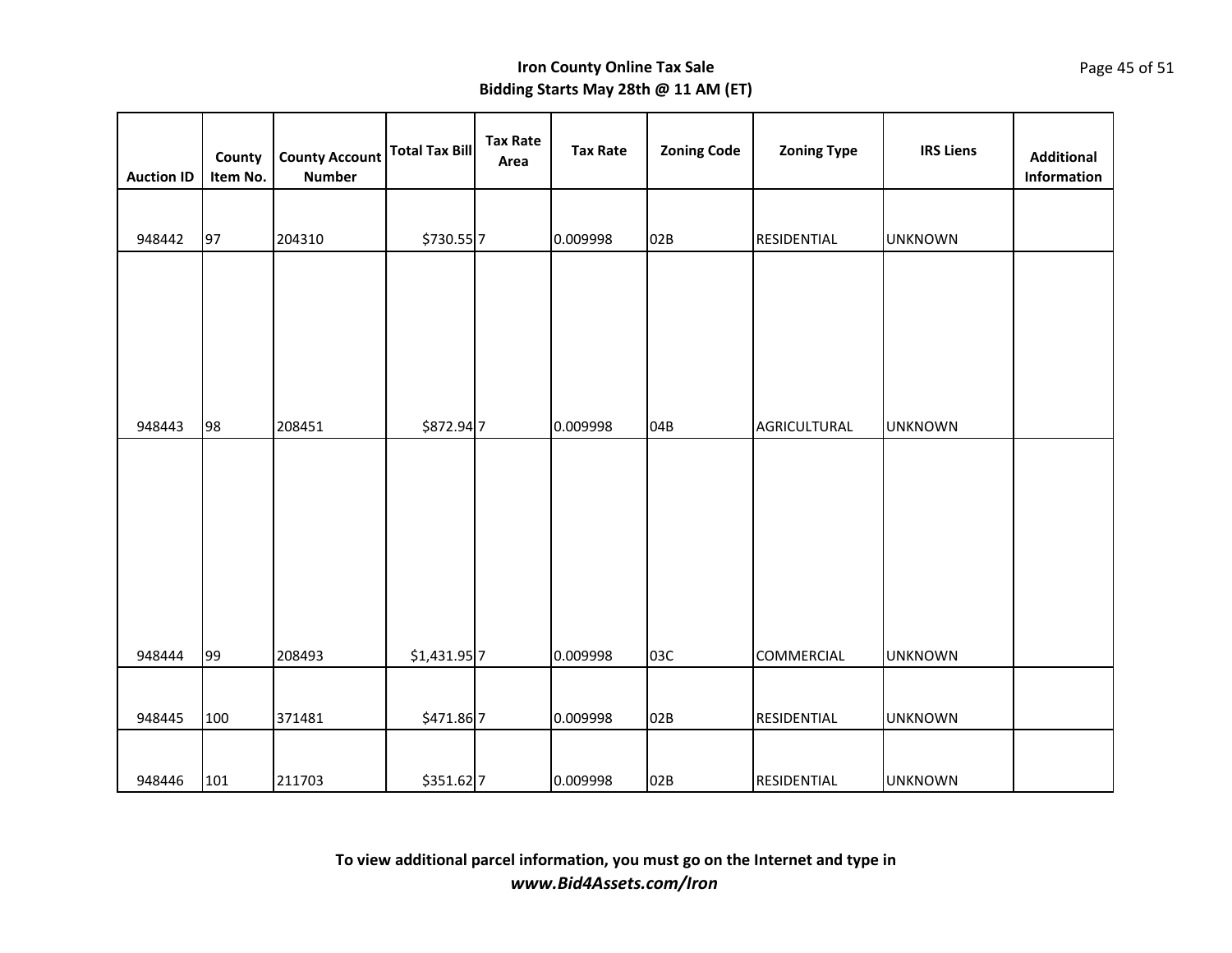**Iron County Online Tax Sale**
**Bidding Starts May 28th @ 11 AM (ET)**

| Auction ID | County Item No. | County Account Number | Total Tax Bill | Tax Rate Area | Tax Rate | Zoning Code | Zoning Type | IRS Liens | Additional Information |
|---|---|---|---|---|---|---|---|---|---|
| 948442 | 97 | 204310 | $730.55 | 7 | 0.009998 | 02B | RESIDENTIAL | UNKNOWN | |
| 948443 | 98 | 208451 | $872.94 | 7 | 0.009998 | 04B | AGRICULTURAL | UNKNOWN | |
| 948444 | 99 | 208493 | $1,431.95 | 7 | 0.009998 | 03C | COMMERCIAL | UNKNOWN | |
| 948445 | 100 | 371481 | $471.86 | 7 | 0.009998 | 02B | RESIDENTIAL | UNKNOWN | |
| 948446 | 101 | 211703 | $351.62 | 7 | 0.009998 | 02B | RESIDENTIAL | UNKNOWN | |

**To view additional parcel information, you must go on the Internet and type in**
***www.Bid4Assets.com/Iron***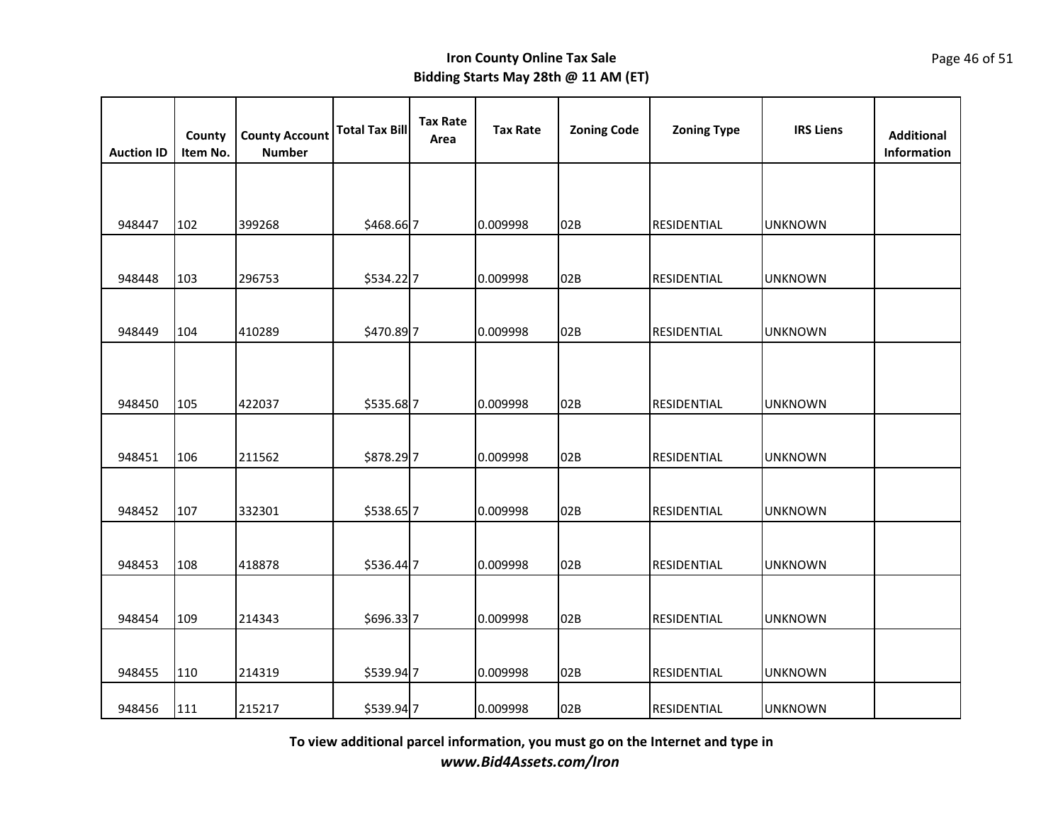**Iron County Online Tax Sale**
**Bidding Starts May 28th @ 11 AM (ET)**

| Auction ID | County Item No. | County Account Number | Total Tax Bill | Tax Rate Area | Tax Rate | Zoning Code | Zoning Type | IRS Liens | Additional Information |
|---|---|---|---|---|---|---|---|---|---|
| 948447 | 102 | 399268 | $468.66 | 7 | 0.009998 | 02B | RESIDENTIAL | UNKNOWN | |
| 948448 | 103 | 296753 | $534.22 | 7 | 0.009998 | 02B | RESIDENTIAL | UNKNOWN | |
| 948449 | 104 | 410289 | $470.89 | 7 | 0.009998 | 02B | RESIDENTIAL | UNKNOWN | |
| 948450 | 105 | 422037 | $535.68 | 7 | 0.009998 | 02B | RESIDENTIAL | UNKNOWN | |
| 948451 | 106 | 211562 | $878.29 | 7 | 0.009998 | 02B | RESIDENTIAL | UNKNOWN | |
| 948452 | 107 | 332301 | $538.65 | 7 | 0.009998 | 02B | RESIDENTIAL | UNKNOWN | |
| 948453 | 108 | 418878 | $536.44 | 7 | 0.009998 | 02B | RESIDENTIAL | UNKNOWN | |
| 948454 | 109 | 214343 | $696.33 | 7 | 0.009998 | 02B | RESIDENTIAL | UNKNOWN | |
| 948455 | 110 | 214319 | $539.94 | 7 | 0.009998 | 02B | RESIDENTIAL | UNKNOWN | |
| 948456 | 111 | 215217 | $539.94 | 7 | 0.009998 | 02B | RESIDENTIAL | UNKNOWN | |

**To view additional parcel information, you must go on the Internet and type in**
***www.Bid4Assets.com/Iron***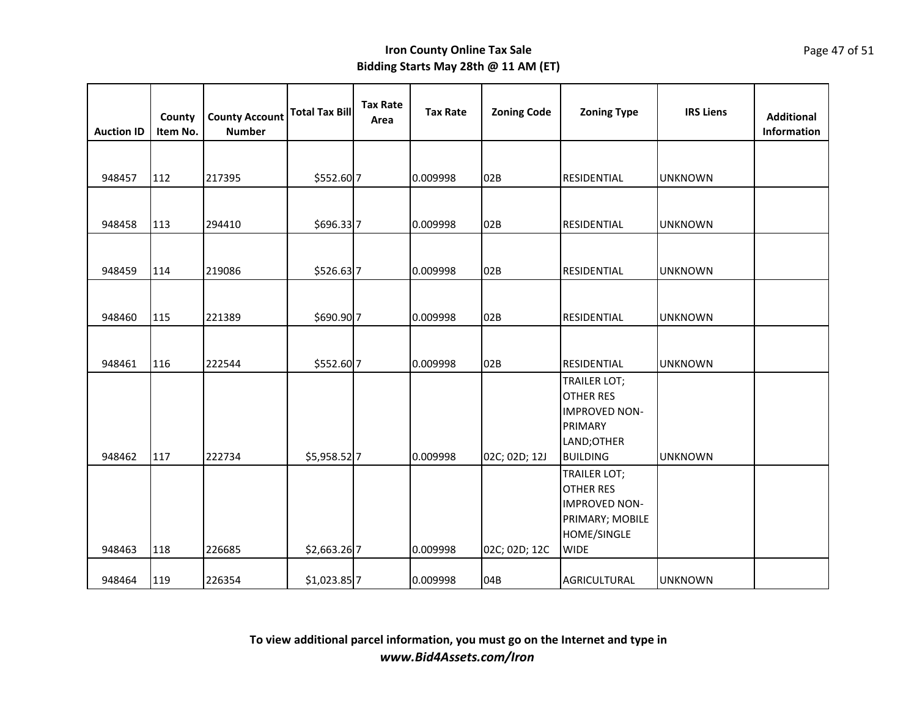**Iron County Online Tax Sale**
**Bidding Starts May 28th @ 11 AM (ET)**

| Auction ID | County Item No. | County Account Number | Total Tax Bill | Tax Rate Area | Tax Rate | Zoning Code | Zoning Type | IRS Liens | Additional Information |
|---|---|---|---|---|---|---|---|---|---|
| 948457 | 112 | 217395 | $552.60 | 7 | 0.009998 | 02B | RESIDENTIAL | UNKNOWN | |
| 948458 | 113 | 294410 | $696.33 | 7 | 0.009998 | 02B | RESIDENTIAL | UNKNOWN | |
| 948459 | 114 | 219086 | $526.63 | 7 | 0.009998 | 02B | RESIDENTIAL | UNKNOWN | |
| 948460 | 115 | 221389 | $690.90 | 7 | 0.009998 | 02B | RESIDENTIAL | UNKNOWN | |
| 948461 | 116 | 222544 | $552.60 | 7 | 0.009998 | 02B | RESIDENTIAL | UNKNOWN | |
| 948462 | 117 | 222734 | $5,958.52 | 7 | 0.009998 | 02C; 02D; 12J | TRAILER LOT; OTHER RES IMPROVED NON-PRIMARY LAND;OTHER BUILDING | UNKNOWN | |
| 948463 | 118 | 226685 | $2,663.26 | 7 | 0.009998 | 02C; 02D; 12C | TRAILER LOT; OTHER RES IMPROVED NON-PRIMARY; MOBILE HOME/SINGLE WIDE | | |
| 948464 | 119 | 226354 | $1,023.85 | 7 | 0.009998 | 04B | AGRICULTURAL | UNKNOWN | |

**To view additional parcel information, you must go on the Internet and type in**
***www.Bid4Assets.com/Iron***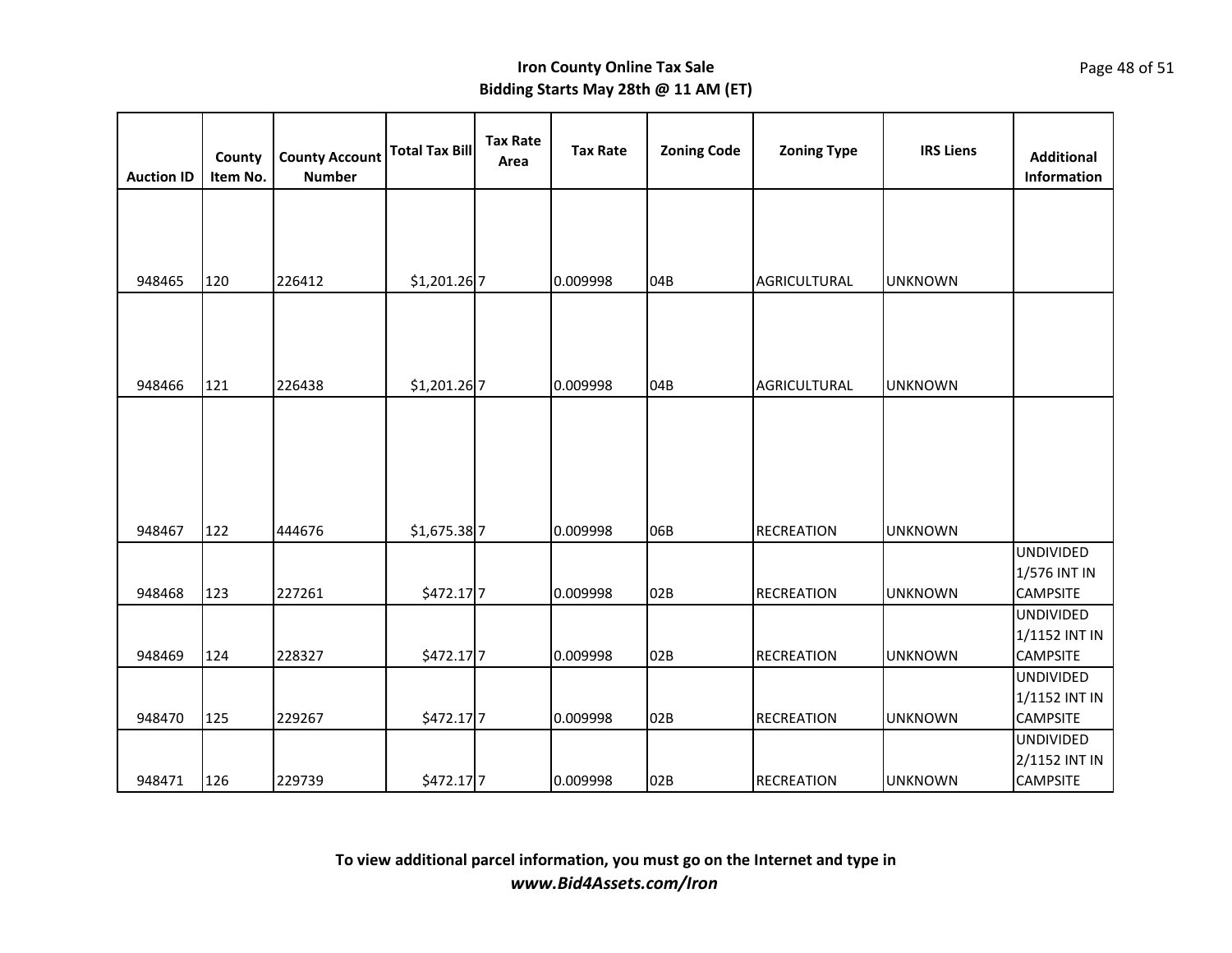**Iron County Online Tax Sale**
**Bidding Starts May 28th @ 11 AM (ET)**

| Auction ID | County Item No. | County Account Number | Total Tax Bill | Tax Rate Area | Tax Rate | Zoning Code | Zoning Type | IRS Liens | Additional Information |
|---|---|---|---|---|---|---|---|---|---|
| 948465 | 120 | 226412 | $1,201.26 | 7 | 0.009998 | 04B | AGRICULTURAL | UNKNOWN | |
| 948466 | 121 | 226438 | $1,201.26 | 7 | 0.009998 | 04B | AGRICULTURAL | UNKNOWN | |
| 948467 | 122 | 444676 | $1,675.38 | 7 | 0.009998 | 06B | RECREATION | UNKNOWN | |
| 948468 | 123 | 227261 | $472.17 | 7 | 0.009998 | 02B | RECREATION | UNKNOWN | UNDIVIDED 1/576 INT IN CAMPSITE |
| 948469 | 124 | 228327 | $472.17 | 7 | 0.009998 | 02B | RECREATION | UNKNOWN | UNDIVIDED 1/1152 INT IN CAMPSITE |
| 948470 | 125 | 229267 | $472.17 | 7 | 0.009998 | 02B | RECREATION | UNKNOWN | UNDIVIDED 1/1152 INT IN CAMPSITE |
| 948471 | 126 | 229739 | $472.17 | 7 | 0.009998 | 02B | RECREATION | UNKNOWN | UNDIVIDED 2/1152 INT IN CAMPSITE |

**To view additional parcel information, you must go on the Internet and type in**
***www.Bid4Assets.com/Iron***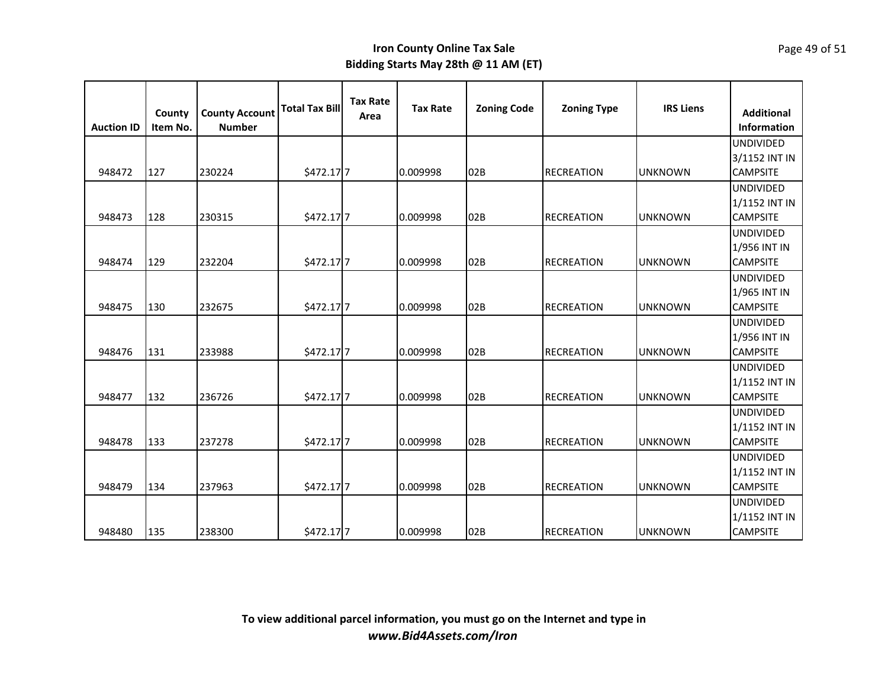**Iron County Online Tax Sale**
**Bidding Starts May 28th @ 11 AM (ET)**

| Auction ID | County Item No. | County Account Number | Total Tax Bill | Tax Rate Area | Tax Rate | Zoning Code | Zoning Type | IRS Liens | Additional Information |
|---|---|---|---|---|---|---|---|---|---|
| 948472 | 127 | 230224 | $472.17 | 7 | 0.009998 | 02B | RECREATION | UNKNOWN | UNDIVIDED 3/1152 INT IN CAMPSITE |
| 948473 | 128 | 230315 | $472.17 | 7 | 0.009998 | 02B | RECREATION | UNKNOWN | UNDIVIDED 1/1152 INT IN CAMPSITE |
| 948474 | 129 | 232204 | $472.17 | 7 | 0.009998 | 02B | RECREATION | UNKNOWN | UNDIVIDED 1/956 INT IN CAMPSITE |
| 948475 | 130 | 232675 | $472.17 | 7 | 0.009998 | 02B | RECREATION | UNKNOWN | UNDIVIDED 1/965 INT IN CAMPSITE |
| 948476 | 131 | 233988 | $472.17 | 7 | 0.009998 | 02B | RECREATION | UNKNOWN | UNDIVIDED 1/956 INT IN CAMPSITE |
| 948477 | 132 | 236726 | $472.17 | 7 | 0.009998 | 02B | RECREATION | UNKNOWN | UNDIVIDED 1/1152 INT IN CAMPSITE |
| 948478 | 133 | 237278 | $472.17 | 7 | 0.009998 | 02B | RECREATION | UNKNOWN | UNDIVIDED 1/1152 INT IN CAMPSITE |
| 948479 | 134 | 237963 | $472.17 | 7 | 0.009998 | 02B | RECREATION | UNKNOWN | UNDIVIDED 1/1152 INT IN CAMPSITE |
| 948480 | 135 | 238300 | $472.17 | 7 | 0.009998 | 02B | RECREATION | UNKNOWN | UNDIVIDED 1/1152 INT IN CAMPSITE |

**To view additional parcel information, you must go on the Internet and type in**
***www.Bid4Assets.com/Iron***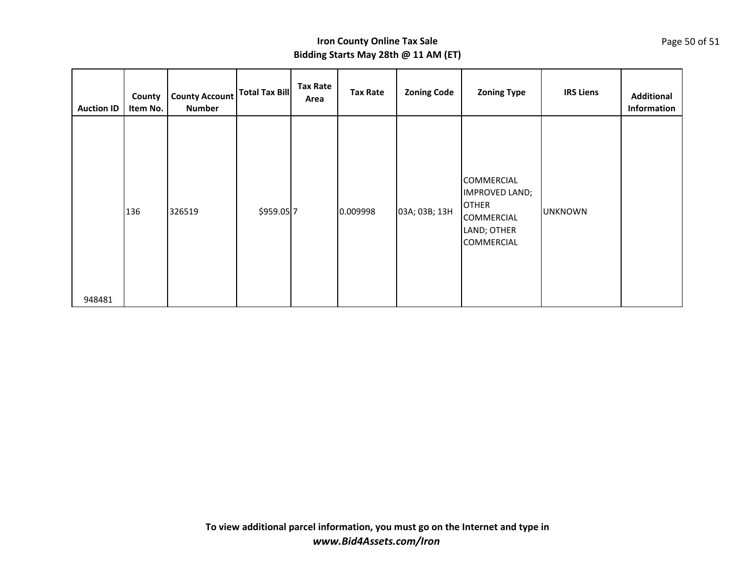**Iron County Online Tax Sale**
**Bidding Starts May 28th @ 11 AM (ET)**

| Auction ID | County Item No. | County Account Number | Total Tax Bill | Tax Rate Area | Tax Rate | Zoning Code | Zoning Type | IRS Liens | Additional Information |
|---|---|---|---|---|---|---|---|---|---|
| 948481 | 136 | 326519 | $959.05 | 7 | 0.009998 | 03A; 03B; 13H | COMMERCIAL IMPROVED LAND; OTHER COMMERCIAL LAND; OTHER COMMERCIAL | UNKNOWN | |

**To view additional parcel information, you must go on the Internet and type in**
***www.Bid4Assets.com/Iron***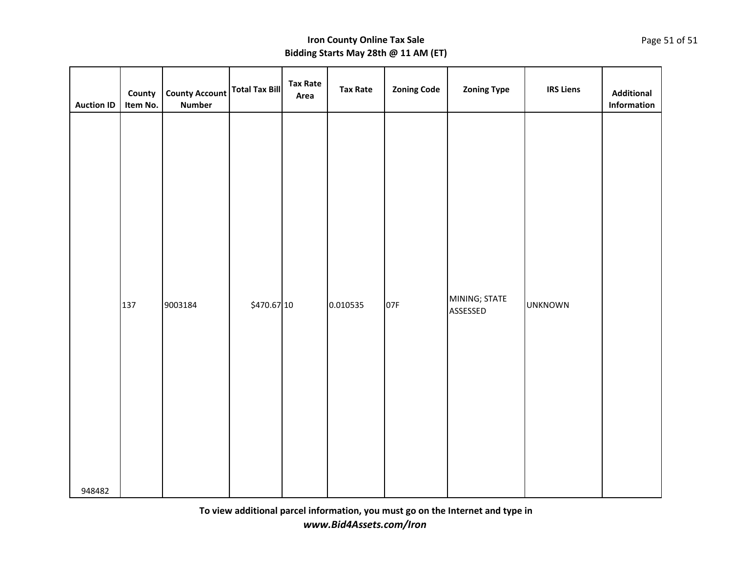**Iron County Online Tax Sale**
**Bidding Starts May 28th @ 11 AM (ET)**

| Auction ID | County Item No. | County Account Number | Total Tax Bill | Tax Rate Area | Tax Rate | Zoning Code | Zoning Type | IRS Liens | Additional Information |
|---|---|---|---|---|---|---|---|---|---|
| 948482 | 137 | 9003184 | $470.67 | 10 | 0.010535 | 07F | MINING; STATE ASSESSED | UNKNOWN | |

**To view additional parcel information, you must go on the Internet and type in**
***www.Bid4Assets.com/Iron***